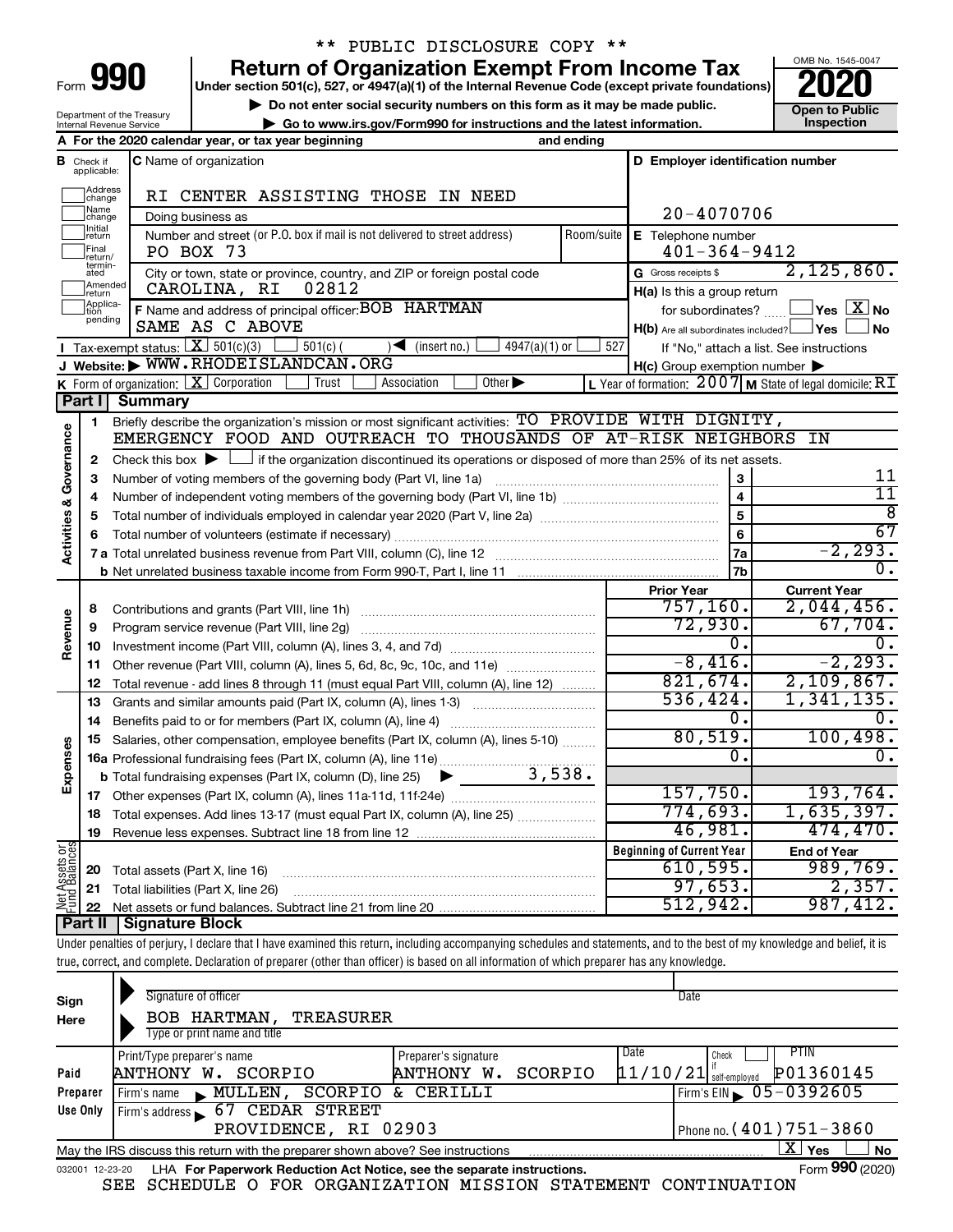\*\* PUBLIC DISCLOSURE COPY \*\*

# Form 990 — Return of Organization Exempt From Income Tax — 2020

Under section 501(c), 527, or 4947(a)(1) of the Internal Revenue Code (except private foundations)

▶ Do not enter social security numbers on this form as it may be made public.

▶ Go to www.irs.gov/Form990 for instructions and the latest information.

Department of the Treasury, Internal Revenue Service

OMB No. 1545-0047 — Open to Public Inspection

**A** For the 2020 calendar year, or tax year beginning and ending

**B** Check if applicable: Address change, Name change, Initial return, Final return/terminated, Amended return, Application pending

**C** Name of organization: RI CENTER ASSISTING THOSE IN NEED

Doing business as

Number and street (or P.O. box if mail is not delivered to street address): PO BOX 73 — Room/suite

City or town, state or province, country, and ZIP or foreign postal code: CAROLINA, RI 02812

**D** Employer identification number: 20-4070706

**E** Telephone number: 401-364-9412

**G** Gross receipts $ 2,125,860.

**F** Name and address of principal officer: BOB HARTMAN, SAME AS C ABOVE

**H(a)** Is this a group return for subordinates? Yes [ ] No [X]

**H(b)** Are all subordinates included? Yes [ ] No [ ] — If "No," attach a list. See instructions

**H(c)** Group exemption number ▶

**I** Tax-exempt status: [X] 501(c)(3) [ ] 501(c) ( ) ◀ (insert no.) [ ] 4947(a)(1) or [ ] 527

**J** Website: ▶ WWW.RHODEISLANDCAN.ORG

**K** Form of organization: [X] Corporation [ ] Trust [ ] Association [ ] Other ▶

**L** Year of formation: 2007 **M** State of legal domicile: RI

## Part I Summary

**Activities & Governance**

1. Briefly describe the organization's mission or most significant activities: TO PROVIDE WITH DIGNITY, EMERGENCY FOOD AND OUTREACH TO THOUSANDS OF AT-RISK NEIGHBORS IN
2. Check this box ▶ [ ] if the organization discontinued its operations or disposed of more than 25% of its net assets.

| | | | |
|---|---|---|---|
| 3 | Number of voting members of the governing body (Part VI, line 1a) | 3 | 11 |
| 4 | Number of independent voting members of the governing body (Part VI, line 1b) | 4 | 11 |
| 5 | Total number of individuals employed in calendar year 2020 (Part V, line 2a) | 5 | 8 |
| 6 | Total number of volunteers (estimate if necessary) | 6 | 67 |
| 7a | Total unrelated business revenue from Part VIII, column (C), line 12 | 7a | -2,293. |
| 7b | Net unrelated business taxable income from Form 990-T, Part I, line 11 | 7b | 0. |

| | | | Prior Year | Current Year |
|---|---|---|---|---|
| **Revenue** | 8 | Contributions and grants (Part VIII, line 1h) | 757,160. | 2,044,456. |
| | 9 | Program service revenue (Part VIII, line 2g) | 72,930. | 67,704. |
| | 10 | Investment income (Part VIII, column (A), lines 3, 4, and 7d) | 0. | 0. |
| | 11 | Other revenue (Part VIII, column (A), lines 5, 6d, 8c, 9c, 10c, and 11e) | -8,416. | -2,293. |
| | 12 | Total revenue - add lines 8 through 11 (must equal Part VIII, column (A), line 12) | 821,674. | 2,109,867. |
| **Expenses** | 13 | Grants and similar amounts paid (Part IX, column (A), lines 1-3) | 536,424. | 1,341,135. |
| | 14 | Benefits paid to or for members (Part IX, column (A), line 4) | 0. | 0. |
| | 15 | Salaries, other compensation, employee benefits (Part IX, column (A), lines 5-10) | 80,519. | 100,498. |
| | 16a | Professional fundraising fees (Part IX, column (A), line 11e) | 0. | 0. |
| | b | Total fundraising expenses (Part IX, column (D), line 25) ▶ 3,538. | | |
| | 17 | Other expenses (Part IX, column (A), lines 11a-11d, 11f-24e) | 157,750. | 193,764. |
| | 18 | Total expenses. Add lines 13-17 (must equal Part IX, column (A), line 25) | 774,693. | 1,635,397. |
| | 19 | Revenue less expenses. Subtract line 18 from line 12 | 46,981. | 474,470. |

| | | | Beginning of Current Year | End of Year |
|---|---|---|---|---|
| **Net Assets or Fund Balances** | 20 | Total assets (Part X, line 16) | 610,595. | 989,769. |
| | 21 | Total liabilities (Part X, line 26) | 97,653. | 2,357. |
| | 22 | Net assets or fund balances. Subtract line 21 from line 20 | 512,942. | 987,412. |

## Part II Signature Block

Under penalties of perjury, I declare that I have examined this return, including accompanying schedules and statements, and to the best of my knowledge and belief, it is true, correct, and complete. Declaration of preparer (other than officer) is based on all information of which preparer has any knowledge.

**Sign Here**

Signature of officer — Date

BOB HARTMAN, TREASURER

Type or print name and title

**Paid Preparer Use Only**

| Print/Type preparer's name | Preparer's signature | Date | Check if self-employed | PTIN |
|---|---|---|---|---|
| ANTHONY W. SCORPIO | ANTHONY W. SCORPIO | 11/10/21 | [ ] | P01360145 |

Firm's name ▶ MULLEN, SCORPIO & CERILLI — Firm's EIN ▶ 05-0392605

Firm's address ▶ 67 CEDAR STREET, PROVIDENCE, RI 02903 — Phone no. (401)751-3860

May the IRS discuss this return with the preparer shown above? See instructions [X] Yes [ ] No

032001 12-23-20 LHA For Paperwork Reduction Act Notice, see the separate instructions. Form **990** (2020)

SEE SCHEDULE O FOR ORGANIZATION MISSION STATEMENT CONTINUATION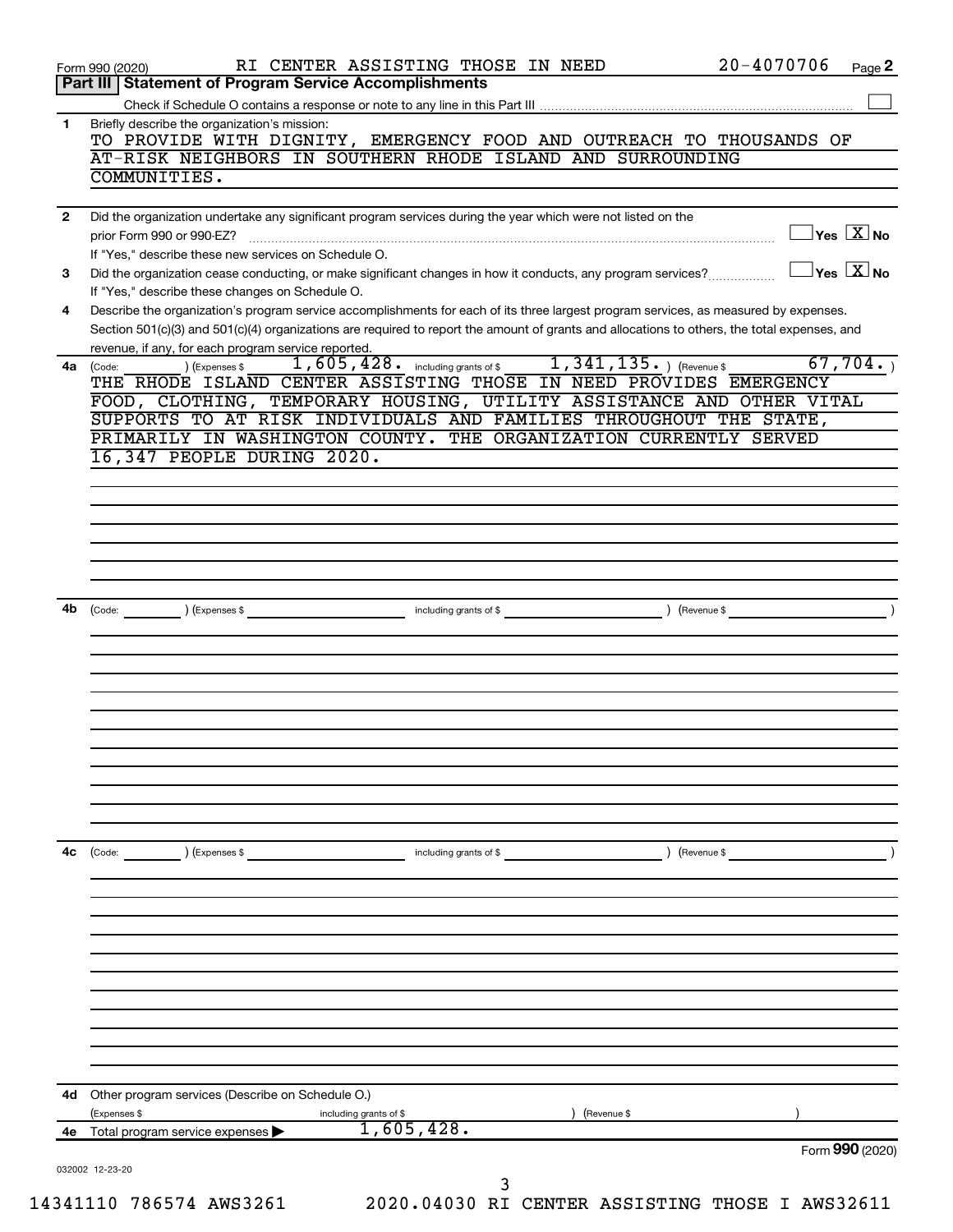Form 990 (2020) RI CENTER ASSISTING THOSE IN NEED 20-4070706 Page **2**

## Part III | Statement of Program Service Accomplishments

Check if Schedule O contains a response or note to any line in this Part III ☐

**1** Briefly describe the organization's mission:

TO PROVIDE WITH DIGNITY, EMERGENCY FOOD AND OUTREACH TO THOUSANDS OF AT-RISK NEIGHBORS IN SOUTHERN RHODE ISLAND AND SURROUNDING COMMUNITIES.

**2** Did the organization undertake any significant program services during the year which were not listed on the prior Form 990 or 990-EZ? ☐ Yes ☒ No

If "Yes," describe these new services on Schedule O.

**3** Did the organization cease conducting, or make significant changes in how it conducts, any program services? ☐ Yes ☒ No

If "Yes," describe these changes on Schedule O.

**4** Describe the organization's program service accomplishments for each of its three largest program services, as measured by expenses. Section 501(c)(3) and 501(c)(4) organizations are required to report the amount of grants and allocations to others, the total expenses, and revenue, if any, for each program service reported.

**4a** (Code: ) (Expenses $ 1,605,428. including grants of $ 1,341,135. ) (Revenue $ 67,704. )

THE RHODE ISLAND CENTER ASSISTING THOSE IN NEED PROVIDES EMERGENCY FOOD, CLOTHING, TEMPORARY HOUSING, UTILITY ASSISTANCE AND OTHER VITAL SUPPORTS TO AT RISK INDIVIDUALS AND FAMILIES THROUGHOUT THE STATE, PRIMARILY IN WASHINGTON COUNTY. THE ORGANIZATION CURRENTLY SERVED 16,347 PEOPLE DURING 2020.

**4b** (Code: ) (Expenses $ including grants of $ ) (Revenue $ )

**4c** (Code: ) (Expenses $ including grants of $ ) (Revenue $ )

**4d** Other program services (Describe on Schedule O.)

(Expenses $ including grants of $ ) (Revenue $ )

**4e** Total program service expenses ▶ 1,605,428.

Form **990** (2020)

032002 12-23-20

14341110 786574 AWS3261 2020.04030 RI CENTER ASSISTING THOSE I AWS32611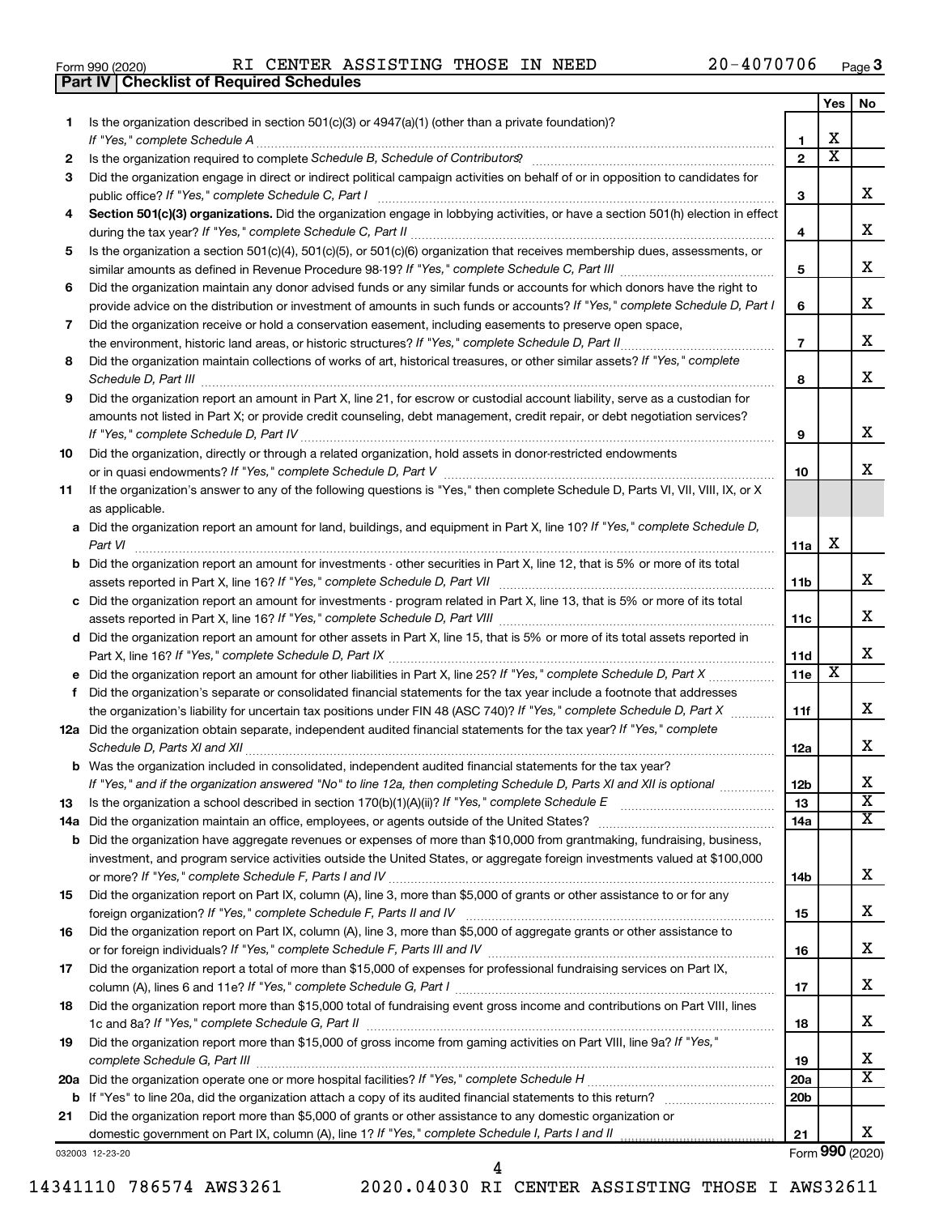Form 990 (2020) RI CENTER ASSISTING THOSE IN NEED 20-4070706 Page 3

**Part IV | Checklist of Required Schedules**

| | | | Yes | No |
|---|---|---|---|---|
| 1 | Is the organization described in section 501(c)(3) or 4947(a)(1) (other than a private foundation)? *If "Yes," complete Schedule A* | 1 | X | |
| 2 | Is the organization required to complete *Schedule B, Schedule of Contributors*? | 2 | X | |
| 3 | Did the organization engage in direct or indirect political campaign activities on behalf of or in opposition to candidates for public office? *If "Yes," complete Schedule C, Part I* | 3 | | X |
| 4 | **Section 501(c)(3) organizations.** Did the organization engage in lobbying activities, or have a section 501(h) election in effect during the tax year? *If "Yes," complete Schedule C, Part II* | 4 | | X |
| 5 | Is the organization a section 501(c)(4), 501(c)(5), or 501(c)(6) organization that receives membership dues, assessments, or similar amounts as defined in Revenue Procedure 98-19? *If "Yes," complete Schedule C, Part III* | 5 | | X |
| 6 | Did the organization maintain any donor advised funds or any similar funds or accounts for which donors have the right to provide advice on the distribution or investment of amounts in such funds or accounts? *If "Yes," complete Schedule D, Part I* | 6 | | X |
| 7 | Did the organization receive or hold a conservation easement, including easements to preserve open space, the environment, historic land areas, or historic structures? *If "Yes," complete Schedule D, Part II* | 7 | | X |
| 8 | Did the organization maintain collections of works of art, historical treasures, or other similar assets? *If "Yes," complete Schedule D, Part III* | 8 | | X |
| 9 | Did the organization report an amount in Part X, line 21, for escrow or custodial account liability, serve as a custodian for amounts not listed in Part X; or provide credit counseling, debt management, credit repair, or debt negotiation services? *If "Yes," complete Schedule D, Part IV* | 9 | | X |
| 10 | Did the organization, directly or through a related organization, hold assets in donor-restricted endowments or in quasi endowments? *If "Yes," complete Schedule D, Part V* | 10 | | X |
| 11 | If the organization's answer to any of the following questions is "Yes," then complete Schedule D, Parts VI, VII, VIII, IX, or X as applicable. | | | |
| a | Did the organization report an amount for land, buildings, and equipment in Part X, line 10? *If "Yes," complete Schedule D, Part VI* | 11a | X | |
| b | Did the organization report an amount for investments - other securities in Part X, line 12, that is 5% or more of its total assets reported in Part X, line 16? *If "Yes," complete Schedule D, Part VII* | 11b | | X |
| c | Did the organization report an amount for investments - program related in Part X, line 13, that is 5% or more of its total assets reported in Part X, line 16? *If "Yes," complete Schedule D, Part VIII* | 11c | | X |
| d | Did the organization report an amount for other assets in Part X, line 15, that is 5% or more of its total assets reported in Part X, line 16? *If "Yes," complete Schedule D, Part IX* | 11d | | X |
| e | Did the organization report an amount for other liabilities in Part X, line 25? *If "Yes," complete Schedule D, Part X* | 11e | X | |
| f | Did the organization's separate or consolidated financial statements for the tax year include a footnote that addresses the organization's liability for uncertain tax positions under FIN 48 (ASC 740)? *If "Yes," complete Schedule D, Part X* | 11f | | X |
| 12a | Did the organization obtain separate, independent audited financial statements for the tax year? *If "Yes," complete Schedule D, Parts XI and XII* | 12a | | X |
| b | Was the organization included in consolidated, independent audited financial statements for the tax year? *If "Yes," and if the organization answered "No" to line 12a, then completing Schedule D, Parts XI and XII is optional* | 12b | | X |
| 13 | Is the organization a school described in section 170(b)(1)(A)(ii)? *If "Yes," complete Schedule E* | 13 | | X |
| 14a | Did the organization maintain an office, employees, or agents outside of the United States? | 14a | | X |
| b | Did the organization have aggregate revenues or expenses of more than $10,000 from grantmaking, fundraising, business, investment, and program service activities outside the United States, or aggregate foreign investments valued at $100,000 or more? *If "Yes," complete Schedule F, Parts I and IV* | 14b | | X |
| 15 | Did the organization report on Part IX, column (A), line 3, more than $5,000 of grants or other assistance to or for any foreign organization? *If "Yes," complete Schedule F, Parts II and IV* | 15 | | X |
| 16 | Did the organization report on Part IX, column (A), line 3, more than $5,000 of aggregate grants or other assistance to or for foreign individuals? *If "Yes," complete Schedule F, Parts III and IV* | 16 | | X |
| 17 | Did the organization report a total of more than $15,000 of expenses for professional fundraising services on Part IX, column (A), lines 6 and 11e? *If "Yes," complete Schedule G, Part I* | 17 | | X |
| 18 | Did the organization report more than $15,000 total of fundraising event gross income and contributions on Part VIII, lines 1c and 8a? *If "Yes," complete Schedule G, Part II* | 18 | | X |
| 19 | Did the organization report more than $15,000 of gross income from gaming activities on Part VIII, line 9a? *If "Yes," complete Schedule G, Part III* | 19 | | X |
| 20a | Did the organization operate one or more hospital facilities? *If "Yes," complete Schedule H* | 20a | | X |
| b | If "Yes" to line 20a, did the organization attach a copy of its audited financial statements to this return? | 20b | | |
| 21 | Did the organization report more than $5,000 of grants or other assistance to any domestic organization or domestic government on Part IX, column (A), line 1? *If "Yes," complete Schedule I, Parts I and II* | 21 | | X |

032003 12-23-20 Form **990** (2020)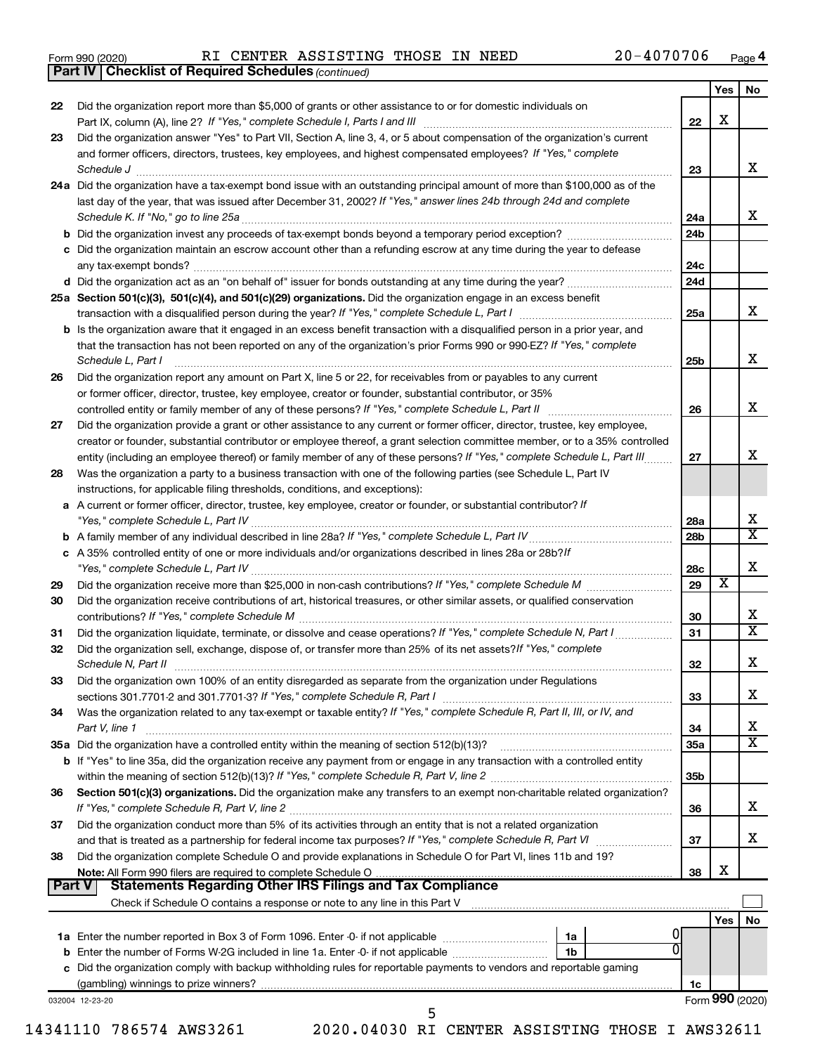Form 990 (2020) RI CENTER ASSISTING THOSE IN NEED 20-4070706

**Part IV | Checklist of Required Schedules** *(continued)*

| | | | Yes | No |
|---|---|---|---|---|
| 22 | Did the organization report more than $5,000 of grants or other assistance to or for domestic individuals on Part IX, column (A), line 2? *If "Yes," complete Schedule I, Parts I and III* | 22 | X | |
| 23 | Did the organization answer "Yes" to Part VII, Section A, line 3, 4, or 5 about compensation of the organization's current and former officers, directors, trustees, key employees, and highest compensated employees? *If "Yes," complete Schedule J* | 23 | | X |
| 24a | Did the organization have a tax-exempt bond issue with an outstanding principal amount of more than $100,000 as of the last day of the year, that was issued after December 31, 2002? *If "Yes," answer lines 24b through 24d and complete Schedule K. If "No," go to line 25a* | 24a | | X |
| b | Did the organization invest any proceeds of tax-exempt bonds beyond a temporary period exception? | 24b | | |
| c | Did the organization maintain an escrow account other than a refunding escrow at any time during the year to defease any tax-exempt bonds? | 24c | | |
| d | Did the organization act as an "on behalf of" issuer for bonds outstanding at any time during the year? | 24d | | |
| 25a | **Section 501(c)(3), 501(c)(4), and 501(c)(29) organizations.** Did the organization engage in an excess benefit transaction with a disqualified person during the year? *If "Yes," complete Schedule L, Part I* | 25a | | X |
| b | Is the organization aware that it engaged in an excess benefit transaction with a disqualified person in a prior year, and that the transaction has not been reported on any of the organization's prior Forms 990 or 990-EZ? *If "Yes," complete Schedule L, Part I* | 25b | | X |
| 26 | Did the organization report any amount on Part X, line 5 or 22, for receivables from or payables to any current or former officer, director, trustee, key employee, creator or founder, substantial contributor, or 35% controlled entity or family member of any of these persons? *If "Yes," complete Schedule L, Part II* | 26 | | X |
| 27 | Did the organization provide a grant or other assistance to any current or former officer, director, trustee, key employee, creator or founder, substantial contributor or employee thereof, a grant selection committee member, or to a 35% controlled entity (including an employee thereof) or family member of any of these persons? *If "Yes," complete Schedule L, Part III* | 27 | | X |
| 28 | Was the organization a party to a business transaction with one of the following parties (see Schedule L, Part IV instructions, for applicable filing thresholds, conditions, and exceptions): | | | |
| a | A current or former officer, director, trustee, key employee, creator or founder, or substantial contributor? *If "Yes," complete Schedule L, Part IV* | 28a | | X |
| b | A family member of any individual described in line 28a? *If "Yes," complete Schedule L, Part IV* | 28b | | X |
| c | A 35% controlled entity of one or more individuals and/or organizations described in lines 28a or 28b? *If "Yes," complete Schedule L, Part IV* | 28c | | X |
| 29 | Did the organization receive more than $25,000 in non-cash contributions? *If "Yes," complete Schedule M* | 29 | X | |
| 30 | Did the organization receive contributions of art, historical treasures, or other similar assets, or qualified conservation contributions? *If "Yes," complete Schedule M* | 30 | | X |
| 31 | Did the organization liquidate, terminate, or dissolve and cease operations? *If "Yes," complete Schedule N, Part I* | 31 | | X |
| 32 | Did the organization sell, exchange, dispose of, or transfer more than 25% of its net assets? *If "Yes," complete Schedule N, Part II* | 32 | | X |
| 33 | Did the organization own 100% of an entity disregarded as separate from the organization under Regulations sections 301.7701-2 and 301.7701-3? *If "Yes," complete Schedule R, Part I* | 33 | | X |
| 34 | Was the organization related to any tax-exempt or taxable entity? *If "Yes," complete Schedule R, Part II, III, or IV, and Part V, line 1* | 34 | | X |
| 35a | Did the organization have a controlled entity within the meaning of section 512(b)(13)? | 35a | | X |
| b | If "Yes" to line 35a, did the organization receive any payment from or engage in any transaction with a controlled entity within the meaning of section 512(b)(13)? *If "Yes," complete Schedule R, Part V, line 2* | 35b | | |
| 36 | **Section 501(c)(3) organizations.** Did the organization make any transfers to an exempt non-charitable related organization? *If "Yes," complete Schedule R, Part V, line 2* | 36 | | X |
| 37 | Did the organization conduct more than 5% of its activities through an entity that is not a related organization and that is treated as a partnership for federal income tax purposes? *If "Yes," complete Schedule R, Part VI* | 37 | | X |
| 38 | Did the organization complete Schedule O and provide explanations in Schedule O for Part VI, lines 11b and 19? **Note:** All Form 990 filers are required to complete Schedule O | 38 | X | |

**Part V | Statements Regarding Other IRS Filings and Tax Compliance**

Check if Schedule O contains a response or note to any line in this Part V ☐

| | | | | | Yes | No |
|---|---|---|---|---|---|---|
| 1a | Enter the number reported in Box 3 of Form 1096. Enter -0- if not applicable | 1a | 0 | | | |
| b | Enter the number of Forms W-2G included in line 1a. Enter -0- if not applicable | 1b | 0 | | | |
| c | Did the organization comply with backup withholding rules for reportable payments to vendors and reportable gaming (gambling) winnings to prize winners? | | | 1c | | |

032004 12-23-20 Form **990** (2020)

14341110 786574 AWS3261 2020.04030 RI CENTER ASSISTING THOSE I AWS32611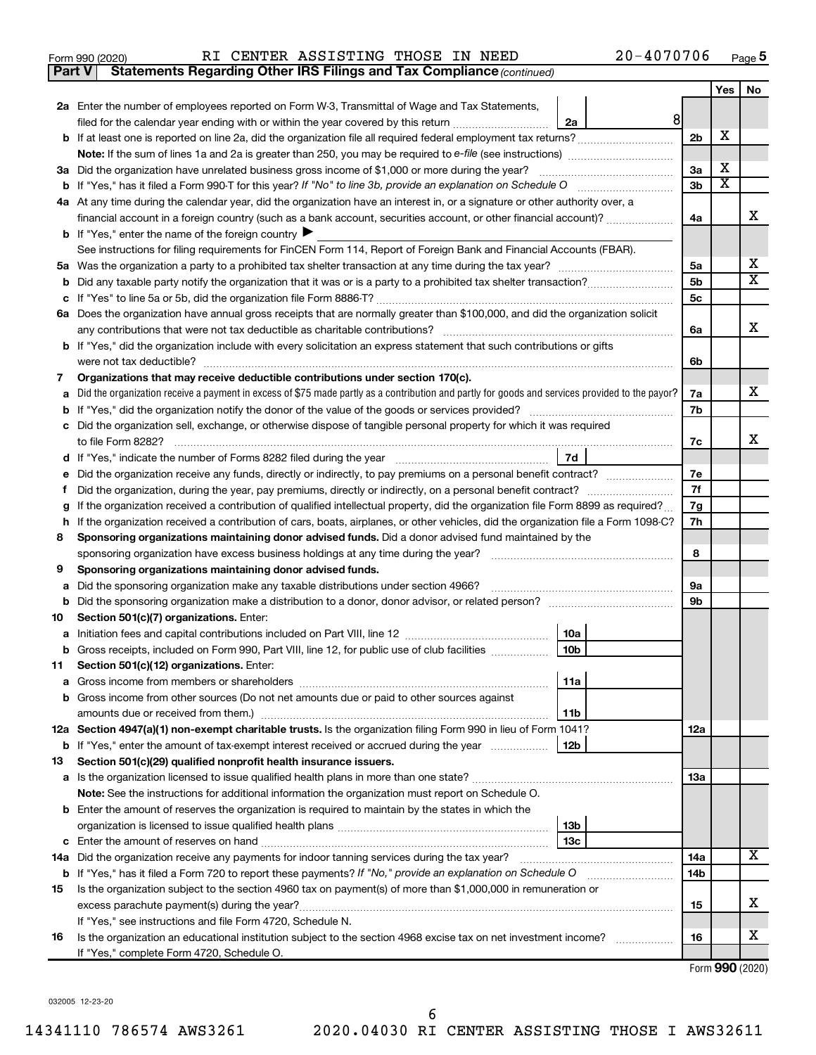Form 990 (2020) RI CENTER ASSISTING THOSE IN NEED 20-4070706 Page 5

**Part V Statements Regarding Other IRS Filings and Tax Compliance** *(continued)*

| | | | | Yes | No |
|---|---|---|---|---|---|
| **2a** | Enter the number of employees reported on Form W-3, Transmittal of Wage and Tax Statements, filed for the calendar year ending with or within the year covered by this return | 2a 8 | | | |
| **b** | If at least one is reported on line 2a, did the organization file all required federal employment tax returns? | | 2b | X | |
| | **Note:** If the sum of lines 1a and 2a is greater than 250, you may be required to *e-file* (see instructions) | | | | |
| **3a** | Did the organization have unrelated business gross income of $1,000 or more during the year? | | 3a | X | |
| **b** | If "Yes," has it filed a Form 990-T for this year? *If "No" to line 3b, provide an explanation on Schedule O* | | 3b | X | |
| **4a** | At any time during the calendar year, did the organization have an interest in, or a signature or other authority over, a financial account in a foreign country (such as a bank account, securities account, or other financial account)? | | 4a | | X |
| **b** | If "Yes," enter the name of the foreign country ▶ | | | | |
| | See instructions for filing requirements for FinCEN Form 114, Report of Foreign Bank and Financial Accounts (FBAR). | | | | |
| **5a** | Was the organization a party to a prohibited tax shelter transaction at any time during the tax year? | | 5a | | X |
| **b** | Did any taxable party notify the organization that it was or is a party to a prohibited tax shelter transaction? | | 5b | | X |
| **c** | If "Yes" to line 5a or 5b, did the organization file Form 8886-T? | | 5c | | |
| **6a** | Does the organization have annual gross receipts that are normally greater than $100,000, and did the organization solicit any contributions that were not tax deductible as charitable contributions? | | 6a | | X |
| **b** | If "Yes," did the organization include with every solicitation an express statement that such contributions or gifts were not tax deductible? | | 6b | | |
| **7** | **Organizations that may receive deductible contributions under section 170(c).** | | | | |
| **a** | Did the organization receive a payment in excess of $75 made partly as a contribution and partly for goods and services provided to the payor? | | 7a | | X |
| **b** | If "Yes," did the organization notify the donor of the value of the goods or services provided? | | 7b | | |
| **c** | Did the organization sell, exchange, or otherwise dispose of tangible personal property for which it was required to file Form 8282? | | 7c | | X |
| **d** | If "Yes," indicate the number of Forms 8282 filed during the year | 7d | | | |
| **e** | Did the organization receive any funds, directly or indirectly, to pay premiums on a personal benefit contract? | | 7e | | |
| **f** | Did the organization, during the year, pay premiums, directly or indirectly, on a personal benefit contract? | | 7f | | |
| **g** | If the organization received a contribution of qualified intellectual property, did the organization file Form 8899 as required? | | 7g | | |
| **h** | If the organization received a contribution of cars, boats, airplanes, or other vehicles, did the organization file a Form 1098-C? | | 7h | | |
| **8** | **Sponsoring organizations maintaining donor advised funds.** Did a donor advised fund maintained by the sponsoring organization have excess business holdings at any time during the year? | | 8 | | |
| **9** | **Sponsoring organizations maintaining donor advised funds.** | | | | |
| **a** | Did the sponsoring organization make any taxable distributions under section 4966? | | 9a | | |
| **b** | Did the sponsoring organization make a distribution to a donor, donor advisor, or related person? | | 9b | | |
| **10** | **Section 501(c)(7) organizations.** Enter: | | | | |
| **a** | Initiation fees and capital contributions included on Part VIII, line 12 | 10a | | | |
| **b** | Gross receipts, included on Form 990, Part VIII, line 12, for public use of club facilities | 10b | | | |
| **11** | **Section 501(c)(12) organizations.** Enter: | | | | |
| **a** | Gross income from members or shareholders | 11a | | | |
| **b** | Gross income from other sources (Do not net amounts due or paid to other sources against amounts due or received from them.) | 11b | | | |
| **12a** | **Section 4947(a)(1) non-exempt charitable trusts.** Is the organization filing Form 990 in lieu of Form 1041? | | 12a | | |
| **b** | If "Yes," enter the amount of tax-exempt interest received or accrued during the year | 12b | | | |
| **13** | **Section 501(c)(29) qualified nonprofit health insurance issuers.** | | | | |
| **a** | Is the organization licensed to issue qualified health plans in more than one state? | | 13a | | |
| | **Note:** See the instructions for additional information the organization must report on Schedule O. | | | | |
| **b** | Enter the amount of reserves the organization is required to maintain by the states in which the organization is licensed to issue qualified health plans | 13b | | | |
| **c** | Enter the amount of reserves on hand | 13c | | | |
| **14a** | Did the organization receive any payments for indoor tanning services during the tax year? | | 14a | | X |
| **b** | If "Yes," has it filed a Form 720 to report these payments? *If "No," provide an explanation on Schedule O* | | 14b | | |
| **15** | Is the organization subject to the section 4960 tax on payment(s) of more than $1,000,000 in remuneration or excess parachute payment(s) during the year? | | 15 | | X |
| | If "Yes," see instructions and file Form 4720, Schedule N. | | | | |
| **16** | Is the organization an educational institution subject to the section 4968 excise tax on net investment income? | | 16 | | X |
| | If "Yes," complete Form 4720, Schedule O. | | | | |

Form **990** (2020)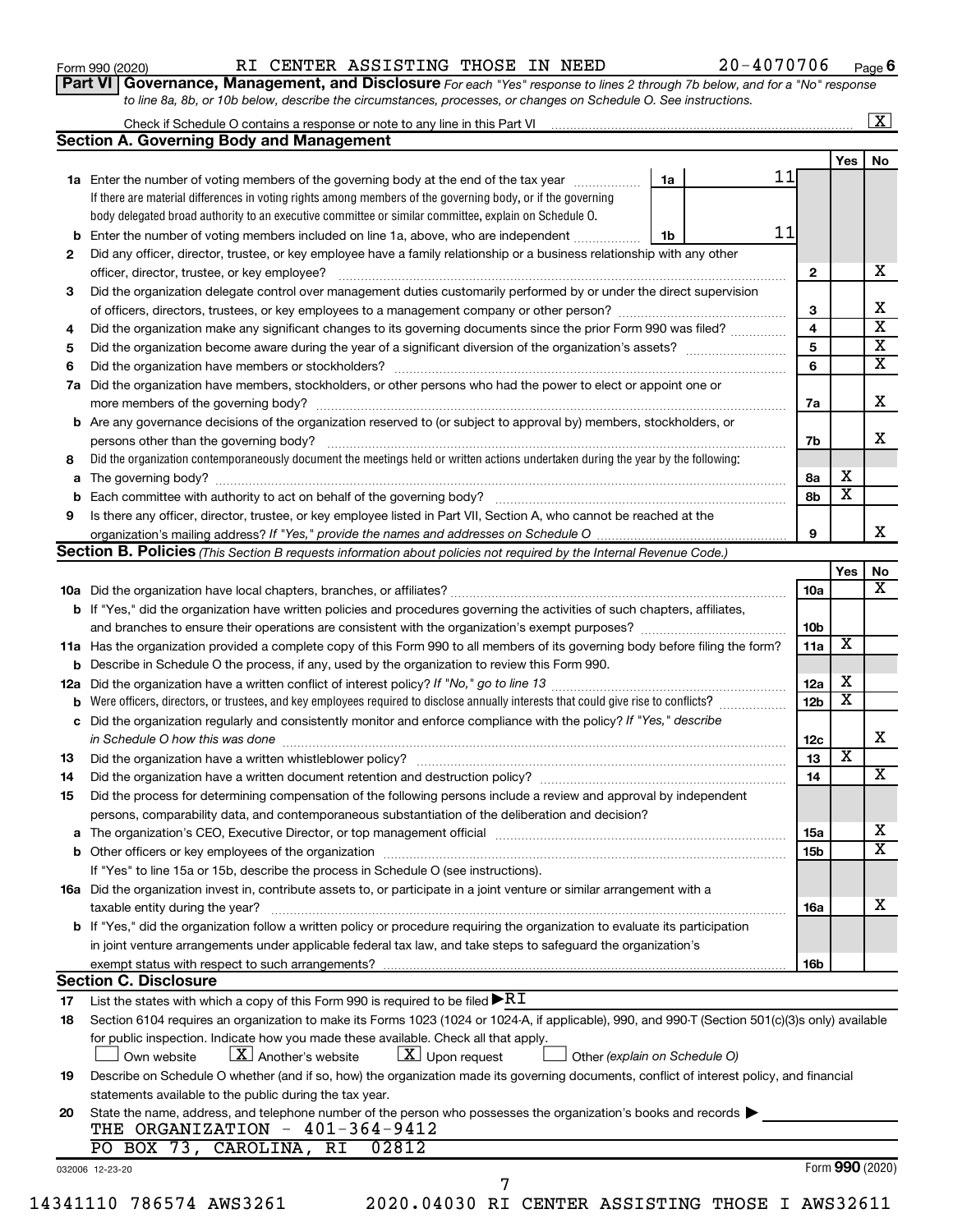Form 990 (2020) RI CENTER ASSISTING THOSE IN NEED 20-4070706

## Part VI Governance, Management, and Disclosure

*For each "Yes" response to lines 2 through 7b below, and for a "No" response to line 8a, 8b, or 10b below, describe the circumstances, processes, or changes on Schedule O. See instructions.*

Check if Schedule O contains a response or note to any line in this Part VI ..... [X]

### Section A. Governing Body and Management

| | | | | Yes | No |
|---|---|---|---|---|---|
| **1a** | Enter the number of voting members of the governing body at the end of the tax year (1a) 11. If there are material differences in voting rights among members of the governing body, or if the governing body delegated broad authority to an executive committee or similar committee, explain on Schedule O. | | | | |
| **b** | Enter the number of voting members included on line 1a, above, who are independent (1b) 11 | | | | |
| **2** | Did any officer, director, trustee, or key employee have a family relationship or a business relationship with any other officer, director, trustee, or key employee? | 2 | | | X |
| **3** | Did the organization delegate control over management duties customarily performed by or under the direct supervision of officers, directors, trustees, or key employees to a management company or other person? | 3 | | | X |
| **4** | Did the organization make any significant changes to its governing documents since the prior Form 990 was filed? | 4 | | | X |
| **5** | Did the organization become aware during the year of a significant diversion of the organization's assets? | 5 | | | X |
| **6** | Did the organization have members or stockholders? | 6 | | | X |
| **7a** | Did the organization have members, stockholders, or other persons who had the power to elect or appoint one or more members of the governing body? | 7a | | | X |
| **b** | Are any governance decisions of the organization reserved to (or subject to approval by) members, stockholders, or persons other than the governing body? | 7b | | | X |
| **8** | Did the organization contemporaneously document the meetings held or written actions undertaken during the year by the following: | | | | |
| **a** | The governing body? | 8a | | X | |
| **b** | Each committee with authority to act on behalf of the governing body? | 8b | | X | |
| **9** | Is there any officer, director, trustee, or key employee listed in Part VII, Section A, who cannot be reached at the organization's mailing address? *If "Yes," provide the names and addresses on Schedule O* | 9 | | | X |

### Section B. Policies *(This Section B requests information about policies not required by the Internal Revenue Code.)*

| | | | Yes | No |
|---|---|---|---|---|
| **10a** | Did the organization have local chapters, branches, or affiliates? | 10a | | X |
| **b** | If "Yes," did the organization have written policies and procedures governing the activities of such chapters, affiliates, and branches to ensure their operations are consistent with the organization's exempt purposes? | 10b | | |
| **11a** | Has the organization provided a complete copy of this Form 990 to all members of its governing body before filing the form? | 11a | X | |
| **b** | Describe in Schedule O the process, if any, used by the organization to review this Form 990. | | | |
| **12a** | Did the organization have a written conflict of interest policy? *If "No," go to line 13* | 12a | X | |
| **b** | Were officers, directors, or trustees, and key employees required to disclose annually interests that could give rise to conflicts? | 12b | X | |
| **c** | Did the organization regularly and consistently monitor and enforce compliance with the policy? *If "Yes," describe in Schedule O how this was done* | 12c | | X |
| **13** | Did the organization have a written whistleblower policy? | 13 | X | |
| **14** | Did the organization have a written document retention and destruction policy? | 14 | | X |
| **15** | Did the process for determining compensation of the following persons include a review and approval by independent persons, comparability data, and contemporaneous substantiation of the deliberation and decision? | | | |
| **a** | The organization's CEO, Executive Director, or top management official | 15a | | X |
| **b** | Other officers or key employees of the organization | 15b | | X |
| | If "Yes" to line 15a or 15b, describe the process in Schedule O (see instructions). | | | |
| **16a** | Did the organization invest in, contribute assets to, or participate in a joint venture or similar arrangement with a taxable entity during the year? | 16a | | X |
| **b** | If "Yes," did the organization follow a written policy or procedure requiring the organization to evaluate its participation in joint venture arrangements under applicable federal tax law, and take steps to safeguard the organization's exempt status with respect to such arrangements? | 16b | | |

### Section C. Disclosure

**17** List the states with which a copy of this Form 990 is required to be filed ▶ RI

**18** Section 6104 requires an organization to make its Forms 1023 (1024 or 1024-A, if applicable), 990, and 990-T (Section 501(c)(3)s only) available for public inspection. Indicate how you made these available. Check all that apply.

[ ] Own website [X] Another's website [X] Upon request [ ] Other *(explain on Schedule O)*

**19** Describe on Schedule O whether (and if so, how) the organization made its governing documents, conflict of interest policy, and financial statements available to the public during the tax year.

**20** State the name, address, and telephone number of the person who possesses the organization's books and records ▶

THE ORGANIZATION - 401-364-9412
PO BOX 73, CAROLINA, RI 02812

032006 12-23-20 Form 990 (2020)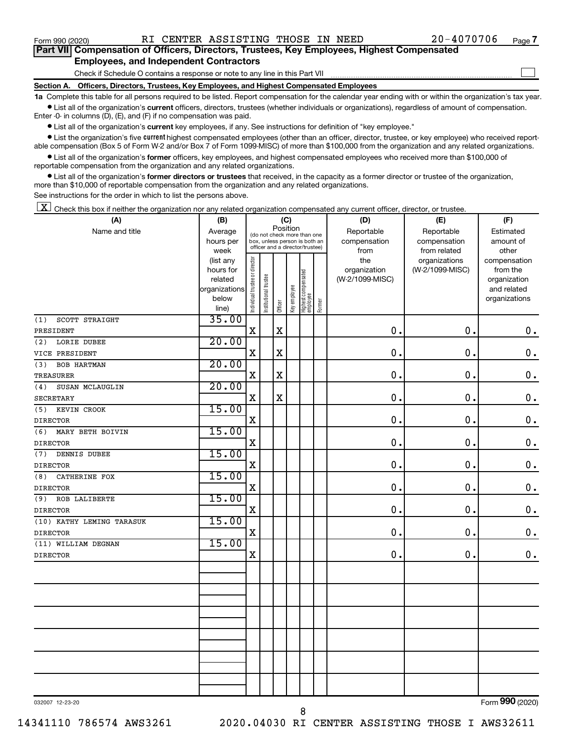Form 990 (2020) RI CENTER ASSISTING THOSE IN NEED 20-4070706 Page 7

## Part VII Compensation of Officers, Directors, Trustees, Key Employees, Highest Compensated Employees, and Independent Contractors

Check if Schedule O contains a response or note to any line in this Part VII ☐

### Section A. Officers, Directors, Trustees, Key Employees, and Highest Compensated Employees

**1a** Complete this table for all persons required to be listed. Report compensation for the calendar year ending with or within the organization's tax year.

- List all of the organization's **current** officers, directors, trustees (whether individuals or organizations), regardless of amount of compensation. Enter -0- in columns (D), (E), and (F) if no compensation was paid.
- List all of the organization's **current** key employees, if any. See instructions for definition of "key employee."
- List the organization's five **current** highest compensated employees (other than an officer, director, trustee, or key employee) who received reportable compensation (Box 5 of Form W-2 and/or Box 7 of Form 1099-MISC) of more than $100,000 from the organization and any related organizations.
- List all of the organization's **former** officers, key employees, and highest compensated employees who received more than $100,000 of reportable compensation from the organization and any related organizations.
- List all of the organization's **former directors or trustees** that received, in the capacity as a former director or trustee of the organization, more than $10,000 of reportable compensation from the organization and any related organizations.

See instructions for the order in which to list the persons above.

☒ Check this box if neither the organization nor any related organization compensated any current officer, director, or trustee.

| (A) Name and title | (B) Average hours per week (list any hours for related organizations below line) | (C) Position: Individual trustee or director | Institutional trustee | Officer | Key employee | Highest compensated employee | Former | (D) Reportable compensation from the organization (W-2/1099-MISC) | (E) Reportable compensation from related organizations (W-2/1099-MISC) | (F) Estimated amount of other compensation from the organization and related organizations |
|---|---|---|---|---|---|---|---|---|---|---|
| (1) SCOTT STRAIGHT<br>PRESIDENT | 35.00 | X | | X | | | | 0. | 0. | 0. |
| (2) LORIE DUBEE<br>VICE PRESIDENT | 20.00 | X | | X | | | | 0. | 0. | 0. |
| (3) BOB HARTMAN<br>TREASURER | 20.00 | X | | X | | | | 0. | 0. | 0. |
| (4) SUSAN MCLAUGLIN<br>SECRETARY | 20.00 | X | | X | | | | 0. | 0. | 0. |
| (5) KEVIN CROOK<br>DIRECTOR | 15.00 | X | | | | | | 0. | 0. | 0. |
| (6) MARY BETH BOIVIN<br>DIRECTOR | 15.00 | X | | | | | | 0. | 0. | 0. |
| (7) DENNIS DUBEE<br>DIRECTOR | 15.00 | X | | | | | | 0. | 0. | 0. |
| (8) CATHERINE FOX<br>DIRECTOR | 15.00 | X | | | | | | 0. | 0. | 0. |
| (9) ROB LALIBERTE<br>DIRECTOR | 15.00 | X | | | | | | 0. | 0. | 0. |
| (10) KATHY LEMING TARASUK<br>DIRECTOR | 15.00 | X | | | | | | 0. | 0. | 0. |
| (11) WILLIAM DEGNAN<br>DIRECTOR | 15.00 | X | | | | | | 0. | 0. | 0. |

032007 12-23-20 Form 990 (2020)

14341110 786574 AWS3261 2020.04030 RI CENTER ASSISTING THOSE I AWS32611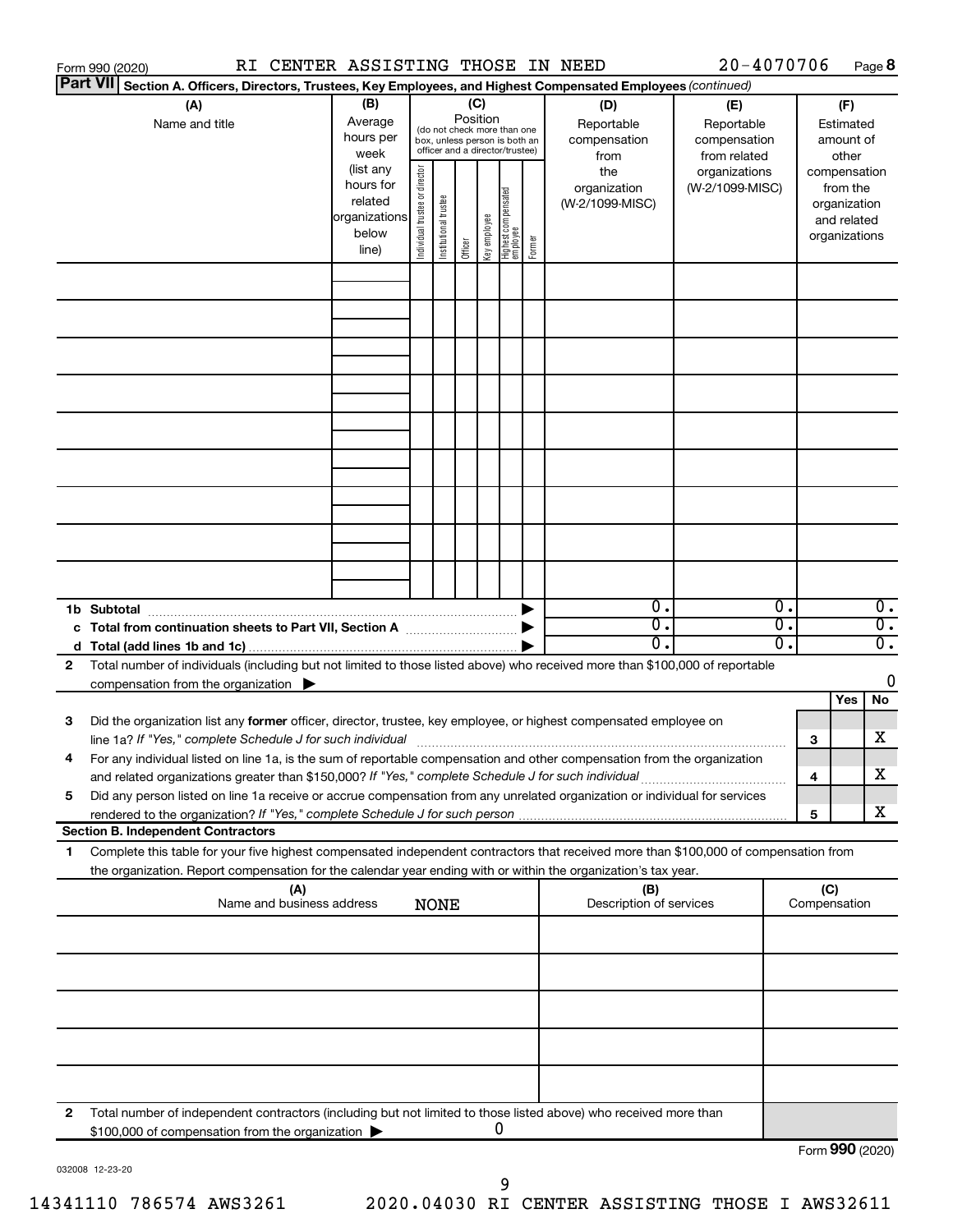Form 990 (2020) RI CENTER ASSISTING THOSE IN NEED 20-4070706 Page 8

**Part VII** **Section A. Officers, Directors, Trustees, Key Employees, and Highest Compensated Employees** *(continued)*

| (A) Name and title | (B) Average hours per week (list any hours for related organizations below line) | (C) Position (do not check more than one box, unless person is both an officer and a director/trustee) | | | | | | (D) Reportable compensation from the organization (W-2/1099-MISC) | (E) Reportable compensation from related organizations (W-2/1099-MISC) | (F) Estimated amount of other compensation from the organization and related organizations |
|---|---|---|---|---|---|---|---|---|---|---|
| | | Individual trustee or director | Institutional trustee | Officer | Key employee | Highest compensated employee | Former | | | |
| | | | | | | | | | | |
| | | | | | | | | | | |
| | | | | | | | | | | |
| | | | | | | | | | | |
| | | | | | | | | | | |
| | | | | | | | | | | |
| | | | | | | | | | | |
| | | | | | | | | | | |
| | | | | | | | | | | |
| **1b Subtotal** | | | | | | | ▶ | 0. | 0. | 0. |
| **c Total from continuation sheets to Part VII, Section A** | | | | | | | ▶ | 0. | 0. | 0. |
| **d Total (add lines 1b and 1c)** | | | | | | | ▶ | 0. | 0. | 0. |

**2** Total number of individuals (including but not limited to those listed above) who received more than $100,000 of reportable compensation from the organization ▶ 0

| | | | Yes | No |
|---|---|---|---|---|
| **3** | Did the organization list any **former** officer, director, trustee, key employee, or highest compensated employee on line 1a? *If "Yes," complete Schedule J for such individual* | 3 | | X |
| **4** | For any individual listed on line 1a, is the sum of reportable compensation and other compensation from the organization and related organizations greater than $150,000? *If "Yes," complete Schedule J for such individual* | 4 | | X |
| **5** | Did any person listed on line 1a receive or accrue compensation from any unrelated organization or individual for services rendered to the organization? *If "Yes," complete Schedule J for such person* | 5 | | X |

**Section B. Independent Contractors**

**1** Complete this table for your five highest compensated independent contractors that received more than $100,000 of compensation from the organization. Report compensation for the calendar year ending with or within the organization's tax year.

| (A) Name and business address | (B) Description of services | (C) Compensation |
|---|---|---|
| NONE | | |
| | | |
| | | |
| | | |
| | | |

**2** Total number of independent contractors (including but not limited to those listed above) who received more than $100,000 of compensation from the organization ▶ 0

Form **990** (2020)

032008 12-23-20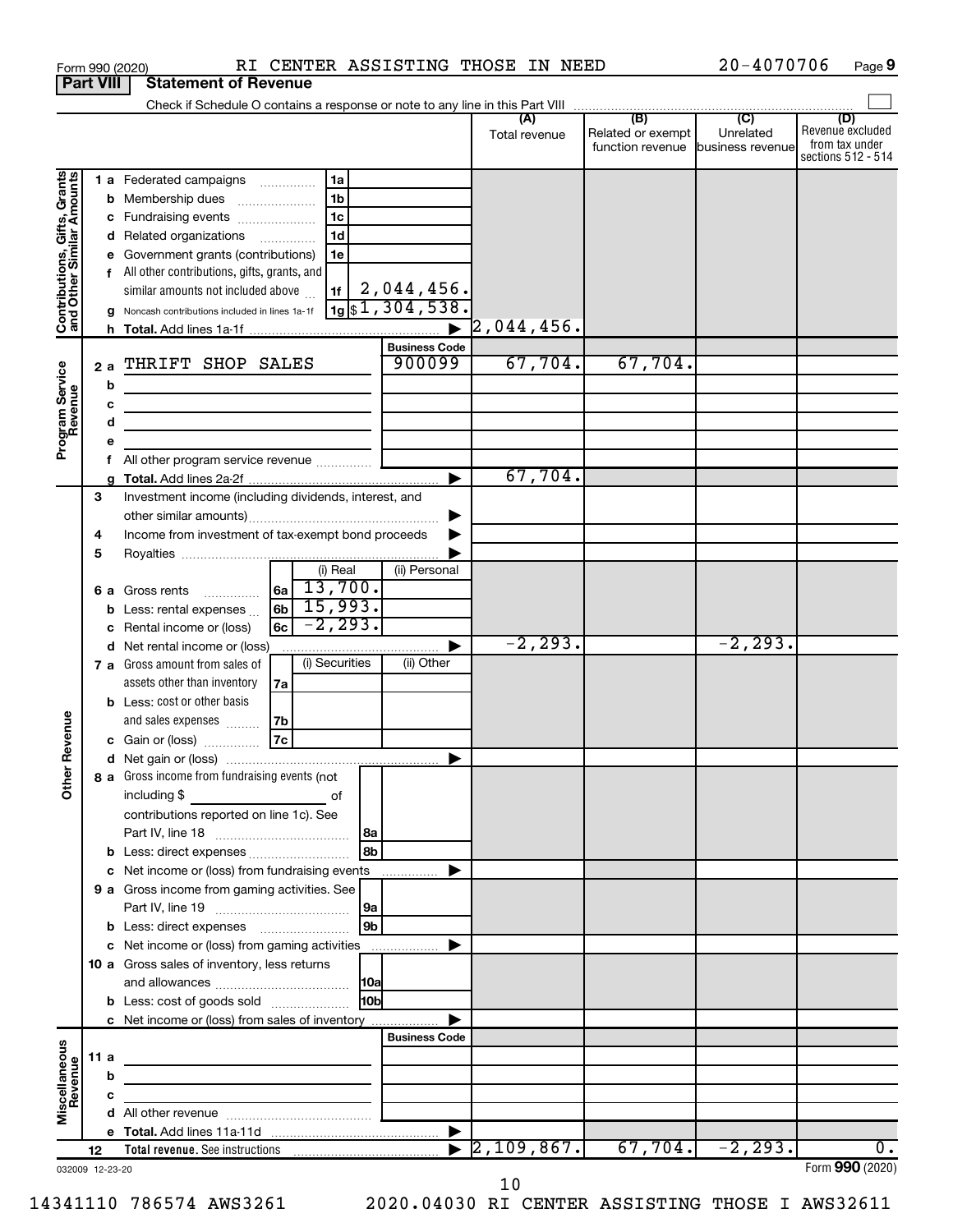Form 990 (2020) RI CENTER ASSISTING THOSE IN NEED 20-4070706 Page 9

**Part VIII Statement of Revenue**

Check if Schedule O contains a response or note to any line in this Part VIII

| | | | | (A) Total revenue | (B) Related or exempt function revenue | (C) Unrelated business revenue | (D) Revenue excluded from tax under sections 512 - 514 |
|---|---|---|---|---|---|---|---|
| **Contributions, Gifts, Grants and Other Similar Amounts** | 1 a Federated campaigns | 1a | | | | | |
| | b Membership dues | 1b | | | | | |
| | c Fundraising events | 1c | | | | | |
| | d Related organizations | 1d | | | | | |
| | e Government grants (contributions) | 1e | | | | | |
| | f All other contributions, gifts, grants, and similar amounts not included above | 1f | 2,044,456. | | | | |
| | g Noncash contributions included in lines 1a-1f | 1g | $1,304,538. | | | | |
| | h Total. Add lines 1a-1f | | | 2,044,456. | | | |
| **Program Service Revenue** | | | Business Code | | | | |
| | 2 a THRIFT SHOP SALES | | 900099 | 67,704. | 67,704. | | |
| | b | | | | | | |
| | c | | | | | | |
| | d | | | | | | |
| | e | | | | | | |
| | f All other program service revenue | | | | | | |
| | g Total. Add lines 2a-2f | | | 67,704. | | | |
| **Other Revenue** | 3 Investment income (including dividends, interest, and other similar amounts) | | | | | | |
| | 4 Income from investment of tax-exempt bond proceeds | | | | | | |
| | 5 Royalties | | | | | | |
| | | | (i) Real | (ii) Personal | | | |
| | 6 a Gross rents | 6a | 13,700. | | | | |
| | b Less: rental expenses | 6b | 15,993. | | | | |
| | c Rental income or (loss) | 6c | -2,293. | | | | |
| | d Net rental income or (loss) | | | -2,293. | | -2,293. | |
| | | | (i) Securities | (ii) Other | | | |
| | 7 a Gross amount from sales of assets other than inventory | 7a | | | | | |
| | b Less: cost or other basis and sales expenses | 7b | | | | | |
| | c Gain or (loss) | 7c | | | | | |
| | d Net gain or (loss) | | | | | | |
| | 8 a Gross income from fundraising events (not including $ of contributions reported on line 1c). See Part IV, line 18 | 8a | | | | | |
| | b Less: direct expenses | 8b | | | | | |
| | c Net income or (loss) from fundraising events | | | | | | |
| | 9 a Gross income from gaming activities. See Part IV, line 19 | 9a | | | | | |
| | b Less: direct expenses | 9b | | | | | |
| | c Net income or (loss) from gaming activities | | | | | | |
| | 10 a Gross sales of inventory, less returns and allowances | 10a | | | | | |
| | b Less: cost of goods sold | 10b | | | | | |
| | c Net income or (loss) from sales of inventory | | | | | | |
| **Miscellaneous Revenue** | | | Business Code | | | | |
| | 11 a | | | | | | |
| | b | | | | | | |
| | c | | | | | | |
| | d All other revenue | | | | | | |
| | e Total. Add lines 11a-11d | | | | | | |
| | 12 Total revenue. See instructions | | | 2,109,867. | 67,704. | -2,293. | 0. |

032009 12-23-20 Form **990** (2020)

14341110 786574 AWS3261 2020.04030 RI CENTER ASSISTING THOSE I AWS32611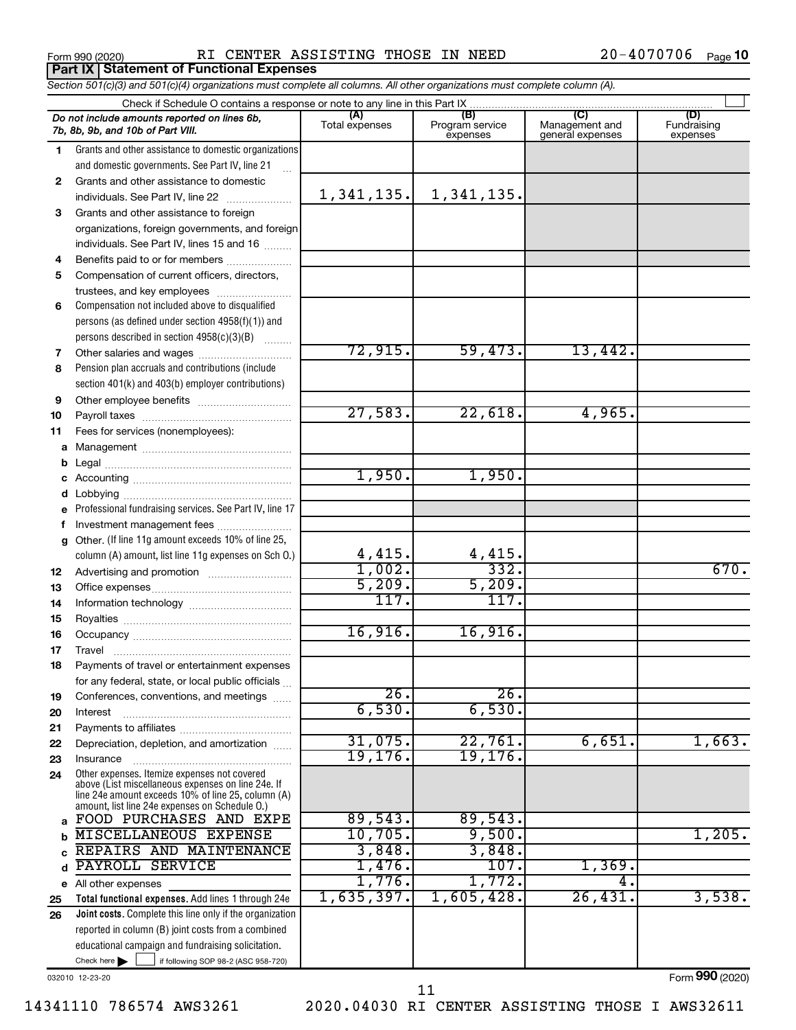Form 990 (2020) RI CENTER ASSISTING THOSE IN NEED 20-4070706 Page 10

## Part IX Statement of Functional Expenses

*Section 501(c)(3) and 501(c)(4) organizations must complete all columns. All other organizations must complete column (A).*

Check if Schedule O contains a response or note to any line in this Part IX

| | *Do not include amounts reported on lines 6b, 7b, 8b, 9b, and 10b of Part VIII.* | (A) Total expenses | (B) Program service expenses | (C) Management and general expenses | (D) Fundraising expenses |
|---|---|---|---|---|---|
| 1 | Grants and other assistance to domestic organizations and domestic governments. See Part IV, line 21 | | | | |
| 2 | Grants and other assistance to domestic individuals. See Part IV, line 22 | 1,341,135. | 1,341,135. | | |
| 3 | Grants and other assistance to foreign organizations, foreign governments, and foreign individuals. See Part IV, lines 15 and 16 | | | | |
| 4 | Benefits paid to or for members | | | | |
| 5 | Compensation of current officers, directors, trustees, and key employees | | | | |
| 6 | Compensation not included above to disqualified persons (as defined under section 4958(f)(1)) and persons described in section 4958(c)(3)(B) | | | | |
| 7 | Other salaries and wages | 72,915. | 59,473. | 13,442. | |
| 8 | Pension plan accruals and contributions (include section 401(k) and 403(b) employer contributions) | | | | |
| 9 | Other employee benefits | | | | |
| 10 | Payroll taxes | 27,583. | 22,618. | 4,965. | |
| 11 | Fees for services (nonemployees): | | | | |
| a | Management | | | | |
| b | Legal | | | | |
| c | Accounting | 1,950. | 1,950. | | |
| d | Lobbying | | | | |
| e | Professional fundraising services. See Part IV, line 17 | | | | |
| f | Investment management fees | | | | |
| g | Other. (If line 11g amount exceeds 10% of line 25, column (A) amount, list line 11g expenses on Sch O.) | 4,415. | 4,415. | | |
| 12 | Advertising and promotion | 1,002. | 332. | | 670. |
| 13 | Office expenses | 5,209. | 5,209. | | |
| 14 | Information technology | 117. | 117. | | |
| 15 | Royalties | | | | |
| 16 | Occupancy | 16,916. | 16,916. | | |
| 17 | Travel | | | | |
| 18 | Payments of travel or entertainment expenses for any federal, state, or local public officials | | | | |
| 19 | Conferences, conventions, and meetings | 26. | 26. | | |
| 20 | Interest | 6,530. | 6,530. | | |
| 21 | Payments to affiliates | | | | |
| 22 | Depreciation, depletion, and amortization | 31,075. | 22,761. | 6,651. | 1,663. |
| 23 | Insurance | 19,176. | 19,176. | | |
| 24 | Other expenses. Itemize expenses not covered above (List miscellaneous expenses on line 24e. If line 24e amount exceeds 10% of line 25, column (A) amount, list line 24e expenses on Schedule O.) | | | | |
| a | FOOD PURCHASES AND EXPE | 89,543. | 89,543. | | |
| b | MISCELLANEOUS EXPENSE | 10,705. | 9,500. | | 1,205. |
| c | REPAIRS AND MAINTENANCE | 3,848. | 3,848. | | |
| d | PAYROLL SERVICE | 1,476. | 107. | 1,369. | |
| e | All other expenses | 1,776. | 1,772. | 4. | |
| 25 | **Total functional expenses.** Add lines 1 through 24e | 1,635,397. | 1,605,428. | 26,431. | 3,538. |
| 26 | **Joint costs.** Complete this line only if the organization reported in column (B) joint costs from a combined educational campaign and fundraising solicitation. Check here ☐ if following SOP 98-2 (ASC 958-720) | | | | |

032010 12-23-20

Form **990** (2020)

14341110 786574 AWS3261 2020.04030 RI CENTER ASSISTING THOSE I AWS32611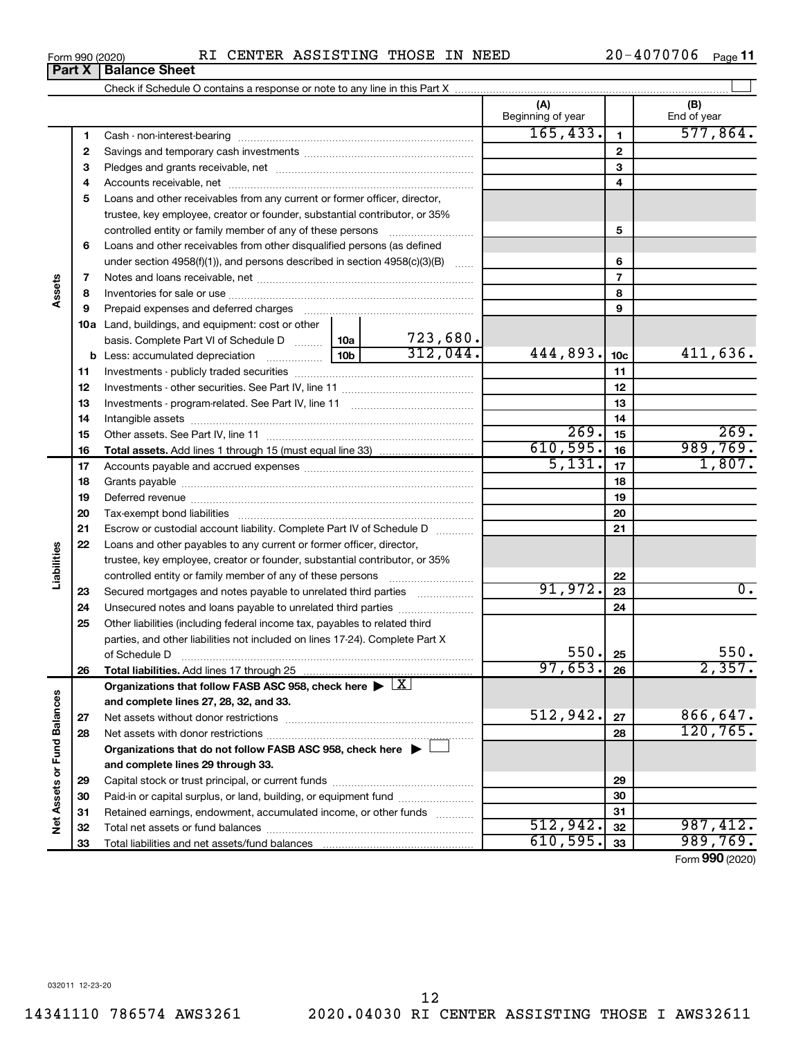Form 990 (2020) RI CENTER ASSISTING THOSE IN NEED 20-4070706

## Part X Balance Sheet

Check if Schedule O contains a response or note to any line in this Part X ☐

| | | | | (A) Beginning of year | | (B) End of year |
|---|---|---|---|---|---|---|
| **Assets** | 1 | Cash - non-interest-bearing | | 165,433. | 1 | 577,864. |
| | 2 | Savings and temporary cash investments | | | 2 | |
| | 3 | Pledges and grants receivable, net | | | 3 | |
| | 4 | Accounts receivable, net | | | 4 | |
| | 5 | Loans and other receivables from any current or former officer, director, trustee, key employee, creator or founder, substantial contributor, or 35% controlled entity or family member of any of these persons | | | 5 | |
| | 6 | Loans and other receivables from other disqualified persons (as defined under section 4958(f)(1)), and persons described in section 4958(c)(3)(B) | | | 6 | |
| | 7 | Notes and loans receivable, net | | | 7 | |
| | 8 | Inventories for sale or use | | | 8 | |
| | 9 | Prepaid expenses and deferred charges | | | 9 | |
| | 10a | Land, buildings, and equipment: cost or other basis. Complete Part VI of Schedule D | 10a 723,680. | | | |
| | b | Less: accumulated depreciation | 10b 312,044. | 444,893. | 10c | 411,636. |
| | 11 | Investments - publicly traded securities | | | 11 | |
| | 12 | Investments - other securities. See Part IV, line 11 | | | 12 | |
| | 13 | Investments - program-related. See Part IV, line 11 | | | 13 | |
| | 14 | Intangible assets | | | 14 | |
| | 15 | Other assets. See Part IV, line 11 | | 269. | 15 | 269. |
| | 16 | **Total assets.** Add lines 1 through 15 (must equal line 33) | | 610,595. | 16 | 989,769. |
| **Liabilities** | 17 | Accounts payable and accrued expenses | | 5,131. | 17 | 1,807. |
| | 18 | Grants payable | | | 18 | |
| | 19 | Deferred revenue | | | 19 | |
| | 20 | Tax-exempt bond liabilities | | | 20 | |
| | 21 | Escrow or custodial account liability. Complete Part IV of Schedule D | | | 21 | |
| | 22 | Loans and other payables to any current or former officer, director, trustee, key employee, creator or founder, substantial contributor, or 35% controlled entity or family member of any of these persons | | | 22 | |
| | 23 | Secured mortgages and notes payable to unrelated third parties | | 91,972. | 23 | 0. |
| | 24 | Unsecured notes and loans payable to unrelated third parties | | | 24 | |
| | 25 | Other liabilities (including federal income tax, payables to related third parties, and other liabilities not included on lines 17-24). Complete Part X of Schedule D | | 550. | 25 | 550. |
| | 26 | **Total liabilities.** Add lines 17 through 25 | | 97,653. | 26 | 2,357. |
| **Net Assets or Fund Balances** | | **Organizations that follow FASB ASC 958, check here ▶ ☒ and complete lines 27, 28, 32, and 33.** | | | | |
| | 27 | Net assets without donor restrictions | | 512,942. | 27 | 866,647. |
| | 28 | Net assets with donor restrictions | | | 28 | 120,765. |
| | | **Organizations that do not follow FASB ASC 958, check here ▶ ☐ and complete lines 29 through 33.** | | | | |
| | 29 | Capital stock or trust principal, or current funds | | | 29 | |
| | 30 | Paid-in or capital surplus, or land, building, or equipment fund | | | 30 | |
| | 31 | Retained earnings, endowment, accumulated income, or other funds | | | 31 | |
| | 32 | Total net assets or fund balances | | 512,942. | 32 | 987,412. |
| | 33 | Total liabilities and net assets/fund balances | | 610,595. | 33 | 989,769. |

Form **990** (2020)

032011 12-23-20

14341110 786574 AWS3261 2020.04030 RI CENTER ASSISTING THOSE I AWS32611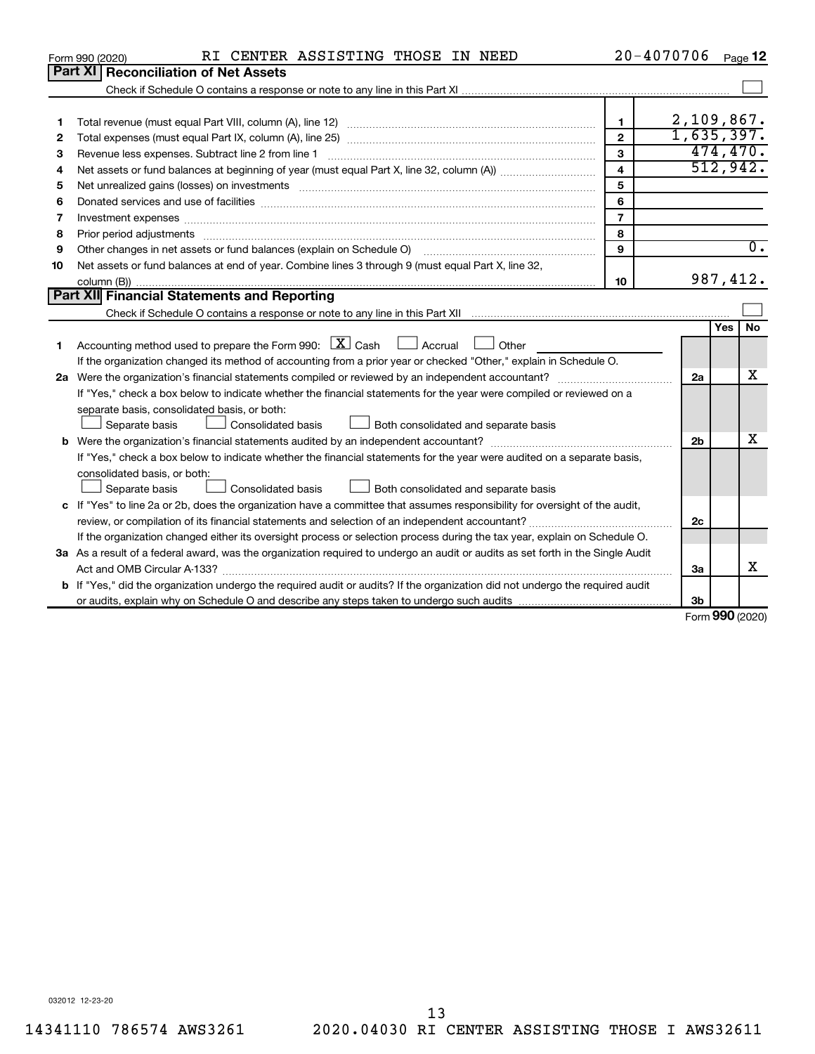Form 990 (2020) RI CENTER ASSISTING THOSE IN NEED 20-4070706 Page 12

## Part XI Reconciliation of Net Assets

Check if Schedule O contains a response or note to any line in this Part XI ☐

| | | | |
|---|---|---|---|
| 1 | Total revenue (must equal Part VIII, column (A), line 12) | 1 | 2,109,867. |
| 2 | Total expenses (must equal Part IX, column (A), line 25) | 2 | 1,635,397. |
| 3 | Revenue less expenses. Subtract line 2 from line 1 | 3 | 474,470. |
| 4 | Net assets or fund balances at beginning of year (must equal Part X, line 32, column (A)) | 4 | 512,942. |
| 5 | Net unrealized gains (losses) on investments | 5 | |
| 6 | Donated services and use of facilities | 6 | |
| 7 | Investment expenses | 7 | |
| 8 | Prior period adjustments | 8 | |
| 9 | Other changes in net assets or fund balances (explain on Schedule O) | 9 | 0. |
| 10 | Net assets or fund balances at end of year. Combine lines 3 through 9 (must equal Part X, line 32, column (B)) | 10 | 987,412. |

## Part XII Financial Statements and Reporting

Check if Schedule O contains a response or note to any line in this Part XII ☐

| | | | Yes | No |
|---|---|---|---|---|
| 1 | Accounting method used to prepare the Form 990: ☒ Cash ☐ Accrual ☐ Other<br>If the organization changed its method of accounting from a prior year or checked "Other," explain in Schedule O. | | | |
| 2a | Were the organization's financial statements compiled or reviewed by an independent accountant?<br>If "Yes," check a box below to indicate whether the financial statements for the year were compiled or reviewed on a separate basis, consolidated basis, or both:<br>☐ Separate basis ☐ Consolidated basis ☐ Both consolidated and separate basis | 2a | | X |
| b | Were the organization's financial statements audited by an independent accountant?<br>If "Yes," check a box below to indicate whether the financial statements for the year were audited on a separate basis, consolidated basis, or both:<br>☐ Separate basis ☐ Consolidated basis ☐ Both consolidated and separate basis | 2b | | X |
| c | If "Yes" to line 2a or 2b, does the organization have a committee that assumes responsibility for oversight of the audit, review, or compilation of its financial statements and selection of an independent accountant?<br>If the organization changed either its oversight process or selection process during the tax year, explain on Schedule O. | 2c | | |
| 3a | As a result of a federal award, was the organization required to undergo an audit or audits as set forth in the Single Audit Act and OMB Circular A-133? | 3a | | X |
| b | If "Yes," did the organization undergo the required audit or audits? If the organization did not undergo the required audit or audits, explain why on Schedule O and describe any steps taken to undergo such audits | 3b | | |

Form 990 (2020)

032012 12-23-20

14341110 786574 AWS3261 2020.04030 RI CENTER ASSISTING THOSE I AWS32611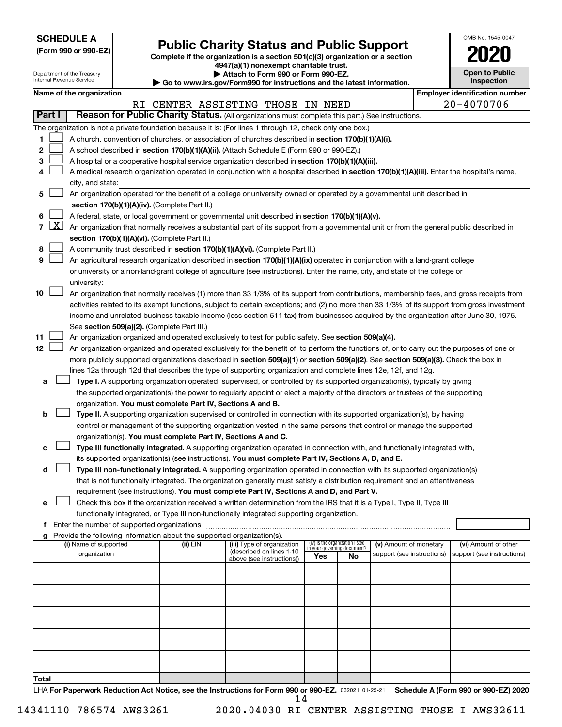**SCHEDULE A**
**(Form 990 or 990-EZ)**

Department of the Treasury
Internal Revenue Service

# Public Charity Status and Public Support

**Complete if the organization is a section 501(c)(3) organization or a section 4947(a)(1) nonexempt charitable trust.**
**▶ Attach to Form 990 or Form 990-EZ.**
**▶ Go to www.irs.gov/Form990 for instructions and the latest information.**

OMB No. 1545-0047
**2020**
**Open to Public Inspection**

**Name of the organization:** RI CENTER ASSISTING THOSE IN NEED
**Employer identification number:** 20-4070706

**Part I** **Reason for Public Charity Status.** (All organizations must complete this part.) See instructions.

The organization is not a private foundation because it is: (For lines 1 through 12, check only one box.)

1 ☐ A church, convention of churches, or association of churches described in **section 170(b)(1)(A)(i).**

2 ☐ A school described in **section 170(b)(1)(A)(ii).** (Attach Schedule E (Form 990 or 990-EZ).)

3 ☐ A hospital or a cooperative hospital service organization described in **section 170(b)(1)(A)(iii).**

4 ☐ A medical research organization operated in conjunction with a hospital described in **section 170(b)(1)(A)(iii).** Enter the hospital's name, city, and state:

5 ☐ An organization operated for the benefit of a college or university owned or operated by a governmental unit described in **section 170(b)(1)(A)(iv).** (Complete Part II.)

6 ☐ A federal, state, or local government or governmental unit described in **section 170(b)(1)(A)(v).**

7 ☒ An organization that normally receives a substantial part of its support from a governmental unit or from the general public described in **section 170(b)(1)(A)(vi).** (Complete Part II.)

8 ☐ A community trust described in **section 170(b)(1)(A)(vi).** (Complete Part II.)

9 ☐ An agricultural research organization described in **section 170(b)(1)(A)(ix)** operated in conjunction with a land-grant college or university or a non-land-grant college of agriculture (see instructions). Enter the name, city, and state of the college or university:

10 ☐ An organization that normally receives (1) more than 33 1/3% of its support from contributions, membership fees, and gross receipts from activities related to its exempt functions, subject to certain exceptions; and (2) no more than 33 1/3% of its support from gross investment income and unrelated business taxable income (less section 511 tax) from businesses acquired by the organization after June 30, 1975. See **section 509(a)(2).** (Complete Part III.)

11 ☐ An organization organized and operated exclusively to test for public safety. See **section 509(a)(4).**

12 ☐ An organization organized and operated exclusively for the benefit of, to perform the functions of, or to carry out the purposes of one or more publicly supported organizations described in **section 509(a)(1)** or **section 509(a)(2)**. See **section 509(a)(3).** Check the box in lines 12a through 12d that describes the type of supporting organization and complete lines 12e, 12f, and 12g.

a ☐ **Type I.** A supporting organization operated, supervised, or controlled by its supported organization(s), typically by giving the supported organization(s) the power to regularly appoint or elect a majority of the directors or trustees of the supporting organization. **You must complete Part IV, Sections A and B.**

b ☐ **Type II.** A supporting organization supervised or controlled in connection with its supported organization(s), by having control or management of the supporting organization vested in the same persons that control or manage the supported organization(s). **You must complete Part IV, Sections A and C.**

c ☐ **Type III functionally integrated.** A supporting organization operated in connection with, and functionally integrated with, its supported organization(s) (see instructions). **You must complete Part IV, Sections A, D, and E.**

d ☐ **Type III non-functionally integrated.** A supporting organization operated in connection with its supported organization(s) that is not functionally integrated. The organization generally must satisfy a distribution requirement and an attentiveness requirement (see instructions). **You must complete Part IV, Sections A and D, and Part V.**

e ☐ Check this box if the organization received a written determination from the IRS that it is a Type I, Type II, Type III functionally integrated, or Type III non-functionally integrated supporting organization.

f Enter the number of supported organizations

g Provide the following information about the supported organization(s).

| (i) Name of supported organization | (ii) EIN | (iii) Type of organization (described on lines 1-10 above (see instructions)) | (iv) Is the organization listed in your governing document? Yes | No | (v) Amount of monetary support (see instructions) | (vi) Amount of other support (see instructions) |
|---|---|---|---|---|---|---|
| | | | | | | |
| | | | | | | |
| | | | | | | |
| | | | | | | |
| | | | | | | |
| **Total** | | | | | | |

LHA **For Paperwork Reduction Act Notice, see the Instructions for Form 990 or 990-EZ.** 032021 01-25-21 **Schedule A (Form 990 or 990-EZ) 2020**

14341110 786574 AWS3261 2020.04030 RI CENTER ASSISTING THOSE I AWS32611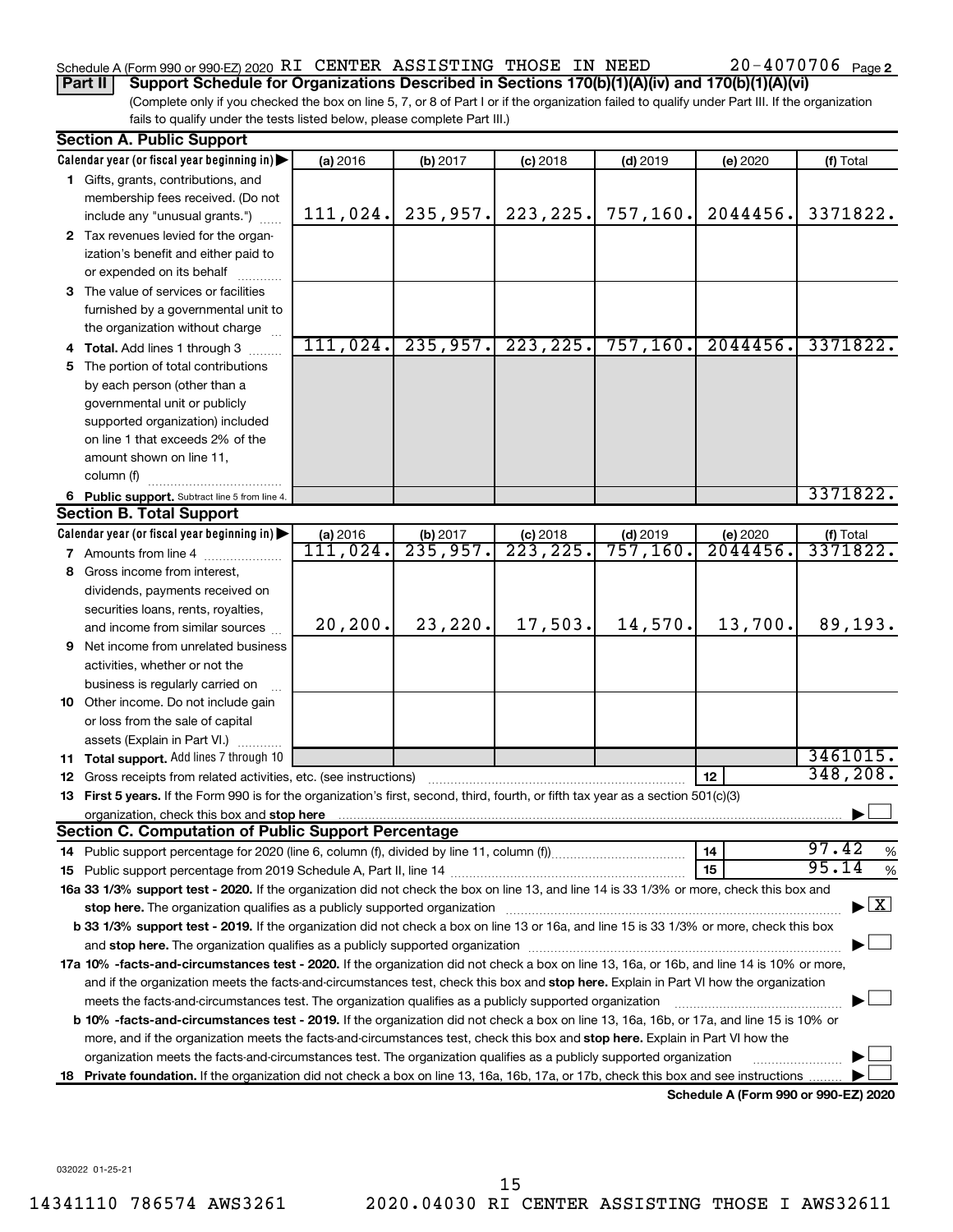Schedule A (Form 990 or 990-EZ) 2020 RI CENTER ASSISTING THOSE IN NEED 20-4070706 Page 2

**Part II | Support Schedule for Organizations Described in Sections 170(b)(1)(A)(iv) and 170(b)(1)(A)(vi)**

(Complete only if you checked the box on line 5, 7, or 8 of Part I or if the organization failed to qualify under Part III. If the organization fails to qualify under the tests listed below, please complete Part III.)

**Section A. Public Support**

| Calendar year (or fiscal year beginning in) ▶ | (a) 2016 | (b) 2017 | (c) 2018 | (d) 2019 | (e) 2020 | (f) Total |
|---|---|---|---|---|---|---|
| **1** Gifts, grants, contributions, and membership fees received. (Do not include any "unusual grants.") | 111,024. | 235,957. | 223,225. | 757,160. | 2044456. | 3371822. |
| **2** Tax revenues levied for the organization's benefit and either paid to or expended on its behalf | | | | | | |
| **3** The value of services or facilities furnished by a governmental unit to the organization without charge | | | | | | |
| **4 Total.** Add lines 1 through 3 | 111,024. | 235,957. | 223,225. | 757,160. | 2044456. | 3371822. |
| **5** The portion of total contributions by each person (other than a governmental unit or publicly supported organization) included on line 1 that exceeds 2% of the amount shown on line 11, column (f) | | | | | | |
| **6 Public support.** Subtract line 5 from line 4. | | | | | | 3371822. |

**Section B. Total Support**

| Calendar year (or fiscal year beginning in) ▶ | (a) 2016 | (b) 2017 | (c) 2018 | (d) 2019 | (e) 2020 | (f) Total |
|---|---|---|---|---|---|---|
| **7** Amounts from line 4 | 111,024. | 235,957. | 223,225. | 757,160. | 2044456. | 3371822. |
| **8** Gross income from interest, dividends, payments received on securities loans, rents, royalties, and income from similar sources | 20,200. | 23,220. | 17,503. | 14,570. | 13,700. | 89,193. |
| **9** Net income from unrelated business activities, whether or not the business is regularly carried on | | | | | | |
| **10** Other income. Do not include gain or loss from the sale of capital assets (Explain in Part VI.) | | | | | | |
| **11 Total support.** Add lines 7 through 10 | | | | | | 3461015. |

**12** Gross receipts from related activities, etc. (see instructions) | 12 | 348,208.

**13 First 5 years.** If the Form 990 is for the organization's first, second, third, fourth, or fifth tax year as a section 501(c)(3) organization, check this box and **stop here** ▶ ☐

**Section C. Computation of Public Support Percentage**

**14** Public support percentage for 2020 (line 6, column (f), divided by line 11, column (f)) | 14 | 97.42 %

**15** Public support percentage from 2019 Schedule A, Part II, line 14 | 15 | 95.14 %

**16a 33 1/3% support test - 2020.** If the organization did not check the box on line 13, and line 14 is 33 1/3% or more, check this box and **stop here.** The organization qualifies as a publicly supported organization ▶ ☒

**b 33 1/3% support test - 2019.** If the organization did not check a box on line 13 or 16a, and line 15 is 33 1/3% or more, check this box and **stop here.** The organization qualifies as a publicly supported organization ▶ ☐

**17a 10% -facts-and-circumstances test - 2020.** If the organization did not check a box on line 13, 16a, or 16b, and line 14 is 10% or more, and if the organization meets the facts-and-circumstances test, check this box and **stop here.** Explain in Part VI how the organization meets the facts-and-circumstances test. The organization qualifies as a publicly supported organization ▶ ☐

**b 10% -facts-and-circumstances test - 2019.** If the organization did not check a box on line 13, 16a, 16b, or 17a, and line 15 is 10% or more, and if the organization meets the facts-and-circumstances test, check this box and **stop here.** Explain in Part VI how the organization meets the facts-and-circumstances test. The organization qualifies as a publicly supported organization ▶ ☐

**18 Private foundation.** If the organization did not check a box on line 13, 16a, 16b, 17a, or 17b, check this box and see instructions ▶ ☐

**Schedule A (Form 990 or 990-EZ) 2020**

032022 01-25-21

14341110 786574 AWS3261 2020.04030 RI CENTER ASSISTING THOSE I AWS32611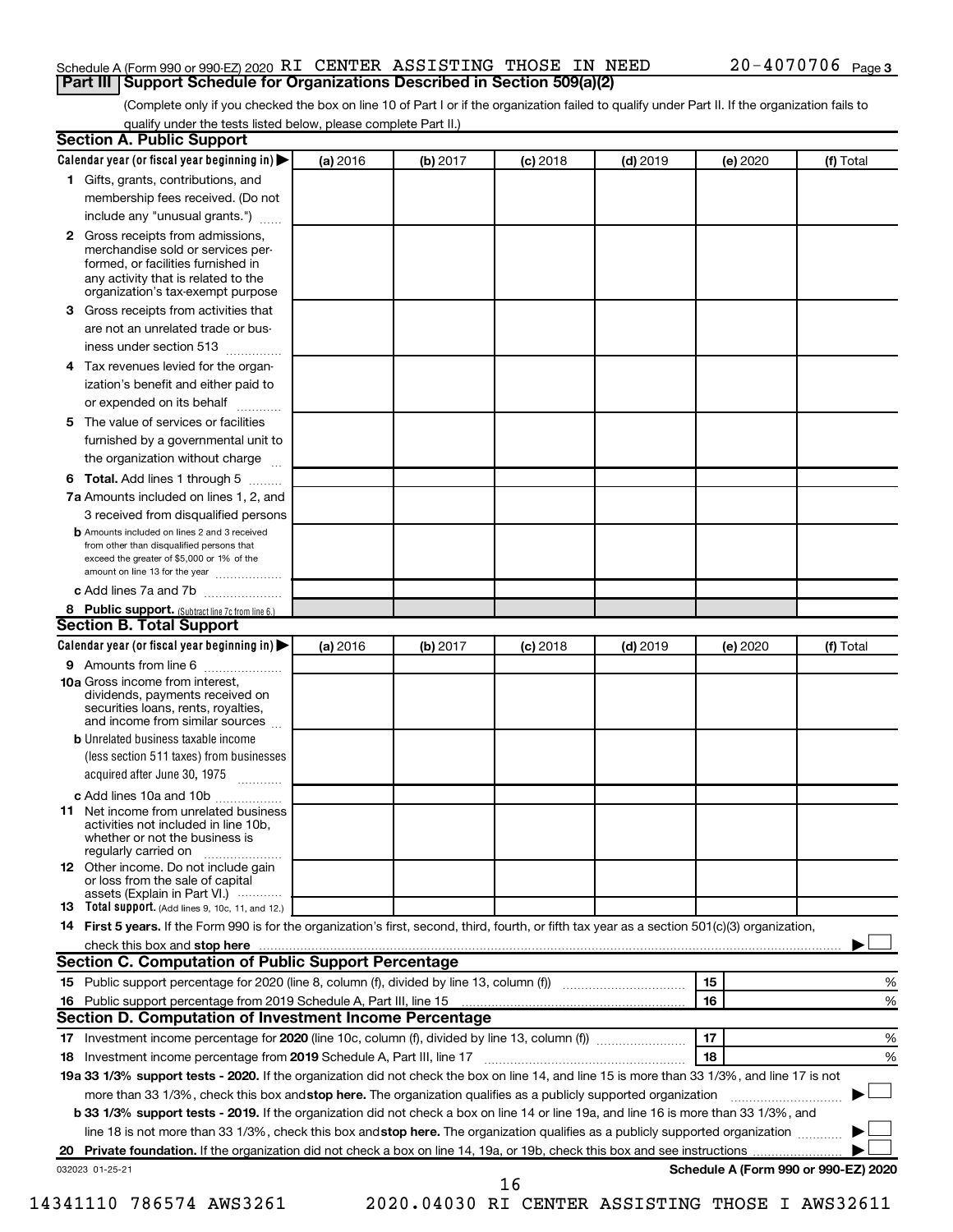Schedule A (Form 990 or 990-EZ) 2020 RI CENTER ASSISTING THOSE IN NEED 20-4070706 Page 3

## Part III Support Schedule for Organizations Described in Section 509(a)(2)

(Complete only if you checked the box on line 10 of Part I or if the organization failed to qualify under Part II. If the organization fails to qualify under the tests listed below, please complete Part II.)

### Section A. Public Support

| Calendar year (or fiscal year beginning in) ▶ | (a) 2016 | (b) 2017 | (c) 2018 | (d) 2019 | (e) 2020 | (f) Total |
|---|---|---|---|---|---|---|
| **1** Gifts, grants, contributions, and membership fees received. (Do not include any "unusual grants.") | | | | | | |
| **2** Gross receipts from admissions, merchandise sold or services performed, or facilities furnished in any activity that is related to the organization's tax-exempt purpose | | | | | | |
| **3** Gross receipts from activities that are not an unrelated trade or business under section 513 | | | | | | |
| **4** Tax revenues levied for the organization's benefit and either paid to or expended on its behalf | | | | | | |
| **5** The value of services or facilities furnished by a governmental unit to the organization without charge | | | | | | |
| **6 Total.** Add lines 1 through 5 | | | | | | |
| **7a** Amounts included on lines 1, 2, and 3 received from disqualified persons | | | | | | |
| **b** Amounts included on lines 2 and 3 received from other than disqualified persons that exceed the greater of $5,000 or 1% of the amount on line 13 for the year | | | | | | |
| **c** Add lines 7a and 7b | | | | | | |
| **8 Public support.** (Subtract line 7c from line 6.) | | | | | | |

### Section B. Total Support

| Calendar year (or fiscal year beginning in) ▶ | (a) 2016 | (b) 2017 | (c) 2018 | (d) 2019 | (e) 2020 | (f) Total |
|---|---|---|---|---|---|---|
| **9** Amounts from line 6 | | | | | | |
| **10a** Gross income from interest, dividends, payments received on securities loans, rents, royalties, and income from similar sources | | | | | | |
| **b** Unrelated business taxable income (less section 511 taxes) from businesses acquired after June 30, 1975 | | | | | | |
| **c** Add lines 10a and 10b | | | | | | |
| **11** Net income from unrelated business activities not included in line 10b, whether or not the business is regularly carried on | | | | | | |
| **12** Other income. Do not include gain or loss from the sale of capital assets (Explain in Part VI.) | | | | | | |
| **13 Total support.** (Add lines 9, 10c, 11, and 12.) | | | | | | |

**14 First 5 years.** If the Form 990 is for the organization's first, second, third, fourth, or fifth tax year as a section 501(c)(3) organization, check this box and **stop here** ▶ ☐

### Section C. Computation of Public Support Percentage

| | | | |
|---|---|---|---|
| **15** Public support percentage for 2020 (line 8, column (f), divided by line 13, column (f)) | 15 | | % |
| **16** Public support percentage from 2019 Schedule A, Part III, line 15 | 16 | | % |

### Section D. Computation of Investment Income Percentage

| | | | |
|---|---|---|---|
| **17** Investment income percentage for **2020** (line 10c, column (f), divided by line 13, column (f)) | 17 | | % |
| **18** Investment income percentage from **2019** Schedule A, Part III, line 17 | 18 | | % |

**19a 33 1/3% support tests - 2020.** If the organization did not check the box on line 14, and line 15 is more than 33 1/3%, and line 17 is not more than 33 1/3%, check this box and **stop here.** The organization qualifies as a publicly supported organization ▶ ☐

**b 33 1/3% support tests - 2019.** If the organization did not check a box on line 14 or line 19a, and line 16 is more than 33 1/3%, and line 18 is not more than 33 1/3%, check this box and **stop here.** The organization qualifies as a publicly supported organization ▶ ☐

**20 Private foundation.** If the organization did not check a box on line 14, 19a, or 19b, check this box and see instructions ▶ ☐

032023 01-25-21 **Schedule A (Form 990 or 990-EZ) 2020**

14341110 786574 AWS3261 2020.04030 RI CENTER ASSISTING THOSE I AWS32611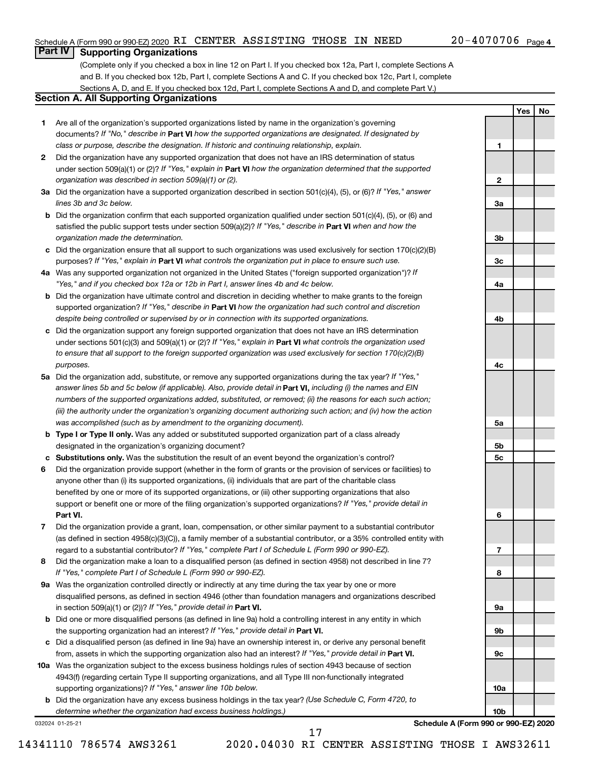Schedule A (Form 990 or 990-EZ) 2020 RI CENTER ASSISTING THOSE IN NEED 20-4070706 Page 4

## Part IV Supporting Organizations

(Complete only if you checked a box in line 12 on Part I. If you checked box 12a, Part I, complete Sections A and B. If you checked box 12b, Part I, complete Sections A and C. If you checked box 12c, Part I, complete Sections A, D, and E. If you checked box 12d, Part I, complete Sections A and D, and complete Part V.)

### Section A. All Supporting Organizations

| | | | Yes | No |
|---|---|---|---|---|
| **1** | Are all of the organization's supported organizations listed by name in the organization's governing documents? *If "No," describe in* **Part VI** *how the supported organizations are designated. If designated by class or purpose, describe the designation. If historic and continuing relationship, explain.* | 1 | | |
| **2** | Did the organization have any supported organization that does not have an IRS determination of status under section 509(a)(1) or (2)? *If "Yes," explain in* **Part VI** *how the organization determined that the supported organization was described in section 509(a)(1) or (2).* | 2 | | |
| **3a** | Did the organization have a supported organization described in section 501(c)(4), (5), or (6)? *If "Yes," answer lines 3b and 3c below.* | 3a | | |
| **b** | Did the organization confirm that each supported organization qualified under section 501(c)(4), (5), or (6) and satisfied the public support tests under section 509(a)(2)? *If "Yes," describe in* **Part VI** *when and how the organization made the determination.* | 3b | | |
| **c** | Did the organization ensure that all support to such organizations was used exclusively for section 170(c)(2)(B) purposes? *If "Yes," explain in* **Part VI** *what controls the organization put in place to ensure such use.* | 3c | | |
| **4a** | Was any supported organization not organized in the United States ("foreign supported organization")? *If "Yes," and if you checked box 12a or 12b in Part I, answer lines 4b and 4c below.* | 4a | | |
| **b** | Did the organization have ultimate control and discretion in deciding whether to make grants to the foreign supported organization? *If "Yes," describe in* **Part VI** *how the organization had such control and discretion despite being controlled or supervised by or in connection with its supported organizations.* | 4b | | |
| **c** | Did the organization support any foreign supported organization that does not have an IRS determination under sections 501(c)(3) and 509(a)(1) or (2)? *If "Yes," explain in* **Part VI** *what controls the organization used to ensure that all support to the foreign supported organization was used exclusively for section 170(c)(2)(B) purposes.* | 4c | | |
| **5a** | Did the organization add, substitute, or remove any supported organizations during the tax year? *If "Yes," answer lines 5b and 5c below (if applicable). Also, provide detail in* **Part VI,** *including (i) the names and EIN numbers of the supported organizations added, substituted, or removed; (ii) the reasons for each such action; (iii) the authority under the organization's organizing document authorizing such action; and (iv) how the action was accomplished (such as by amendment to the organizing document).* | 5a | | |
| **b** | **Type I or Type II only.** Was any added or substituted supported organization part of a class already designated in the organization's organizing document? | 5b | | |
| **c** | **Substitutions only.** Was the substitution the result of an event beyond the organization's control? | 5c | | |
| **6** | Did the organization provide support (whether in the form of grants or the provision of services or facilities) to anyone other than (i) its supported organizations, (ii) individuals that are part of the charitable class benefited by one or more of its supported organizations, or (iii) other supporting organizations that also support or benefit one or more of the filing organization's supported organizations? *If "Yes," provide detail in* **Part VI.** | 6 | | |
| **7** | Did the organization provide a grant, loan, compensation, or other similar payment to a substantial contributor (as defined in section 4958(c)(3)(C)), a family member of a substantial contributor, or a 35% controlled entity with regard to a substantial contributor? *If "Yes," complete Part I of Schedule L (Form 990 or 990-EZ).* | 7 | | |
| **8** | Did the organization make a loan to a disqualified person (as defined in section 4958) not described in line 7? *If "Yes," complete Part I of Schedule L (Form 990 or 990-EZ).* | 8 | | |
| **9a** | Was the organization controlled directly or indirectly at any time during the tax year by one or more disqualified persons, as defined in section 4946 (other than foundation managers and organizations described in section 509(a)(1) or (2))? *If "Yes," provide detail in* **Part VI.** | 9a | | |
| **b** | Did one or more disqualified persons (as defined in line 9a) hold a controlling interest in any entity in which the supporting organization had an interest? *If "Yes," provide detail in* **Part VI.** | 9b | | |
| **c** | Did a disqualified person (as defined in line 9a) have an ownership interest in, or derive any personal benefit from, assets in which the supporting organization also had an interest? *If "Yes," provide detail in* **Part VI.** | 9c | | |
| **10a** | Was the organization subject to the excess business holdings rules of section 4943 because of section 4943(f) (regarding certain Type II supporting organizations, and all Type III non-functionally integrated supporting organizations)? *If "Yes," answer line 10b below.* | 10a | | |
| **b** | Did the organization have any excess business holdings in the tax year? *(Use Schedule C, Form 4720, to determine whether the organization had excess business holdings.)* | 10b | | |

032024 01-25-21 **Schedule A (Form 990 or 990-EZ) 2020**

14341110 786574 AWS3261 2020.04030 RI CENTER ASSISTING THOSE I AWS32611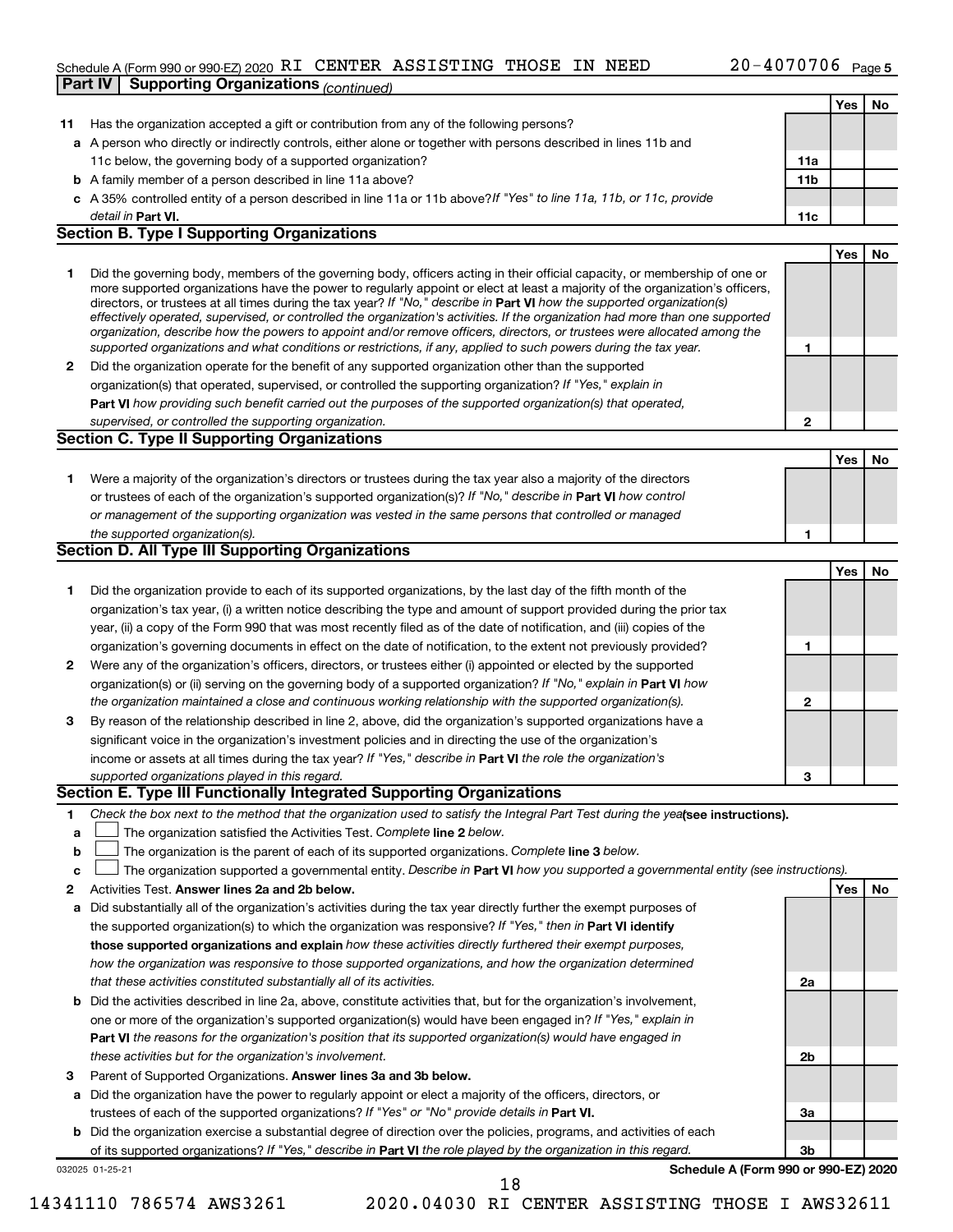Schedule A (Form 990 or 990-EZ) 2020 RI CENTER ASSISTING THOSE IN NEED 20-4070706 Page 5

**Part IV** | **Supporting Organizations** *(continued)*

| | | | Yes | No |
|---|---|---|---|---|
| **11** | Has the organization accepted a gift or contribution from any of the following persons? | | | |
| **a** | A person who directly or indirectly controls, either alone or together with persons described in lines 11b and 11c below, the governing body of a supported organization? | **11a** | | |
| **b** | A family member of a person described in line 11a above? | **11b** | | |
| **c** | A 35% controlled entity of a person described in line 11a or 11b above? *If "Yes" to line 11a, 11b, or 11c, provide detail in* **Part VI.** | **11c** | | |

## Section B. Type I Supporting Organizations

| | | | Yes | No |
|---|---|---|---|---|
| **1** | Did the governing body, members of the governing body, officers acting in their official capacity, or membership of one or more supported organizations have the power to regularly appoint or elect at least a majority of the organization's officers, directors, or trustees at all times during the tax year? *If "No," describe in* **Part VI** *how the supported organization(s) effectively operated, supervised, or controlled the organization's activities. If the organization had more than one supported organization, describe how the powers to appoint and/or remove officers, directors, or trustees were allocated among the supported organizations and what conditions or restrictions, if any, applied to such powers during the tax year.* | **1** | | |
| **2** | Did the organization operate for the benefit of any supported organization other than the supported organization(s) that operated, supervised, or controlled the supporting organization? *If "Yes," explain in* **Part VI** *how providing such benefit carried out the purposes of the supported organization(s) that operated, supervised, or controlled the supporting organization.* | **2** | | |

## Section C. Type II Supporting Organizations

| | | | Yes | No |
|---|---|---|---|---|
| **1** | Were a majority of the organization's directors or trustees during the tax year also a majority of the directors or trustees of each of the organization's supported organization(s)? *If "No," describe in* **Part VI** *how control or management of the supporting organization was vested in the same persons that controlled or managed the supported organization(s).* | **1** | | |

## Section D. All Type III Supporting Organizations

| | | | Yes | No |
|---|---|---|---|---|
| **1** | Did the organization provide to each of its supported organizations, by the last day of the fifth month of the organization's tax year, (i) a written notice describing the type and amount of support provided during the prior tax year, (ii) a copy of the Form 990 that was most recently filed as of the date of notification, and (iii) copies of the organization's governing documents in effect on the date of notification, to the extent not previously provided? | **1** | | |
| **2** | Were any of the organization's officers, directors, or trustees either (i) appointed or elected by the supported organization(s) or (ii) serving on the governing body of a supported organization? *If "No," explain in* **Part VI** *how the organization maintained a close and continuous working relationship with the supported organization(s).* | **2** | | |
| **3** | By reason of the relationship described in line 2, above, did the organization's supported organizations have a significant voice in the organization's investment policies and in directing the use of the organization's income or assets at all times during the tax year? *If "Yes," describe in* **Part VI** *the role the organization's supported organizations played in this regard.* | **3** | | |

## Section E. Type III Functionally Integrated Supporting Organizations

**1** *Check the box next to the method that the organization used to satisfy the Integral Part Test during the year* **(see instructions).**

**a** ☐ The organization satisfied the Activities Test. *Complete* **line 2** *below.*

**b** ☐ The organization is the parent of each of its supported organizations. *Complete* **line 3** *below.*

**c** ☐ The organization supported a governmental entity. *Describe in* **Part VI** *how you supported a governmental entity (see instructions).*

| | | | Yes | No |
|---|---|---|---|---|
| **2** | Activities Test. **Answer lines 2a and 2b below.** | | | |
| **a** | Did substantially all of the organization's activities during the tax year directly further the exempt purposes of the supported organization(s) to which the organization was responsive? *If "Yes," then in* **Part VI identify those supported organizations and explain** *how these activities directly furthered their exempt purposes, how the organization was responsive to those supported organizations, and how the organization determined that these activities constituted substantially all of its activities.* | **2a** | | |
| **b** | Did the activities described in line 2a, above, constitute activities that, but for the organization's involvement, one or more of the organization's supported organization(s) would have been engaged in? *If "Yes," explain in* **Part VI** *the reasons for the organization's position that its supported organization(s) would have engaged in these activities but for the organization's involvement.* | **2b** | | |
| **3** | Parent of Supported Organizations. **Answer lines 3a and 3b below.** | | | |
| **a** | Did the organization have the power to regularly appoint or elect a majority of the officers, directors, or trustees of each of the supported organizations? *If "Yes" or "No" provide details in* **Part VI.** | **3a** | | |
| **b** | Did the organization exercise a substantial degree of direction over the policies, programs, and activities of each of its supported organizations? *If "Yes," describe in* **Part VI** *the role played by the organization in this regard.* | **3b** | | |

032025 01-25-21 **Schedule A (Form 990 or 990-EZ) 2020**

14341110 786574 AWS3261 2020.04030 RI CENTER ASSISTING THOSE I AWS32611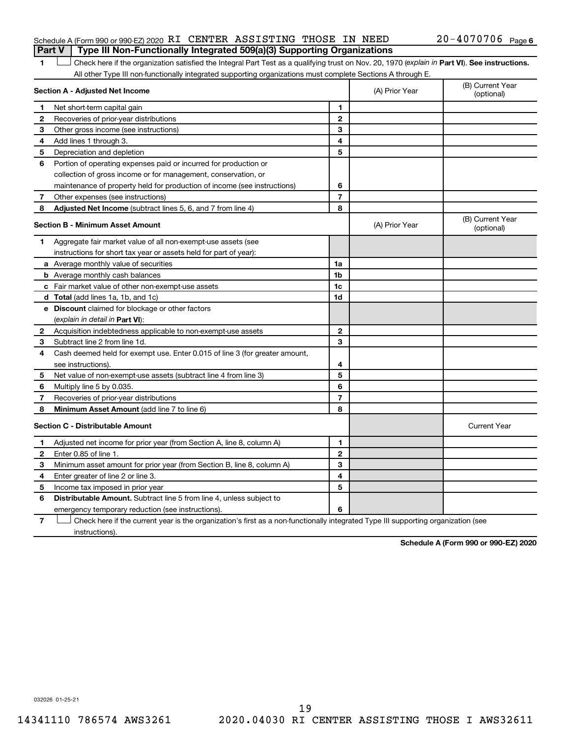Schedule A (Form 990 or 990-EZ) 2020 RI CENTER ASSISTING THOSE IN NEED 20-4070706 Page 6

## Part V Type III Non-Functionally Integrated 509(a)(3) Supporting Organizations

1 ☐ Check here if the organization satisfied the Integral Part Test as a qualifying trust on Nov. 20, 1970 (*explain in* **Part VI**). **See instructions.** All other Type III non-functionally integrated supporting organizations must complete Sections A through E.

| **Section A - Adjusted Net Income** | | | (A) Prior Year | (B) Current Year (optional) |
|---|---|---|---|---|
| 1 | Net short-term capital gain | 1 | | |
| 2 | Recoveries of prior-year distributions | 2 | | |
| 3 | Other gross income (see instructions) | 3 | | |
| 4 | Add lines 1 through 3. | 4 | | |
| 5 | Depreciation and depletion | 5 | | |
| 6 | Portion of operating expenses paid or incurred for production or collection of gross income or for management, conservation, or maintenance of property held for production of income (see instructions) | 6 | | |
| 7 | Other expenses (see instructions) | 7 | | |
| 8 | **Adjusted Net Income** (subtract lines 5, 6, and 7 from line 4) | 8 | | |

| **Section B - Minimum Asset Amount** | | | (A) Prior Year | (B) Current Year (optional) |
|---|---|---|---|---|
| 1 | Aggregate fair market value of all non-exempt-use assets (see instructions for short tax year or assets held for part of year): | | | |
| a | Average monthly value of securities | 1a | | |
| b | Average monthly cash balances | 1b | | |
| c | Fair market value of other non-exempt-use assets | 1c | | |
| d | **Total** (add lines 1a, 1b, and 1c) | 1d | | |
| e | **Discount** claimed for blockage or other factors (*explain in detail in* **Part VI**): | | | |
| 2 | Acquisition indebtedness applicable to non-exempt-use assets | 2 | | |
| 3 | Subtract line 2 from line 1d. | 3 | | |
| 4 | Cash deemed held for exempt use. Enter 0.015 of line 3 (for greater amount, see instructions). | 4 | | |
| 5 | Net value of non-exempt-use assets (subtract line 4 from line 3) | 5 | | |
| 6 | Multiply line 5 by 0.035. | 6 | | |
| 7 | Recoveries of prior-year distributions | 7 | | |
| 8 | **Minimum Asset Amount** (add line 7 to line 6) | 8 | | |

| **Section C - Distributable Amount** | | | | Current Year |
|---|---|---|---|---|
| 1 | Adjusted net income for prior year (from Section A, line 8, column A) | 1 | | |
| 2 | Enter 0.85 of line 1. | 2 | | |
| 3 | Minimum asset amount for prior year (from Section B, line 8, column A) | 3 | | |
| 4 | Enter greater of line 2 or line 3. | 4 | | |
| 5 | Income tax imposed in prior year | 5 | | |
| 6 | **Distributable Amount.** Subtract line 5 from line 4, unless subject to emergency temporary reduction (see instructions). | 6 | | |

7 ☐ Check here if the current year is the organization's first as a non-functionally integrated Type III supporting organization (see instructions).

**Schedule A (Form 990 or 990-EZ) 2020**

032026 01-25-21

14341110 786574 AWS3261 2020.04030 RI CENTER ASSISTING THOSE I AWS32611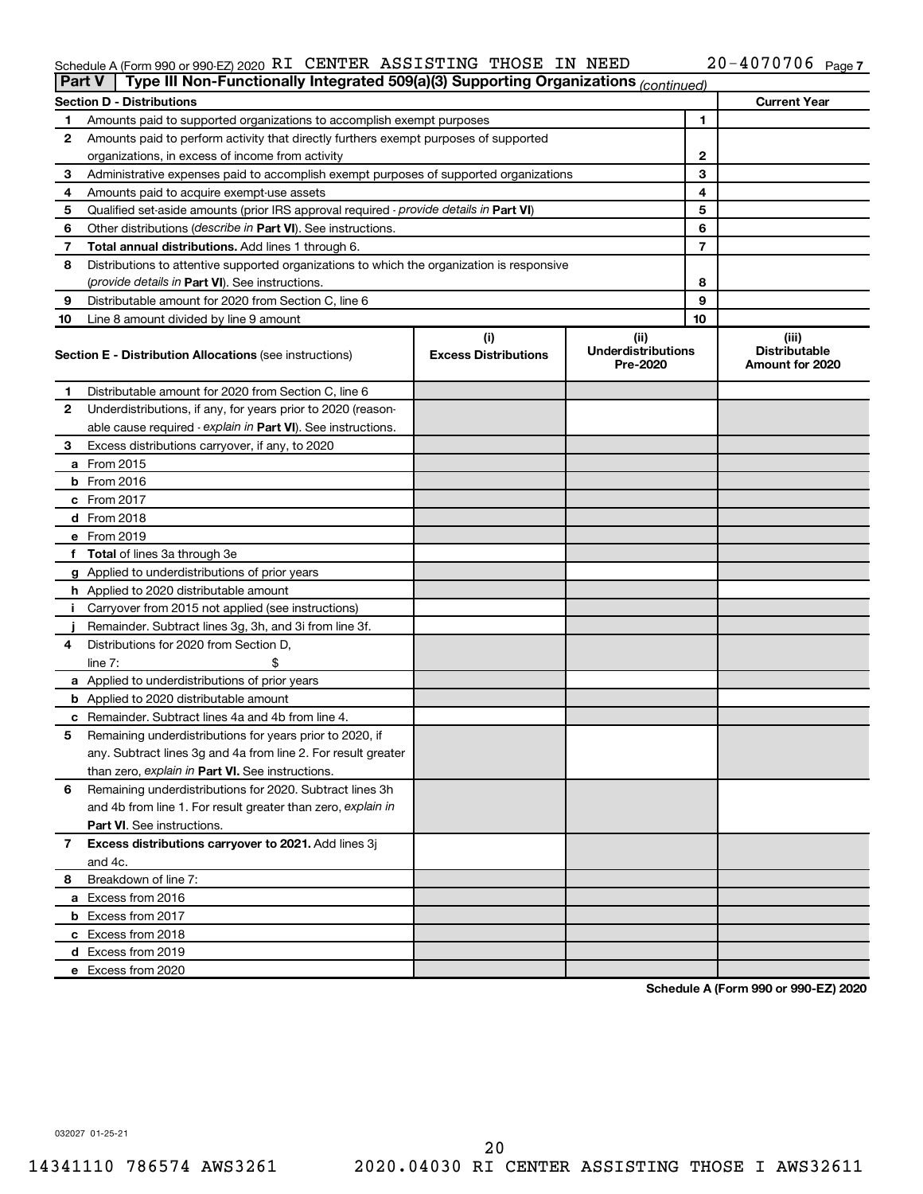Schedule A (Form 990 or 990-EZ) 2020 RI CENTER ASSISTING THOSE IN NEED 20-4070706 Page 7

## Part V | Type III Non-Functionally Integrated 509(a)(3) Supporting Organizations *(continued)*

| Section D - Distributions | | | Current Year |
|---|---|---|---|
| 1 | Amounts paid to supported organizations to accomplish exempt purposes | 1 | |
| 2 | Amounts paid to perform activity that directly furthers exempt purposes of supported organizations, in excess of income from activity | 2 | |
| 3 | Administrative expenses paid to accomplish exempt purposes of supported organizations | 3 | |
| 4 | Amounts paid to acquire exempt-use assets | 4 | |
| 5 | Qualified set-aside amounts (prior IRS approval required - *provide details in* **Part VI**) | 5 | |
| 6 | Other distributions (*describe in* **Part VI**). See instructions. | 6 | |
| 7 | **Total annual distributions.** Add lines 1 through 6. | 7 | |
| 8 | Distributions to attentive supported organizations to which the organization is responsive (*provide details in* **Part VI**). See instructions. | 8 | |
| 9 | Distributable amount for 2020 from Section C, line 6 | 9 | |
| 10 | Line 8 amount divided by line 9 amount | 10 | |

| | **Section E - Distribution Allocations** (see instructions) | (i) Excess Distributions | (ii) Underdistributions Pre-2020 | (iii) Distributable Amount for 2020 |
|---|---|---|---|---|
| 1 | Distributable amount for 2020 from Section C, line 6 | | | |
| 2 | Underdistributions, if any, for years prior to 2020 (reasonable cause required - *explain in* **Part VI**). See instructions. | | | |
| 3 | Excess distributions carryover, if any, to 2020 | | | |
| a | From 2015 | | | |
| b | From 2016 | | | |
| c | From 2017 | | | |
| d | From 2018 | | | |
| e | From 2019 | | | |
| f | **Total** of lines 3a through 3e | | | |
| g | Applied to underdistributions of prior years | | | |
| h | Applied to 2020 distributable amount | | | |
| i | Carryover from 2015 not applied (see instructions) | | | |
| j | Remainder. Subtract lines 3g, 3h, and 3i from line 3f. | | | |
| 4 | Distributions for 2020 from Section D, line 7: $ | | | |
| a | Applied to underdistributions of prior years | | | |
| b | Applied to 2020 distributable amount | | | |
| c | Remainder. Subtract lines 4a and 4b from line 4. | | | |
| 5 | Remaining underdistributions for years prior to 2020, if any. Subtract lines 3g and 4a from line 2. For result greater than zero, *explain in* **Part VI.** See instructions. | | | |
| 6 | Remaining underdistributions for 2020. Subtract lines 3h and 4b from line 1. For result greater than zero, *explain in* **Part VI**. See instructions. | | | |
| 7 | **Excess distributions carryover to 2021.** Add lines 3j and 4c. | | | |
| 8 | Breakdown of line 7: | | | |
| a | Excess from 2016 | | | |
| b | Excess from 2017 | | | |
| c | Excess from 2018 | | | |
| d | Excess from 2019 | | | |
| e | Excess from 2020 | | | |

**Schedule A (Form 990 or 990-EZ) 2020**

032027 01-25-21

14341110 786574 AWS3261 2020.04030 RI CENTER ASSISTING THOSE I AWS32611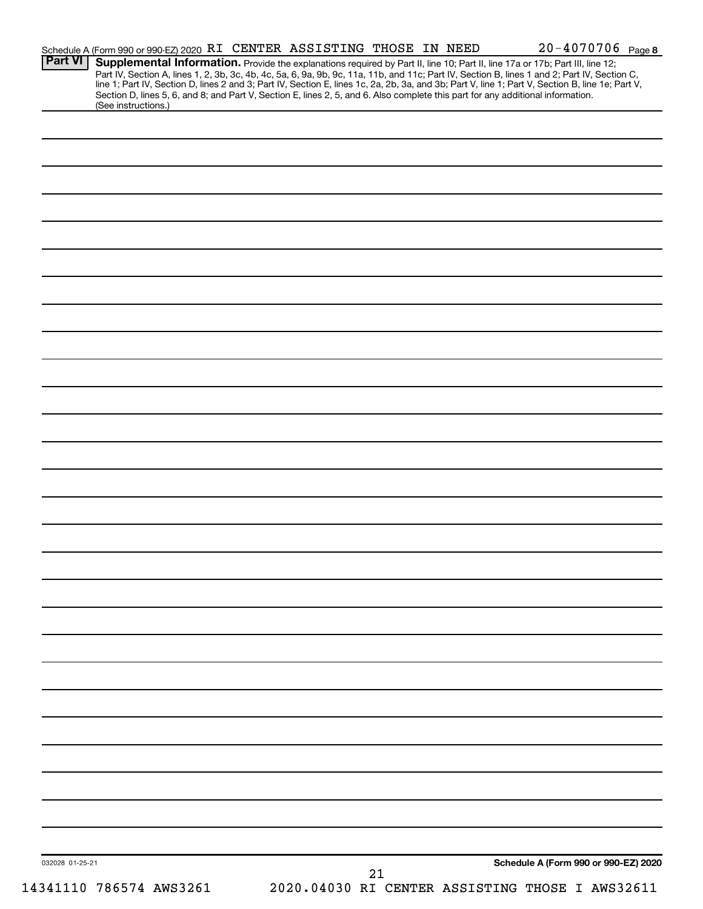Schedule A (Form 990 or 990-EZ) 2020 RI CENTER ASSISTING THOSE IN NEED 20-4070706 Page 8

**Part VI** **Supplemental Information.** Provide the explanations required by Part II, line 10; Part II, line 17a or 17b; Part III, line 12; Part IV, Section A, lines 1, 2, 3b, 3c, 4b, 4c, 5a, 6, 9a, 9b, 9c, 11a, 11b, and 11c; Part IV, Section B, lines 1 and 2; Part IV, Section C, line 1; Part IV, Section D, lines 2 and 3; Part IV, Section E, lines 1c, 2a, 2b, 3a, and 3b; Part V, line 1; Part V, Section B, line 1e; Part V, Section D, lines 5, 6, and 8; and Part V, Section E, lines 2, 5, and 6. Also complete this part for any additional information. (See instructions.)

032028 01-25-21

**Schedule A (Form 990 or 990-EZ) 2020**

14341110 786574 AWS3261 2020.04030 RI CENTER ASSISTING THOSE I AWS32611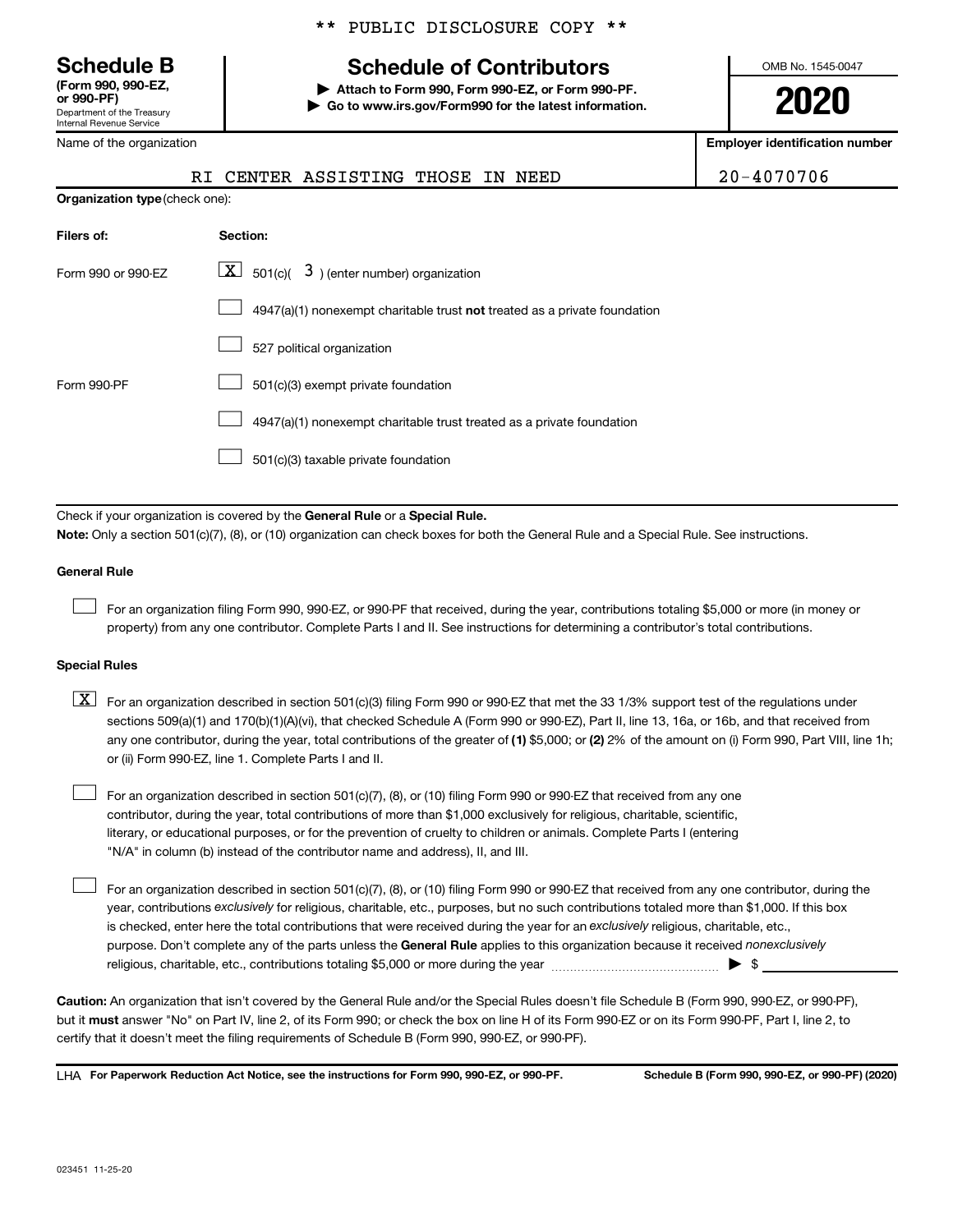** PUBLIC DISCLOSURE COPY **

**Schedule B**
**(Form 990, 990-EZ, or 990-PF)**
Department of the Treasury
Internal Revenue Service

# Schedule of Contributors

▶ **Attach to Form 990, Form 990-EZ, or Form 990-PF.**
▶ **Go to www.irs.gov/Form990 for the latest information.**

OMB No. 1545-0047

**2020**

| Name of the organization | Employer identification number |
|---|---|
| RI CENTER ASSISTING THOSE IN NEED | 20-4070706 |

**Organization type** (check one):

| Filers of: | Section: |
|---|---|
| Form 990 or 990-EZ | [X] 501(c)( 3 ) (enter number) organization |
| | [ ] 4947(a)(1) nonexempt charitable trust **not** treated as a private foundation |
| | [ ] 527 political organization |
| Form 990-PF | [ ] 501(c)(3) exempt private foundation |
| | [ ] 4947(a)(1) nonexempt charitable trust treated as a private foundation |
| | [ ] 501(c)(3) taxable private foundation |

Check if your organization is covered by the **General Rule** or a **Special Rule.**

**Note:** Only a section 501(c)(7), (8), or (10) organization can check boxes for both the General Rule and a Special Rule. See instructions.

**General Rule**

[ ] For an organization filing Form 990, 990-EZ, or 990-PF that received, during the year, contributions totaling $5,000 or more (in money or property) from any one contributor. Complete Parts I and II. See instructions for determining a contributor's total contributions.

**Special Rules**

[X] For an organization described in section 501(c)(3) filing Form 990 or 990-EZ that met the 33 1/3% support test of the regulations under sections 509(a)(1) and 170(b)(1)(A)(vi), that checked Schedule A (Form 990 or 990-EZ), Part II, line 13, 16a, or 16b, and that received from any one contributor, during the year, total contributions of the greater of **(1)** $5,000; or **(2)** 2% of the amount on (i) Form 990, Part VIII, line 1h; or (ii) Form 990-EZ, line 1. Complete Parts I and II.

[ ] For an organization described in section 501(c)(7), (8), or (10) filing Form 990 or 990-EZ that received from any one contributor, during the year, total contributions of more than $1,000 exclusively for religious, charitable, scientific, literary, or educational purposes, or for the prevention of cruelty to children or animals. Complete Parts I (entering "N/A" in column (b) instead of the contributor name and address), II, and III.

[ ] For an organization described in section 501(c)(7), (8), or (10) filing Form 990 or 990-EZ that received from any one contributor, during the year, contributions *exclusively* for religious, charitable, etc., purposes, but no such contributions totaled more than $1,000. If this box is checked, enter here the total contributions that were received during the year for an *exclusively* religious, charitable, etc., purpose. Don't complete any of the parts unless the **General Rule** applies to this organization because it received *nonexclusively* religious, charitable, etc., contributions totaling $5,000 or more during the year ▶ $ ______

**Caution:** An organization that isn't covered by the General Rule and/or the Special Rules doesn't file Schedule B (Form 990, 990-EZ, or 990-PF), but it **must** answer "No" on Part IV, line 2, of its Form 990; or check the box on line H of its Form 990-EZ or on its Form 990-PF, Part I, line 2, to certify that it doesn't meet the filing requirements of Schedule B (Form 990, 990-EZ, or 990-PF).

LHA **For Paperwork Reduction Act Notice, see the instructions for Form 990, 990-EZ, or 990-PF.** **Schedule B (Form 990, 990-EZ, or 990-PF) (2020)**

023451 11-25-20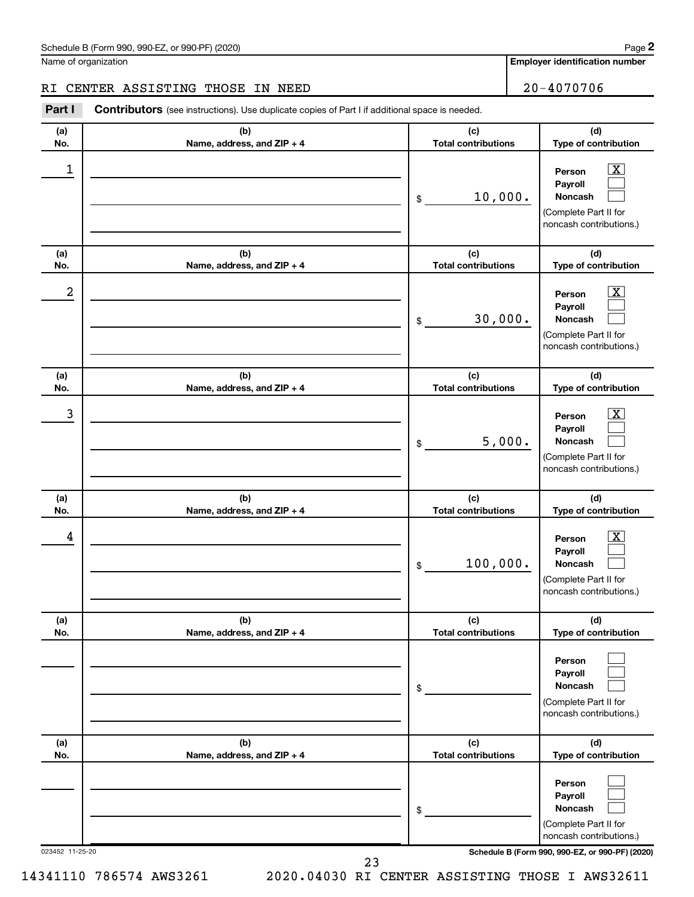Schedule B (Form 990, 990-EZ, or 990-PF) (2020)

Name of organization: RI CENTER ASSISTING THOSE IN NEED

Employer identification number: 20-4070706

**Part I** **Contributors** (see instructions). Use duplicate copies of Part I if additional space is needed.

| (a) No. | (b) Name, address, and ZIP + 4 | (c) Total contributions | (d) Type of contribution |
|---|---|---|---|
| 1 | | $ 10,000. | Person [X] Payroll [ ] Noncash [ ] (Complete Part II for noncash contributions.) |
| 2 | | $ 30,000. | Person [X] Payroll [ ] Noncash [ ] (Complete Part II for noncash contributions.) |
| 3 | | $ 5,000. | Person [X] Payroll [ ] Noncash [ ] (Complete Part II for noncash contributions.) |
| 4 | | $ 100,000. | Person [X] Payroll [ ] Noncash [ ] (Complete Part II for noncash contributions.) |
| | | $ | Person [ ] Payroll [ ] Noncash [ ] (Complete Part II for noncash contributions.) |
| | | $ | Person [ ] Payroll [ ] Noncash [ ] (Complete Part II for noncash contributions.) |

023452 11-25-20

Schedule B (Form 990, 990-EZ, or 990-PF) (2020)

14341110 786574 AWS3261 2020.04030 RI CENTER ASSISTING THOSE I AWS32611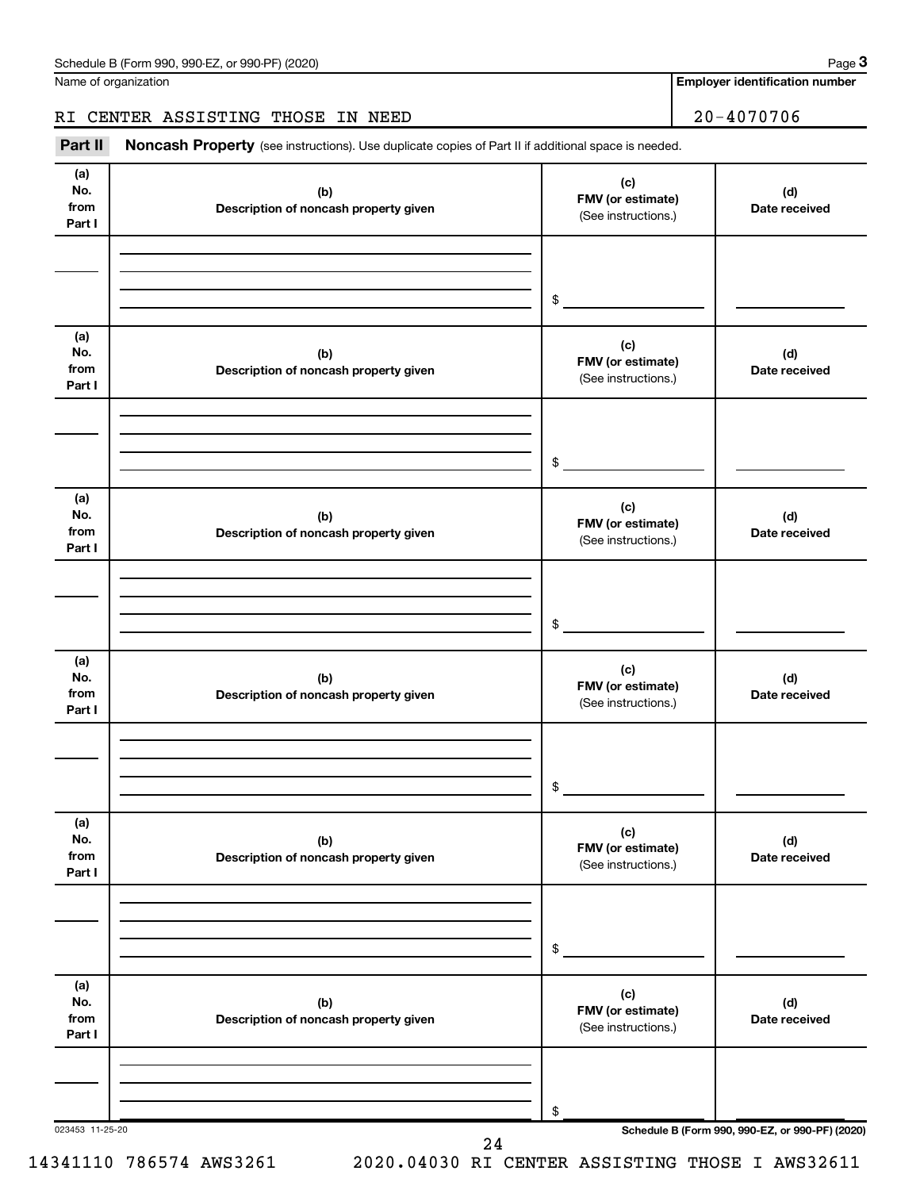Name of organization

RI CENTER ASSISTING THOSE IN NEED

**Employer identification number**

20-4070706

**Part II** **Noncash Property** (see instructions). Use duplicate copies of Part II if additional space is needed.

| (a) No. from Part I | (b) Description of noncash property given | (c) FMV (or estimate) (See instructions.) | (d) Date received |
|---|---|---|---|
| | | $ | |

| (a) No. from Part I | (b) Description of noncash property given | (c) FMV (or estimate) (See instructions.) | (d) Date received |
|---|---|---|---|
| | | $ | |

| (a) No. from Part I | (b) Description of noncash property given | (c) FMV (or estimate) (See instructions.) | (d) Date received |
|---|---|---|---|
| | | $ | |

| (a) No. from Part I | (b) Description of noncash property given | (c) FMV (or estimate) (See instructions.) | (d) Date received |
|---|---|---|---|
| | | $ | |

| (a) No. from Part I | (b) Description of noncash property given | (c) FMV (or estimate) (See instructions.) | (d) Date received |
|---|---|---|---|
| | | $ | |

| (a) No. from Part I | (b) Description of noncash property given | (c) FMV (or estimate) (See instructions.) | (d) Date received |
|---|---|---|---|
| | | $ | |

023453 11-25-20

14341110 786574 AWS3261 2020.04030 RI CENTER ASSISTING THOSE I AWS32611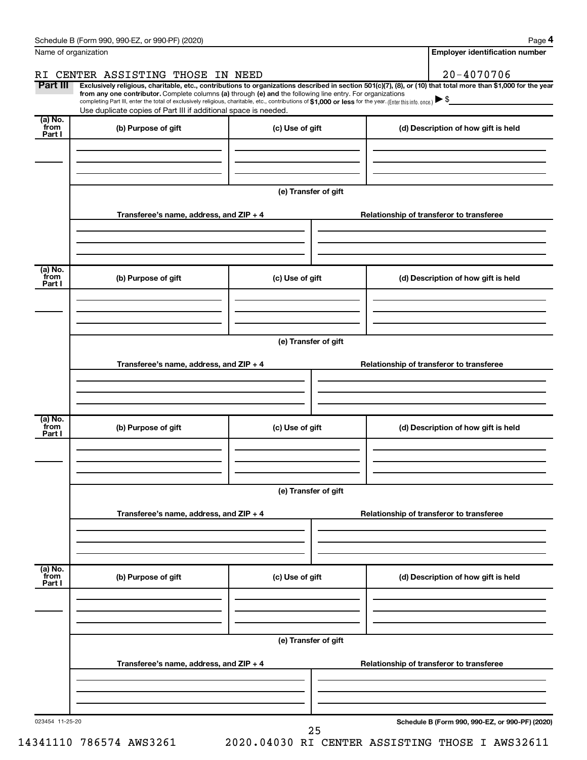Name of organization

RI CENTER ASSISTING THOSE IN NEED

**Employer identification number**

20-4070706

**Part III** **Exclusively religious, charitable, etc., contributions to organizations described in section 501(c)(7), (8), or (10) that total more than $1,000 for the year from any one contributor.** Complete columns **(a)** through **(e)** and the following line entry. For organizations completing Part III, enter the total of exclusively religious, charitable, etc., contributions of **$1,000 or less** for the year. (Enter this info. once.) ▶ $

Use duplicate copies of Part III if additional space is needed.

| (a) No. from Part I | (b) Purpose of gift | (c) Use of gift | (d) Description of how gift is held |
|---|---|---|---|
| | | | |

**(e) Transfer of gift**

| Transferee's name, address, and ZIP + 4 | Relationship of transferor to transferee |
|---|---|
| | |

| (a) No. from Part I | (b) Purpose of gift | (c) Use of gift | (d) Description of how gift is held |
|---|---|---|---|
| | | | |

**(e) Transfer of gift**

| Transferee's name, address, and ZIP + 4 | Relationship of transferor to transferee |
|---|---|
| | |

| (a) No. from Part I | (b) Purpose of gift | (c) Use of gift | (d) Description of how gift is held |
|---|---|---|---|
| | | | |

**(e) Transfer of gift**

| Transferee's name, address, and ZIP + 4 | Relationship of transferor to transferee |
|---|---|
| | |

| (a) No. from Part I | (b) Purpose of gift | (c) Use of gift | (d) Description of how gift is held |
|---|---|---|---|
| | | | |

**(e) Transfer of gift**

| Transferee's name, address, and ZIP + 4 | Relationship of transferor to transferee |
|---|---|
| | |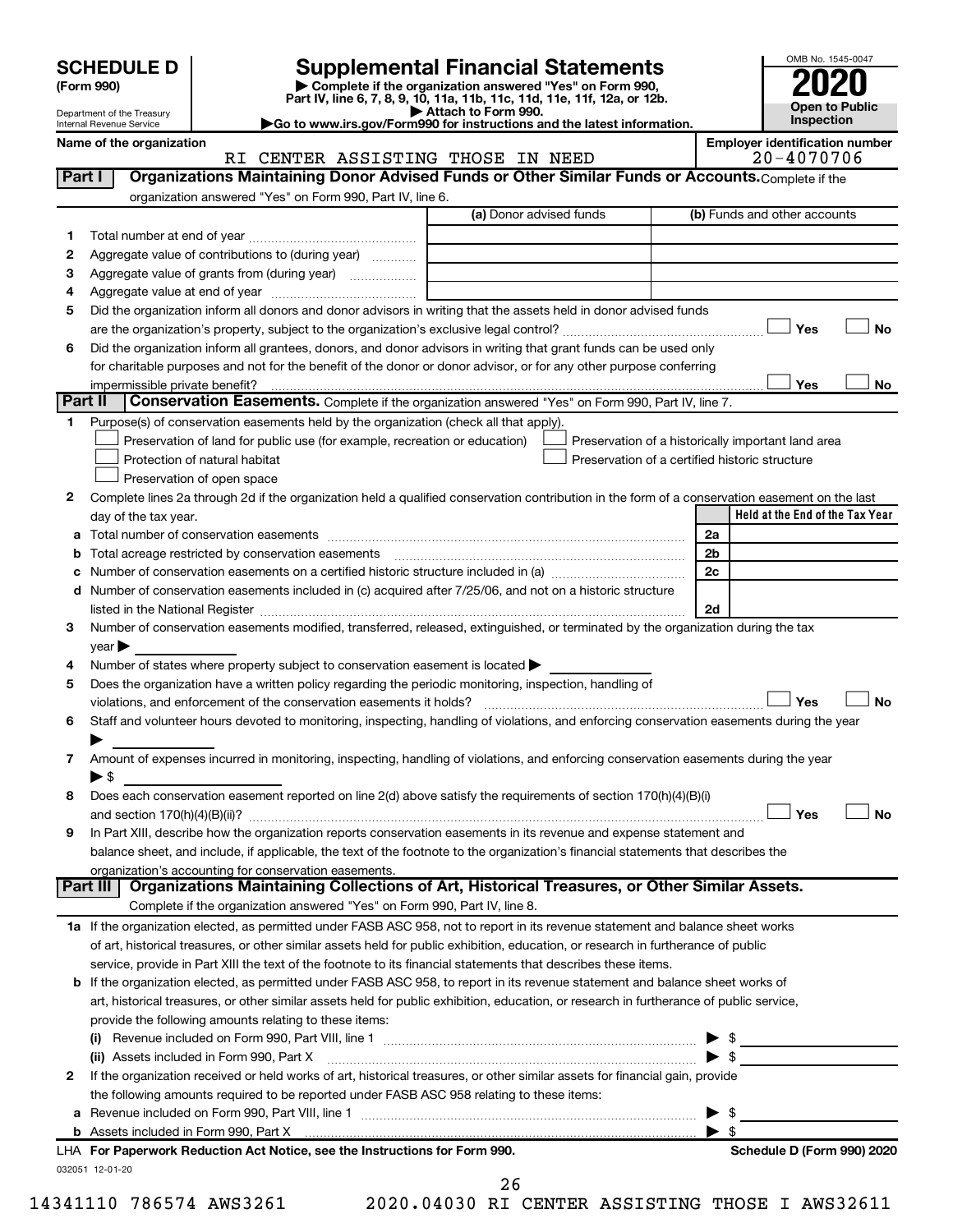# SCHEDULE D (Form 990)

Department of the Treasury
Internal Revenue Service

## Supplemental Financial Statements

▶ Complete if the organization answered "Yes" on Form 990, Part IV, line 6, 7, 8, 9, 10, 11a, 11b, 11c, 11d, 11e, 11f, 12a, or 12b.
▶ Attach to Form 990.
▶Go to www.irs.gov/Form990 for instructions and the latest information.

OMB No. 1545-0047

**2020**

**Open to Public Inspection**

**Name of the organization:** RI CENTER ASSISTING THOSE IN NEED

**Employer identification number:** 20-4070706

### Part I — Organizations Maintaining Donor Advised Funds or Other Similar Funds or Accounts.

Complete if the organization answered "Yes" on Form 990, Part IV, line 6.

| | | (a) Donor advised funds | (b) Funds and other accounts |
|---|---|---|---|
| 1 | Total number at end of year | | |
| 2 | Aggregate value of contributions to (during year) | | |
| 3 | Aggregate value of grants from (during year) | | |
| 4 | Aggregate value at end of year | | |

5 Did the organization inform all donors and donor advisors in writing that the assets held in donor advised funds are the organization's property, subject to the organization's exclusive legal control? ☐ Yes ☐ No

6 Did the organization inform all grantees, donors, and donor advisors in writing that grant funds can be used only for charitable purposes and not for the benefit of the donor or donor advisor, or for any other purpose conferring impermissible private benefit? ☐ Yes ☐ No

### Part II — Conservation Easements.

Complete if the organization answered "Yes" on Form 990, Part IV, line 7.

1 Purpose(s) of conservation easements held by the organization (check all that apply).

- ☐ Preservation of land for public use (for example, recreation or education)
- ☐ Protection of natural habitat
- ☐ Preservation of open space
- ☐ Preservation of a historically important land area
- ☐ Preservation of a certified historic structure

2 Complete lines 2a through 2d if the organization held a qualified conservation contribution in the form of a conservation easement on the last day of the tax year.

| | | | Held at the End of the Tax Year |
|---|---|---|---|
| a | Total number of conservation easements | 2a | |
| b | Total acreage restricted by conservation easements | 2b | |
| c | Number of conservation easements on a certified historic structure included in (a) | 2c | |
| d | Number of conservation easements included in (c) acquired after 7/25/06, and not on a historic structure listed in the National Register | 2d | |

3 Number of conservation easements modified, transferred, released, extinguished, or terminated by the organization during the tax year ▶

4 Number of states where property subject to conservation easement is located ▶

5 Does the organization have a written policy regarding the periodic monitoring, inspection, handling of violations, and enforcement of the conservation easements it holds? ☐ Yes ☐ No

6 Staff and volunteer hours devoted to monitoring, inspecting, handling of violations, and enforcing conservation easements during the year ▶

7 Amount of expenses incurred in monitoring, inspecting, handling of violations, and enforcing conservation easements during the year ▶ $

8 Does each conservation easement reported on line 2(d) above satisfy the requirements of section 170(h)(4)(B)(i) and section 170(h)(4)(B)(ii)? ☐ Yes ☐ No

9 In Part XIII, describe how the organization reports conservation easements in its revenue and expense statement and balance sheet, and include, if applicable, the text of the footnote to the organization's financial statements that describes the organization's accounting for conservation easements.

### Part III — Organizations Maintaining Collections of Art, Historical Treasures, or Other Similar Assets.

Complete if the organization answered "Yes" on Form 990, Part IV, line 8.

1a If the organization elected, as permitted under FASB ASC 958, not to report in its revenue statement and balance sheet works of art, historical treasures, or other similar assets held for public exhibition, education, or research in furtherance of public service, provide in Part XIII the text of the footnote to its financial statements that describes these items.

b If the organization elected, as permitted under FASB ASC 958, to report in its revenue statement and balance sheet works of art, historical treasures, or other similar assets held for public exhibition, education, or research in furtherance of public service, provide the following amounts relating to these items:

(i) Revenue included on Form 990, Part VIII, line 1 ▶ $

(ii) Assets included in Form 990, Part X ▶ $

2 If the organization received or held works of art, historical treasures, or other similar assets for financial gain, provide the following amounts required to be reported under FASB ASC 958 relating to these items:

a Revenue included on Form 990, Part VIII, line 1 ▶ $

b Assets included in Form 990, Part X ▶ $

LHA For Paperwork Reduction Act Notice, see the Instructions for Form 990. Schedule D (Form 990) 2020

032051 12-01-20

14341110 786574 AWS3261 2020.04030 RI CENTER ASSISTING THOSE I AWS32611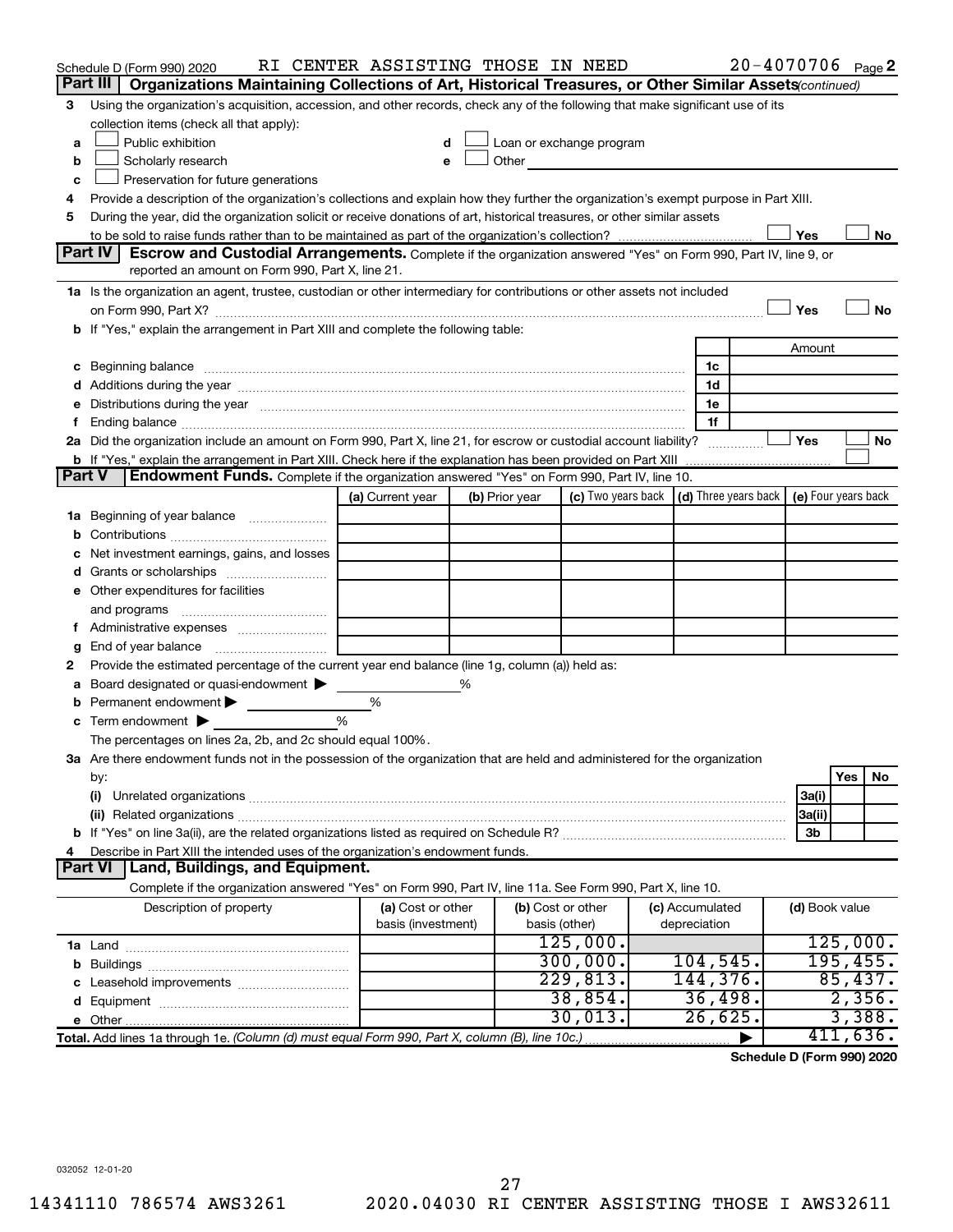Schedule D (Form 990) 2020 RI CENTER ASSISTING THOSE IN NEED 20-4070706 Page 2

## Part III | Organizations Maintaining Collections of Art, Historical Treasures, or Other Similar Assets *(continued)*

**3** Using the organization's acquisition, accession, and other records, check any of the following that make significant use of its collection items (check all that apply):

- **a** ☐ Public exhibition
- **b** ☐ Scholarly research
- **c** ☐ Preservation for future generations
- **d** ☐ Loan or exchange program
- **e** ☐ Other

**4** Provide a description of the organization's collections and explain how they further the organization's exempt purpose in Part XIII.

**5** During the year, did the organization solicit or receive donations of art, historical treasures, or other similar assets to be sold to raise funds rather than to be maintained as part of the organization's collection? ☐ Yes ☐ No

## Part IV | Escrow and Custodial Arrangements.

Complete if the organization answered "Yes" on Form 990, Part IV, line 9, or reported an amount on Form 990, Part X, line 21.

**1a** Is the organization an agent, trustee, custodian or other intermediary for contributions or other assets not included on Form 990, Part X? ☐ Yes ☐ No

**b** If "Yes," explain the arrangement in Part XIII and complete the following table:

| | | Amount |
|---|---|---|
| **c** Beginning balance | 1c | |
| **d** Additions during the year | 1d | |
| **e** Distributions during the year | 1e | |
| **f** Ending balance | 1f | |

**2a** Did the organization include an amount on Form 990, Part X, line 21, for escrow or custodial account liability? ☐ Yes ☐ No

**b** If "Yes," explain the arrangement in Part XIII. Check here if the explanation has been provided on Part XIII ☐

## Part V | Endowment Funds.

Complete if the organization answered "Yes" on Form 990, Part IV, line 10.

| | (a) Current year | (b) Prior year | (c) Two years back | (d) Three years back | (e) Four years back |
|---|---|---|---|---|---|
| **1a** Beginning of year balance | | | | | |
| **b** Contributions | | | | | |
| **c** Net investment earnings, gains, and losses | | | | | |
| **d** Grants or scholarships | | | | | |
| **e** Other expenditures for facilities and programs | | | | | |
| **f** Administrative expenses | | | | | |
| **g** End of year balance | | | | | |

**2** Provide the estimated percentage of the current year end balance (line 1g, column (a)) held as:

- **a** Board designated or quasi-endowment ▶ ____ %
- **b** Permanent endowment ▶ ____ %
- **c** Term endowment ▶ ____ %

The percentages on lines 2a, 2b, and 2c should equal 100%.

**3a** Are there endowment funds not in the possession of the organization that are held and administered for the organization by:

| | | Yes | No |
|---|---|---|---|
| **(i)** Unrelated organizations | 3a(i) | | |
| **(ii)** Related organizations | 3a(ii) | | |
| **b** If "Yes" on line 3a(ii), are the related organizations listed as required on Schedule R? | 3b | | |

**4** Describe in Part XIII the intended uses of the organization's endowment funds.

## Part VI | Land, Buildings, and Equipment.

Complete if the organization answered "Yes" on Form 990, Part IV, line 11a. See Form 990, Part X, line 10.

| Description of property | (a) Cost or other basis (investment) | (b) Cost or other basis (other) | (c) Accumulated depreciation | (d) Book value |
|---|---|---|---|---|
| **1a** Land | | 125,000. | | 125,000. |
| **b** Buildings | | 300,000. | 104,545. | 195,455. |
| **c** Leasehold improvements | | 229,813. | 144,376. | 85,437. |
| **d** Equipment | | 38,854. | 36,498. | 2,356. |
| **e** Other | | 30,013. | 26,625. | 3,388. |
| **Total.** Add lines 1a through 1e. *(Column (d) must equal Form 990, Part X, column (B), line 10c.)* ▶ | | | | 411,636. |

**Schedule D (Form 990) 2020**

032052 12-01-20

14341110 786574 AWS3261 2020.04030 RI CENTER ASSISTING THOSE I AWS32611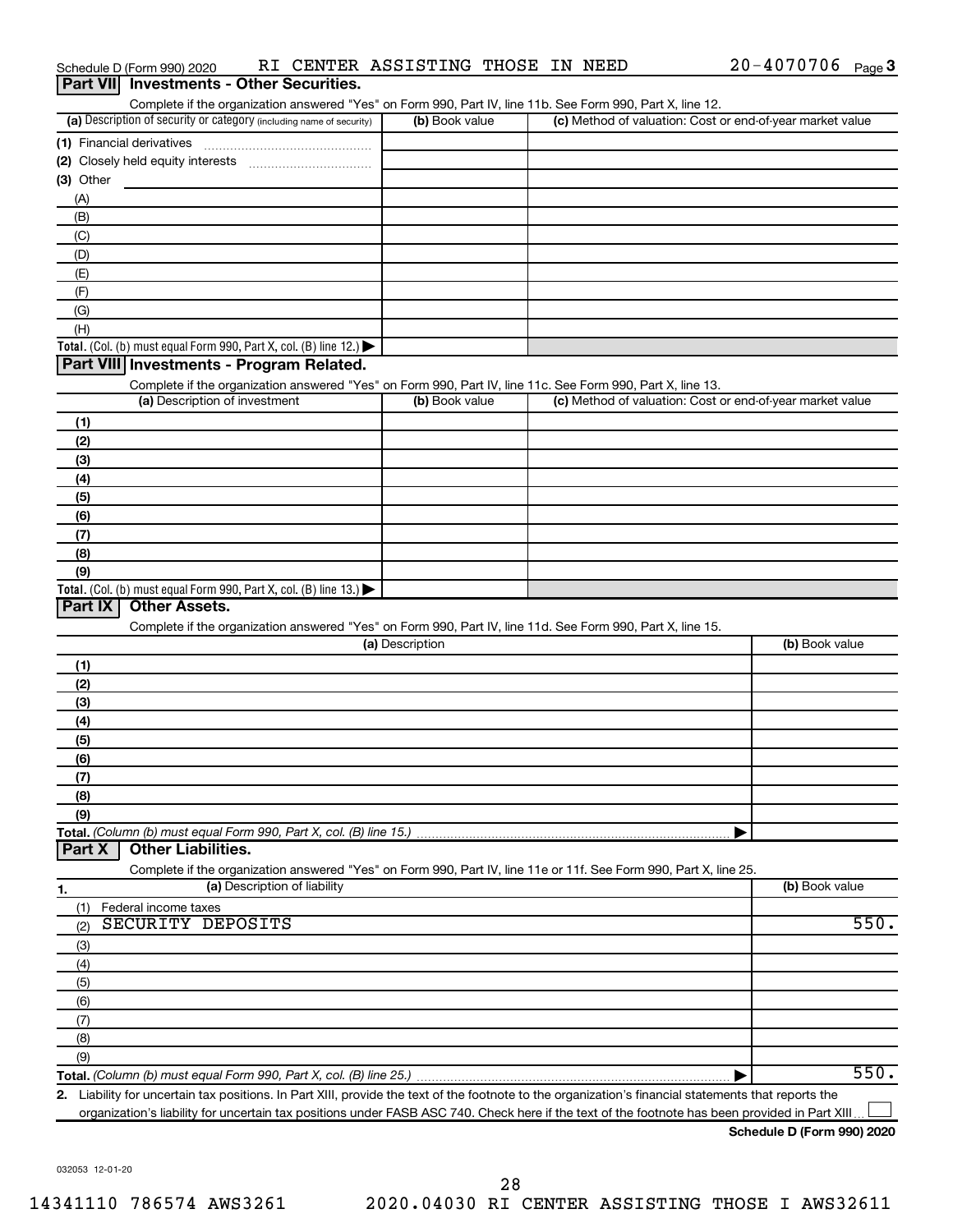Schedule D (Form 990) 2020 RI CENTER ASSISTING THOSE IN NEED 20-4070706 Page 3

## Part VII Investments - Other Securities.

Complete if the organization answered "Yes" on Form 990, Part IV, line 11b. See Form 990, Part X, line 12.

| (a) Description of security or category (including name of security) | (b) Book value | (c) Method of valuation: Cost or end-of-year market value |
|---|---|---|
| (1) Financial derivatives | | |
| (2) Closely held equity interests | | |
| (3) Other | | |
| (A) | | |
| (B) | | |
| (C) | | |
| (D) | | |
| (E) | | |
| (F) | | |
| (G) | | |
| (H) | | |
| **Total.** (Col. (b) must equal Form 990, Part X, col. (B) line 12.) | | |

## Part VIII Investments - Program Related.

Complete if the organization answered "Yes" on Form 990, Part IV, line 11c. See Form 990, Part X, line 13.

| (a) Description of investment | (b) Book value | (c) Method of valuation: Cost or end-of-year market value |
|---|---|---|
| (1) | | |
| (2) | | |
| (3) | | |
| (4) | | |
| (5) | | |
| (6) | | |
| (7) | | |
| (8) | | |
| (9) | | |
| **Total.** (Col. (b) must equal Form 990, Part X, col. (B) line 13.) | | |

## Part IX Other Assets.

Complete if the organization answered "Yes" on Form 990, Part IV, line 11d. See Form 990, Part X, line 15.

| (a) Description | (b) Book value |
|---|---|
| (1) | |
| (2) | |
| (3) | |
| (4) | |
| (5) | |
| (6) | |
| (7) | |
| (8) | |
| (9) | |
| **Total.** *(Column (b) must equal Form 990, Part X, col. (B) line 15.)* | |

## Part X Other Liabilities.

Complete if the organization answered "Yes" on Form 990, Part IV, line 11e or 11f. See Form 990, Part X, line 25.

| 1. (a) Description of liability | (b) Book value |
|---|---|
| (1) Federal income taxes | |
| (2) SECURITY DEPOSITS | 550. |
| (3) | |
| (4) | |
| (5) | |
| (6) | |
| (7) | |
| (8) | |
| (9) | |
| **Total.** *(Column (b) must equal Form 990, Part X, col. (B) line 25.)* | 550. |

**2.** Liability for uncertain tax positions. In Part XIII, provide the text of the footnote to the organization's financial statements that reports the organization's liability for uncertain tax positions under FASB ASC 740. Check here if the text of the footnote has been provided in Part XIII ☐

**Schedule D (Form 990) 2020**

032053 12-01-20

14341110 786574 AWS3261 2020.04030 RI CENTER ASSISTING THOSE I AWS32611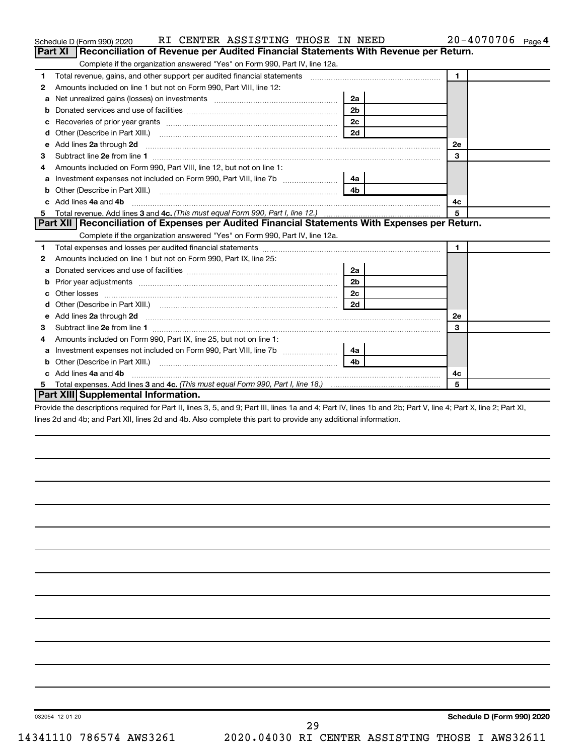Schedule D (Form 990) 2020 RI CENTER ASSISTING THOSE IN NEED 20-4070706 Page 4

## Part XI Reconciliation of Revenue per Audited Financial Statements With Revenue per Return.

Complete if the organization answered "Yes" on Form 990, Part IV, line 12a.

| | | | | | |
|---|---|---|---|---|---|
| 1 | Total revenue, gains, and other support per audited financial statements | | | 1 | |
| 2 | Amounts included on line 1 but not on Form 990, Part VIII, line 12: | | | | |
| a | Net unrealized gains (losses) on investments | 2a | | | |
| b | Donated services and use of facilities | 2b | | | |
| c | Recoveries of prior year grants | 2c | | | |
| d | Other (Describe in Part XIII.) | 2d | | | |
| e | Add lines 2a through 2d | | | 2e | |
| 3 | Subtract line 2e from line 1 | | | 3 | |
| 4 | Amounts included on Form 990, Part VIII, line 12, but not on line 1: | | | | |
| a | Investment expenses not included on Form 990, Part VIII, line 7b | 4a | | | |
| b | Other (Describe in Part XIII.) | 4b | | | |
| c | Add lines 4a and 4b | | | 4c | |
| 5 | Total revenue. Add lines 3 and 4c. *(This must equal Form 990, Part I, line 12.)* | | | 5 | |

## Part XII Reconciliation of Expenses per Audited Financial Statements With Expenses per Return.

Complete if the organization answered "Yes" on Form 990, Part IV, line 12a.

| | | | | | |
|---|---|---|---|---|---|
| 1 | Total expenses and losses per audited financial statements | | | 1 | |
| 2 | Amounts included on line 1 but not on Form 990, Part IX, line 25: | | | | |
| a | Donated services and use of facilities | 2a | | | |
| b | Prior year adjustments | 2b | | | |
| c | Other losses | 2c | | | |
| d | Other (Describe in Part XIII.) | 2d | | | |
| e | Add lines 2a through 2d | | | 2e | |
| 3 | Subtract line 2e from line 1 | | | 3 | |
| 4 | Amounts included on Form 990, Part IX, line 25, but not on line 1: | | | | |
| a | Investment expenses not included on Form 990, Part VIII, line 7b | 4a | | | |
| b | Other (Describe in Part XIII.) | 4b | | | |
| c | Add lines 4a and 4b | | | 4c | |
| 5 | Total expenses. Add lines 3 and 4c. *(This must equal Form 990, Part I, line 18.)* | | | 5 | |

## Part XIII Supplemental Information.

Provide the descriptions required for Part II, lines 3, 5, and 9; Part III, lines 1a and 4; Part IV, lines 1b and 2b; Part V, line 4; Part X, line 2; Part XI, lines 2d and 4b; and Part XII, lines 2d and 4b. Also complete this part to provide any additional information.

032054 12-01-20 **Schedule D (Form 990) 2020**

14341110 786574 AWS3261 2020.04030 RI CENTER ASSISTING THOSE I AWS32611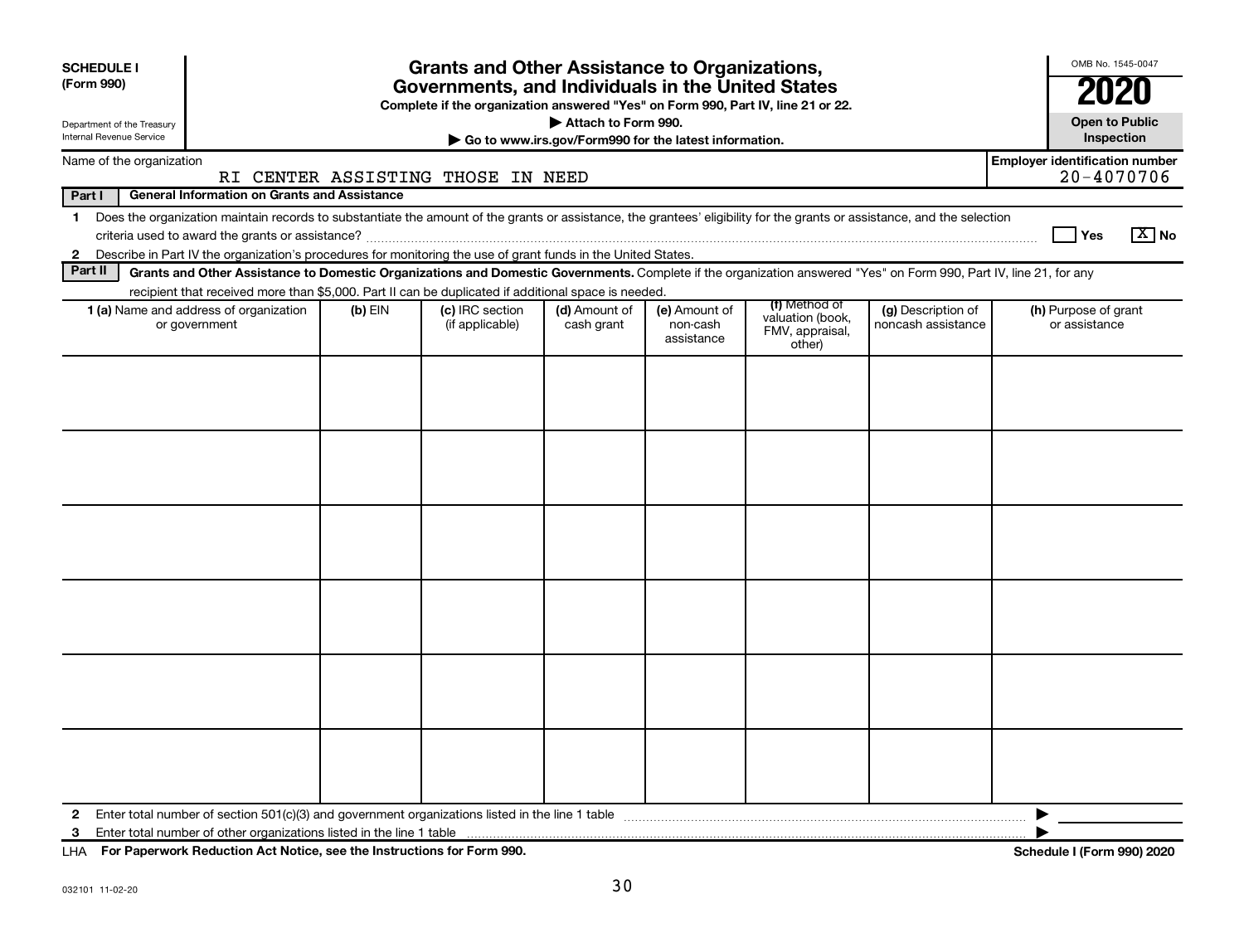**SCHEDULE I (Form 990)**

Department of the Treasury
Internal Revenue Service

# Grants and Other Assistance to Organizations, Governments, and Individuals in the United States

**Complete if the organization answered "Yes" on Form 990, Part IV, line 21 or 22.**

**▶ Attach to Form 990.**

**▶ Go to www.irs.gov/Form990 for the latest information.**

OMB No. 1545-0047

**2020**

**Open to Public Inspection**

Name of the organization: RI CENTER ASSISTING THOSE IN NEED

Employer identification number: 20-4070706

**Part I — General Information on Grants and Assistance**

1 Does the organization maintain records to substantiate the amount of the grants or assistance, the grantees' eligibility for the grants or assistance, and the selection criteria used to award the grants or assistance? ☐ Yes ☒ No

2 Describe in Part IV the organization's procedures for monitoring the use of grant funds in the United States.

**Part II — Grants and Other Assistance to Domestic Organizations and Domestic Governments.** Complete if the organization answered "Yes" on Form 990, Part IV, line 21, for any recipient that received more than $5,000. Part II can be duplicated if additional space is needed.

| 1 (a) Name and address of organization or government | (b) EIN | (c) IRC section (if applicable) | (d) Amount of cash grant | (e) Amount of non-cash assistance | (f) Method of valuation (book, FMV, appraisal, other) | (g) Description of noncash assistance | (h) Purpose of grant or assistance |
|---|---|---|---|---|---|---|---|
| | | | | | | | |
| | | | | | | | |
| | | | | | | | |
| | | | | | | | |
| | | | | | | | |
| | | | | | | | |

2 Enter total number of section 501(c)(3) and government organizations listed in the line 1 table ▶

3 Enter total number of other organizations listed in the line 1 table ▶

LHA **For Paperwork Reduction Act Notice, see the Instructions for Form 990.** **Schedule I (Form 990) 2020**

032101 11-02-20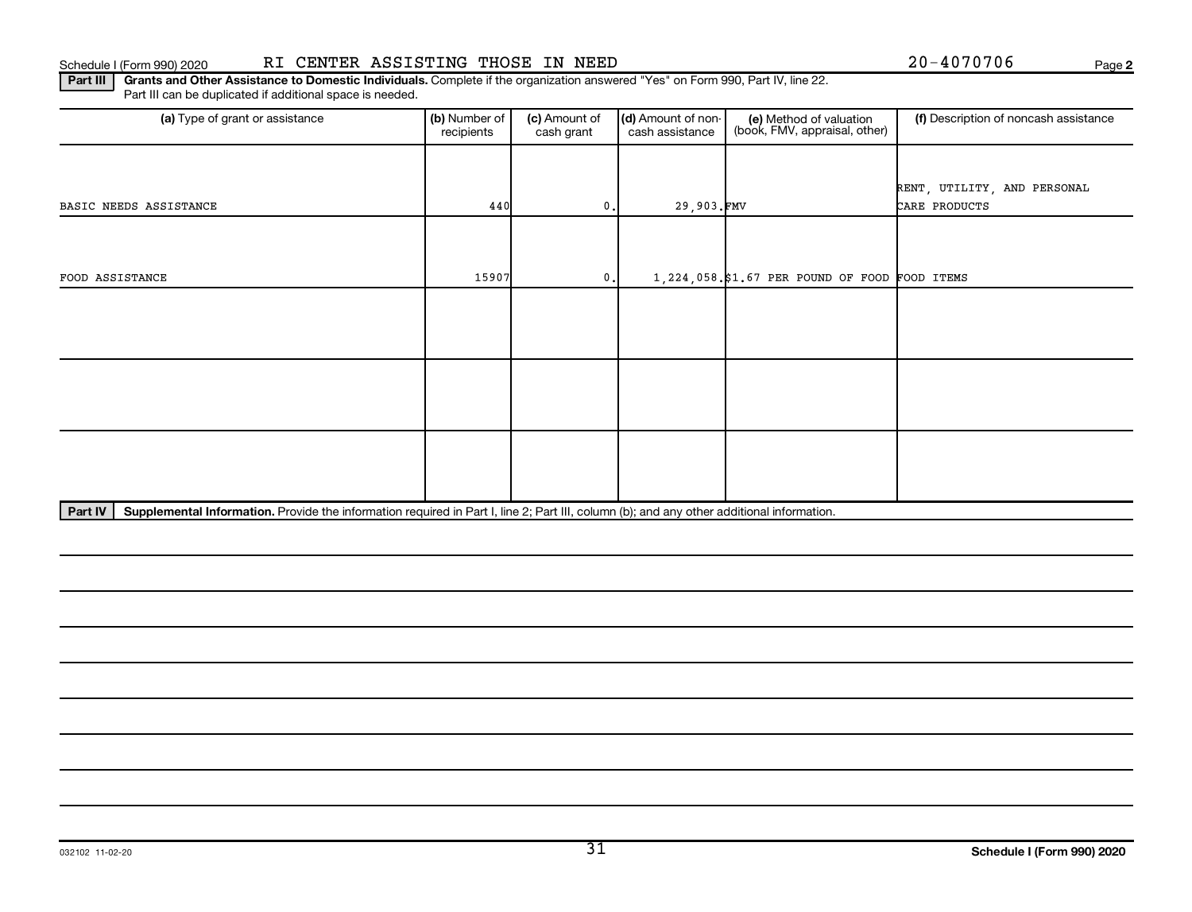Schedule I (Form 990) 2020 RI CENTER ASSISTING THOSE IN NEED 20-4070706

**Part III** **Grants and Other Assistance to Domestic Individuals.** Complete if the organization answered "Yes" on Form 990, Part IV, line 22. Part III can be duplicated if additional space is needed.

| (a) Type of grant or assistance | (b) Number of recipients | (c) Amount of cash grant | (d) Amount of non-cash assistance | (e) Method of valuation (book, FMV, appraisal, other) | (f) Description of noncash assistance |
|---|---|---|---|---|---|
| BASIC NEEDS ASSISTANCE | 440 | 0. | 29,903. | FMV | RENT, UTILITY, AND PERSONAL CARE PRODUCTS |
| FOOD ASSISTANCE | 15907 | 0. | 1,224,058. | $1.67 PER POUND OF FOOD | FOOD ITEMS |
| | | | | | |
| | | | | | |
| | | | | | |

**Part IV** **Supplemental Information.** Provide the information required in Part I, line 2; Part III, column (b); and any other additional information.

032102 11-02-20

**Schedule I (Form 990) 2020**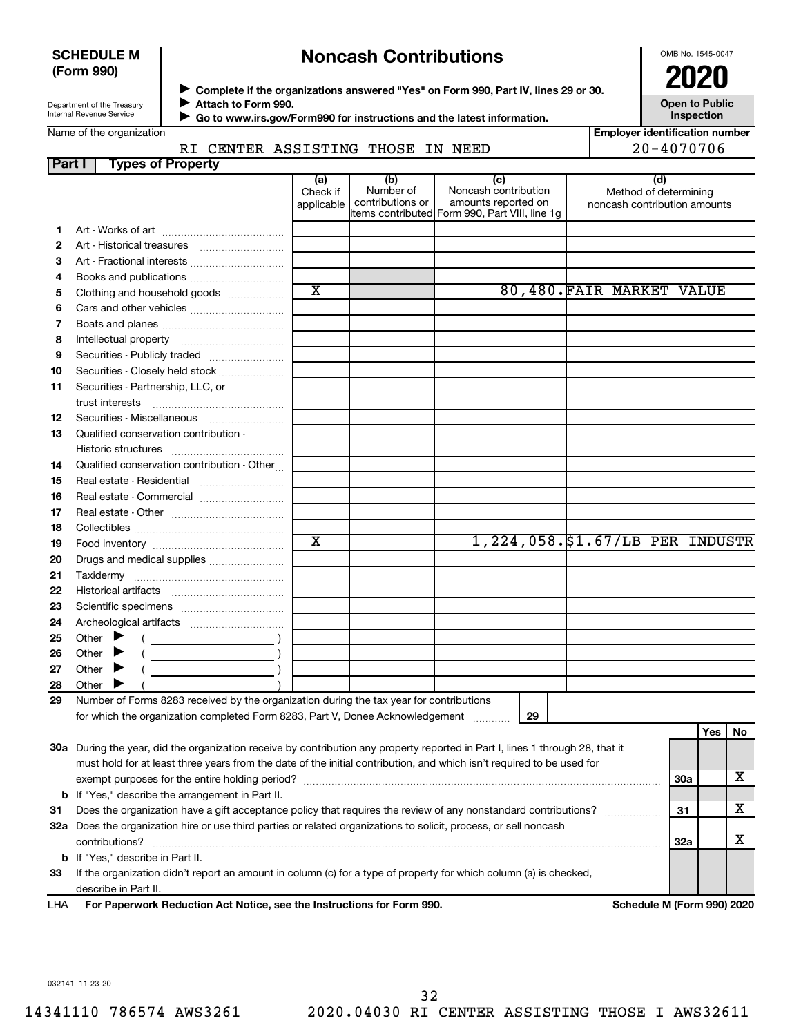**SCHEDULE M (Form 990)**

Department of the Treasury
Internal Revenue Service

# Noncash Contributions

▶ Complete if the organizations answered "Yes" on Form 990, Part IV, lines 29 or 30.
▶ Attach to Form 990.
▶ Go to www.irs.gov/Form990 for instructions and the latest information.

OMB No. 1545-0047

**2020**

**Open to Public Inspection**

Name of the organization: RI CENTER ASSISTING THOSE IN NEED

Employer identification number: 20-4070706

## Part I Types of Property

| | | (a) Check if applicable | (b) Number of contributions or items contributed | (c) Noncash contribution amounts reported on Form 990, Part VIII, line 1g | (d) Method of determining noncash contribution amounts |
|---|---|---|---|---|---|
| 1 | Art - Works of art | | | | |
| 2 | Art - Historical treasures | | | | |
| 3 | Art - Fractional interests | | | | |
| 4 | Books and publications | | | | |
| 5 | Clothing and household goods | X | | 80,480. | FAIR MARKET VALUE |
| 6 | Cars and other vehicles | | | | |
| 7 | Boats and planes | | | | |
| 8 | Intellectual property | | | | |
| 9 | Securities - Publicly traded | | | | |
| 10 | Securities - Closely held stock | | | | |
| 11 | Securities - Partnership, LLC, or trust interests | | | | |
| 12 | Securities - Miscellaneous | | | | |
| 13 | Qualified conservation contribution - Historic structures | | | | |
| 14 | Qualified conservation contribution - Other | | | | |
| 15 | Real estate - Residential | | | | |
| 16 | Real estate - Commercial | | | | |
| 17 | Real estate - Other | | | | |
| 18 | Collectibles | | | | |
| 19 | Food inventory | X | | 1,224,058. | $1.67/LB PER INDUSTR |
| 20 | Drugs and medical supplies | | | | |
| 21 | Taxidermy | | | | |
| 22 | Historical artifacts | | | | |
| 23 | Scientific specimens | | | | |
| 24 | Archeological artifacts | | | | |
| 25 | Other ▶ ( ) | | | | |
| 26 | Other ▶ ( ) | | | | |
| 27 | Other ▶ ( ) | | | | |
| 28 | Other ▶ ( ) | | | | |

29 Number of Forms 8283 received by the organization during the tax year for contributions for which the organization completed Form 8283, Part V, Donee Acknowledgement ..... 29

| | | | Yes | No |
|---|---|---|---|---|
| 30a | During the year, did the organization receive by contribution any property reported in Part I, lines 1 through 28, that it must hold for at least three years from the date of the initial contribution, and which isn't required to be used for exempt purposes for the entire holding period? | 30a | | X |
| b | If "Yes," describe the arrangement in Part II. | | | |
| 31 | Does the organization have a gift acceptance policy that requires the review of any nonstandard contributions? | 31 | | X |
| 32a | Does the organization hire or use third parties or related organizations to solicit, process, or sell noncash contributions? | 32a | | X |
| b | If "Yes," describe in Part II. | | | |
| 33 | If the organization didn't report an amount in column (c) for a type of property for which column (a) is checked, describe in Part II. | | | |

LHA For Paperwork Reduction Act Notice, see the Instructions for Form 990. Schedule M (Form 990) 2020

032141 11-23-20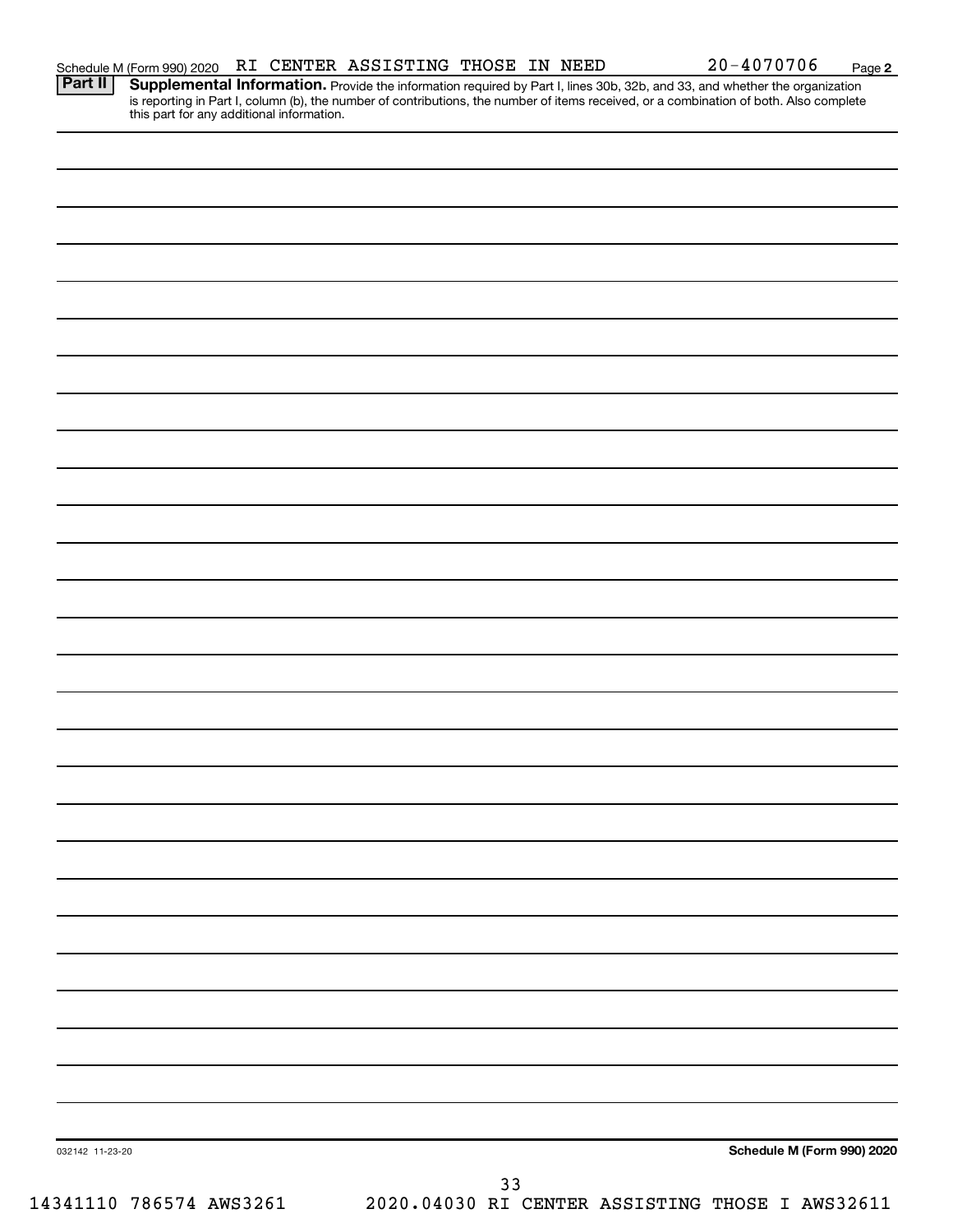Schedule M (Form 990) 2020 RI CENTER ASSISTING THOSE IN NEED 20-4070706 Page 2

**Part II** **Supplemental Information.** Provide the information required by Part I, lines 30b, 32b, and 33, and whether the organization is reporting in Part I, column (b), the number of contributions, the number of items received, or a combination of both. Also complete this part for any additional information.

032142 11-23-20 **Schedule M (Form 990) 2020**

14341110 786574 AWS3261 2020.04030 RI CENTER ASSISTING THOSE I AWS32611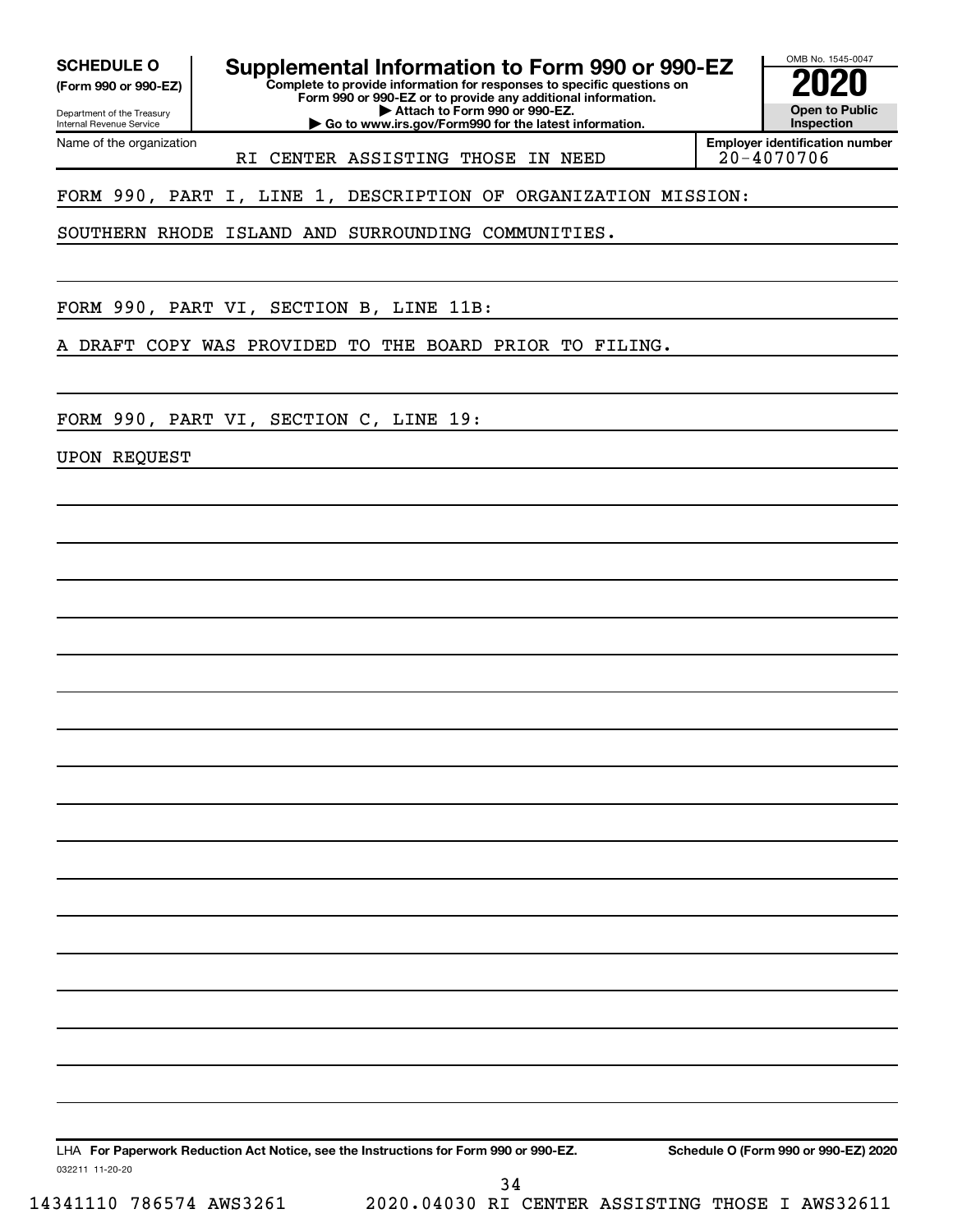**SCHEDULE O**
**(Form 990 or 990-EZ)**

Department of the Treasury
Internal Revenue Service

# Supplemental Information to Form 990 or 990-EZ

**Complete to provide information for responses to specific questions on Form 990 or 990-EZ or to provide any additional information.**
**▶ Attach to Form 990 or 990-EZ.**
**▶ Go to www.irs.gov/Form990 for the latest information.**

OMB No. 1545-0047
**2020**
**Open to Public Inspection**

Name of the organization: RI CENTER ASSISTING THOSE IN NEED

**Employer identification number:** 20-4070706

FORM 990, PART I, LINE 1, DESCRIPTION OF ORGANIZATION MISSION:

SOUTHERN RHODE ISLAND AND SURROUNDING COMMUNITIES.

FORM 990, PART VI, SECTION B, LINE 11B:

A DRAFT COPY WAS PROVIDED TO THE BOARD PRIOR TO FILING.

FORM 990, PART VI, SECTION C, LINE 19:

UPON REQUEST

LHA **For Paperwork Reduction Act Notice, see the Instructions for Form 990 or 990-EZ.** **Schedule O (Form 990 or 990-EZ) 2020**

032211 11-20-20

14341110 786574 AWS3261 2020.04030 RI CENTER ASSISTING THOSE I AWS32611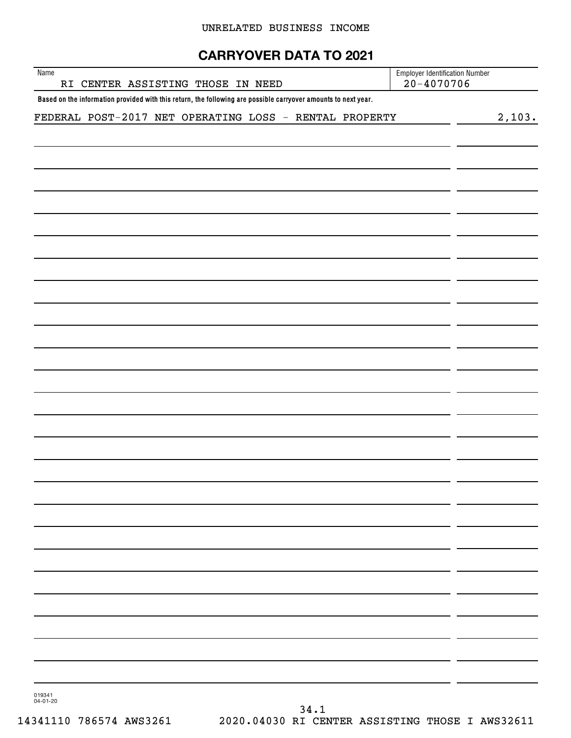UNRELATED BUSINESS INCOME

# CARRYOVER DATA TO 2021

| Name | Employer Identification Number |
|---|---|
| RI CENTER ASSISTING THOSE IN NEED | 20-4070706 |

**Based on the information provided with this return, the following are possible carryover amounts to next year.**

| | |
|---|---|
| FEDERAL POST-2017 NET OPERATING LOSS - RENTAL PROPERTY | 2,103. |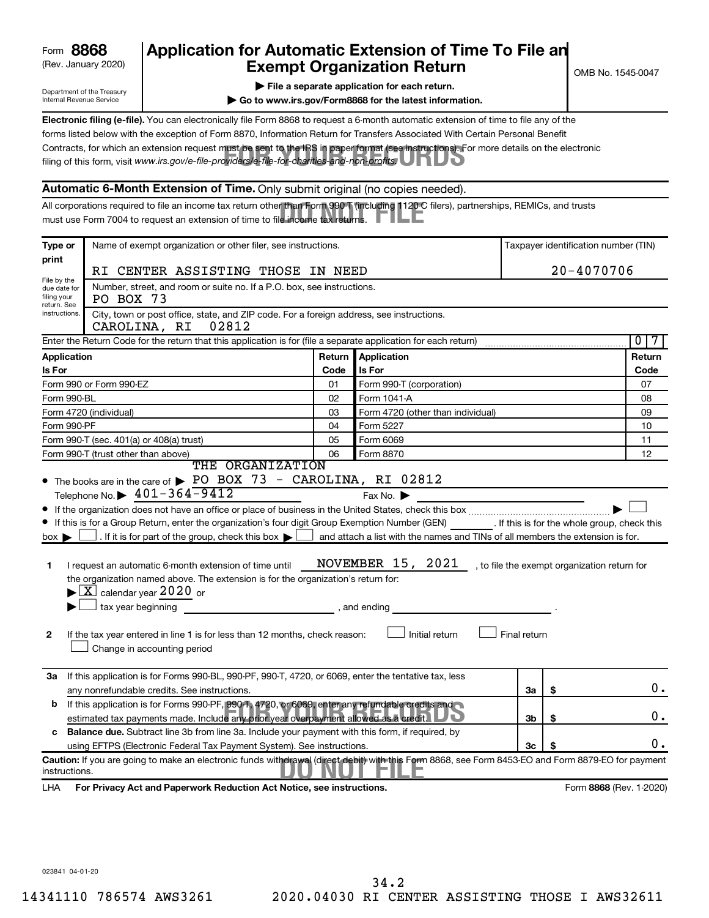Form **8868**
(Rev. January 2020)

Department of the Treasury
Internal Revenue Service

# Application for Automatic Extension of Time To File an Exempt Organization Return

▶ **File a separate application for each return.**

▶ **Go to www.irs.gov/Form8868 for the latest information.**

OMB No. 1545-0047

**Electronic filing (e-file).** You can electronically file Form 8868 to request a 6-month automatic extension of time to file any of the forms listed below with the exception of Form 8870, Information Return for Transfers Associated With Certain Personal Benefit Contracts, for which an extension request must be sent to the IRS in paper format (see instructions). For more details on the electronic filing of this form, visit *www.irs.gov/e-file-providers/e-file-for-charities-and-non-profits.*

FOR YOUR RECORDS

## Automatic 6-Month Extension of Time. Only submit original (no copies needed).

All corporations required to file an income tax return other than Form 990-T (including 1120-C filers), partnerships, REMICs, and trusts must use Form 7004 to request an extension of time to file income tax returns.

DO NOT FILE

| Type or print | Name of exempt organization or other filer, see instructions. | Taxpayer identification number (TIN) |
|---|---|---|
| File by the due date for filing your return. See instructions. | RI CENTER ASSISTING THOSE IN NEED | 20-4070706 |
| | Number, street, and room or suite no. If a P.O. box, see instructions. PO BOX 73 | |
| | City, town or post office, state, and ZIP code. For a foreign address, see instructions. CAROLINA, RI 02812 | |

Enter the Return Code for the return that this application is for (file a separate application for each return) .......... 0 7

| Application Is For | Return Code | Application Is For | Return Code |
|---|---|---|---|
| Form 990 or Form 990-EZ | 01 | Form 990-T (corporation) | 07 |
| Form 990-BL | 02 | Form 1041-A | 08 |
| Form 4720 (individual) | 03 | Form 4720 (other than individual) | 09 |
| Form 990-PF | 04 | Form 5227 | 10 |
| Form 990-T (sec. 401(a) or 408(a) trust) | 05 | Form 6069 | 11 |
| Form 990-T (trust other than above) | 06 | Form 8870 | 12 |

- The books are in the care of ▶ THE ORGANIZATION PO BOX 73 - CAROLINA, RI 02812
  Telephone No. ▶ 401-364-9412 Fax No. ▶
- If the organization does not have an office or place of business in the United States, check this box .......... ▶ ☐
- If this is for a Group Return, enter the organization's four digit Group Exemption Number (GEN) ______. If this is for the whole group, check this box ▶ ☐ . If it is for part of the group, check this box ▶ ☐ and attach a list with the names and TINs of all members the extension is for.

**1** I request an automatic 6-month extension of time until NOVEMBER 15, 2021 , to file the exempt organization return for the organization named above. The extension is for the organization's return for:
▶ ☒ calendar year 2020 or
▶ ☐ tax year beginning ______________, and ending ______________.

**2** If the tax year entered in line 1 is for less than 12 months, check reason: ☐ Initial return ☐ Final return ☐ Change in accounting period

| | | | |
|---|---|---|---|
| **3a** | If this application is for Forms 990-BL, 990-PF, 990-T, 4720, or 6069, enter the tentative tax, less any nonrefundable credits. See instructions. | 3a | $ 0. |
| **b** | If this application is for Forms 990-PF, 990-T, 4720, or 6069, enter any refundable credits and estimated tax payments made. Include any prior year overpayment allowed as a credit. | 3b | $ 0. |
| **c** | **Balance due.** Subtract line 3b from line 3a. Include your payment with this form, if required, by using EFTPS (Electronic Federal Tax Payment System). See instructions. | 3c | $ 0. |

**Caution:** If you are going to make an electronic funds withdrawal (direct debit) with this Form 8868, see Form 8453-EO and Form 8879-EO for payment instructions.

FOR YOUR RECORDS
DO NOT FILE

LHA **For Privacy Act and Paperwork Reduction Act Notice, see instructions.** Form **8868** (Rev. 1-2020)

023841 04-01-20

34.2
14341110 786574 AWS3261 2020.04030 RI CENTER ASSISTING THOSE I AWS32611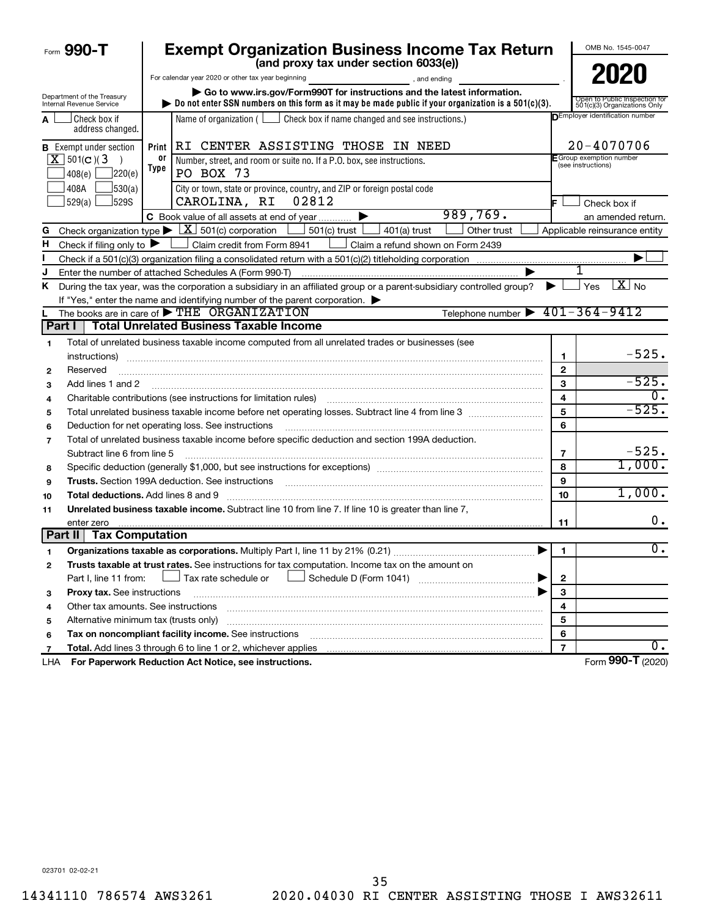Form **990-T**

# Exempt Organization Business Income Tax Return

**(and proxy tax under section 6033(e))**

For calendar year 2020 or other tax year beginning , and ending .

▶ Go to www.irs.gov/Form990T for instructions and the latest information.

▶ Do not enter SSN numbers on this form as it may be made public if your organization is a 501(c)(3).

OMB No. 1545-0047

**2020**

Open to Public Inspection for 501(c)(3) Organizations Only

Department of the Treasury
Internal Revenue Service

**A** ☐ Check box if address changed.

**B** Exempt under section
[X] 501(c)(3)
☐ 408(e) ☐ 220(e)
☐ 408A ☐ 530(a)
☐ 529(a) ☐ 529S

Print or Type

Name of organization ( ☐ Check box if name changed and see instructions.)
RI CENTER ASSISTING THOSE IN NEED

Number, street, and room or suite no. If a P.O. box, see instructions.
PO BOX 73

City or town, state or province, country, and ZIP or foreign postal code
CAROLINA, RI 02812

**D** Employer identification number
20-4070706

**E** Group exemption number (see instructions)

**F** ☐ Check box if an amended return.

**C** Book value of all assets at end of year ▶ 989,769.

**G** Check organization type ▶ [X] 501(c) corporation ☐ 501(c) trust ☐ 401(a) trust ☐ Other trust ☐ Applicable reinsurance entity

**H** Check if filing only to ▶ ☐ Claim credit from Form 8941 ☐ Claim a refund shown on Form 2439

**I** Check if a 501(c)(3) organization filing a consolidated return with a 501(c)(2) titleholding corporation ▶ ☐

**J** Enter the number of attached Schedules A (Form 990-T) ▶ 1

**K** During the tax year, was the corporation a subsidiary in an affiliated group or a parent-subsidiary controlled group? ▶ ☐ Yes [X] No

If "Yes," enter the name and identifying number of the parent corporation. ▶

**L** The books are in care of ▶ THE ORGANIZATION Telephone number ▶ 401-364-9412

## Part I Total Unrelated Business Taxable Income

| | | | |
|---|---|---|---|
| 1 | Total of unrelated business taxable income computed from all unrelated trades or businesses (see instructions) | 1 | -525. |
| 2 | Reserved | 2 | |
| 3 | Add lines 1 and 2 | 3 | -525. |
| 4 | Charitable contributions (see instructions for limitation rules) | 4 | 0. |
| 5 | Total unrelated business taxable income before net operating losses. Subtract line 4 from line 3 | 5 | -525. |
| 6 | Deduction for net operating loss. See instructions | 6 | |
| 7 | Total of unrelated business taxable income before specific deduction and section 199A deduction. Subtract line 6 from line 5 | 7 | -525. |
| 8 | Specific deduction (generally $1,000, but see instructions for exceptions) | 8 | 1,000. |
| 9 | **Trusts.** Section 199A deduction. See instructions | 9 | |
| 10 | **Total deductions.** Add lines 8 and 9 | 10 | 1,000. |
| 11 | **Unrelated business taxable income.** Subtract line 10 from line 7. If line 10 is greater than line 7, enter zero | 11 | 0. |

## Part II Tax Computation

| | | | |
|---|---|---|---|
| 1 | **Organizations taxable as corporations.** Multiply Part I, line 11 by 21% (0.21) ▶ | 1 | 0. |
| 2 | **Trusts taxable at trust rates.** See instructions for tax computation. Income tax on the amount on Part I, line 11 from: ☐ Tax rate schedule or ☐ Schedule D (Form 1041) ▶ | 2 | |
| 3 | **Proxy tax.** See instructions ▶ | 3 | |
| 4 | Other tax amounts. See instructions | 4 | |
| 5 | Alternative minimum tax (trusts only) | 5 | |
| 6 | **Tax on noncompliant facility income.** See instructions | 6 | |
| 7 | **Total.** Add lines 3 through 6 to line 1 or 2, whichever applies | 7 | 0. |

LHA **For Paperwork Reduction Act Notice, see instructions.** Form **990-T** (2020)

023701 02-02-21

14341110 786574 AWS3261 2020.04030 RI CENTER ASSISTING THOSE I AWS32611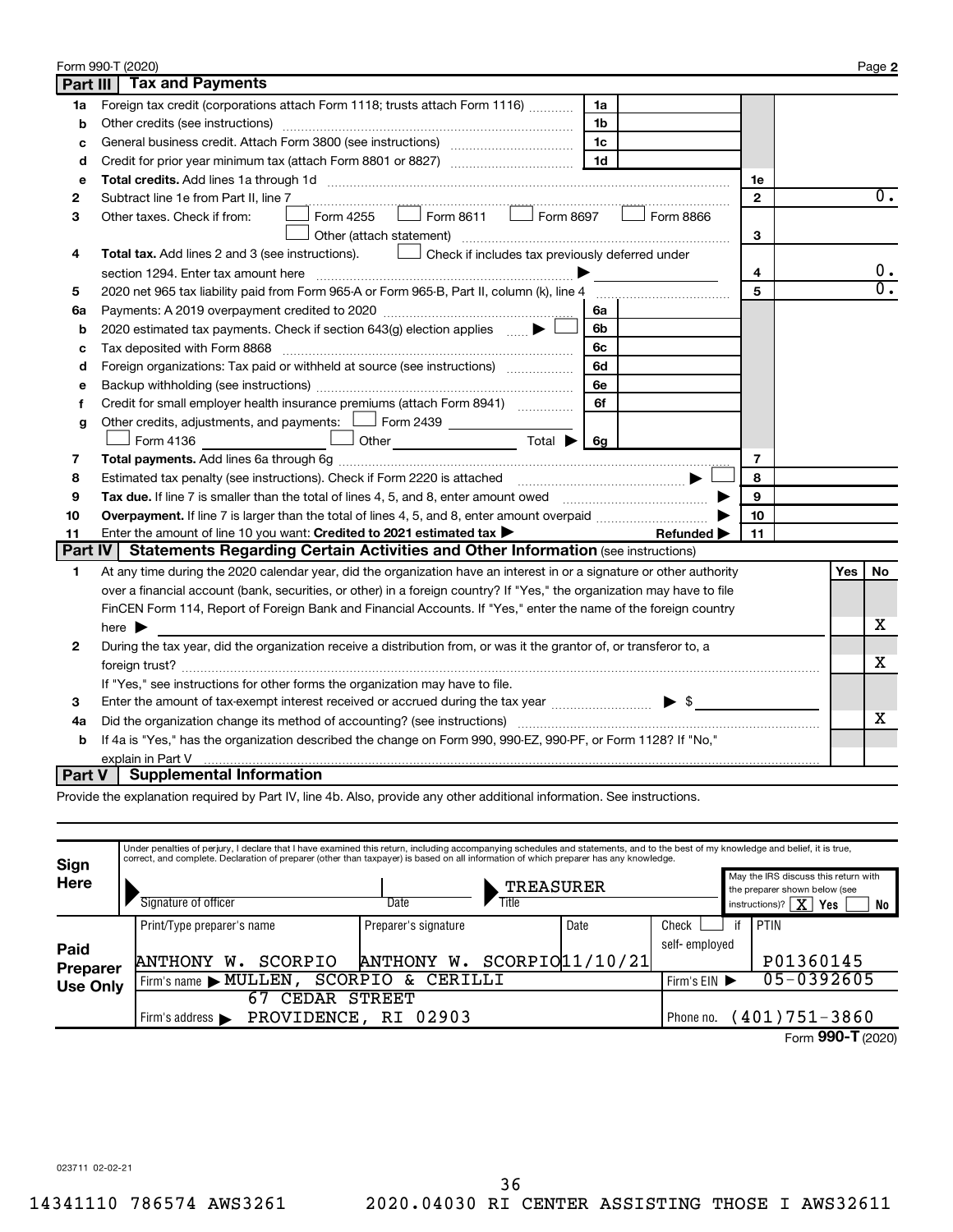Form 990-T (2020) Page **2**

## Part III Tax and Payments

| | | | | | |
|---|---|---|---|---|---|
| **1a** | Foreign tax credit (corporations attach Form 1118; trusts attach Form 1116) | 1a | | | |
| **b** | Other credits (see instructions) | 1b | | | |
| **c** | General business credit. Attach Form 3800 (see instructions) | 1c | | | |
| **d** | Credit for prior year minimum tax (attach Form 8801 or 8827) | 1d | | | |
| **e** | **Total credits.** Add lines 1a through 1d | | | 1e | |
| **2** | Subtract line 1e from Part II, line 7 | | | 2 | 0. |
| **3** | Other taxes. Check if from: ☐ Form 4255 ☐ Form 8611 ☐ Form 8697 ☐ Form 8866 ☐ Other (attach statement) | | | 3 | |
| **4** | **Total tax.** Add lines 2 and 3 (see instructions). ☐ Check if includes tax previously deferred under section 1294. Enter tax amount here ▶ | | | 4 | 0. |
| **5** | 2020 net 965 tax liability paid from Form 965-A or Form 965-B, Part II, column (k), line 4 | | | 5 | 0. |
| **6a** | Payments: A 2019 overpayment credited to 2020 | 6a | | | |
| **b** | 2020 estimated tax payments. Check if section 643(g) election applies ▶ ☐ | 6b | | | |
| **c** | Tax deposited with Form 8868 | 6c | | | |
| **d** | Foreign organizations: Tax paid or withheld at source (see instructions) | 6d | | | |
| **e** | Backup withholding (see instructions) | 6e | | | |
| **f** | Credit for small employer health insurance premiums (attach Form 8941) | 6f | | | |
| **g** | Other credits, adjustments, and payments: ☐ Form 2439 ☐ Form 4136 ☐ Other Total ▶ | 6g | | | |
| **7** | **Total payments.** Add lines 6a through 6g | | | 7 | |
| **8** | Estimated tax penalty (see instructions). Check if Form 2220 is attached ▶ ☐ | | | 8 | |
| **9** | **Tax due.** If line 7 is smaller than the total of lines 4, 5, and 8, enter amount owed ▶ | | | 9 | |
| **10** | **Overpayment.** If line 7 is larger than the total of lines 4, 5, and 8, enter amount overpaid ▶ | | | 10 | |
| **11** | Enter the amount of line 10 you want: **Credited to 2021 estimated tax** ▶ Refunded ▶ | | | 11 | |

## Part IV Statements Regarding Certain Activities and Other Information (see instructions)

| | | Yes | No |
|---|---|---|---|
| **1** | At any time during the 2020 calendar year, did the organization have an interest in or a signature or other authority over a financial account (bank, securities, or other) in a foreign country? If "Yes," the organization may have to file FinCEN Form 114, Report of Foreign Bank and Financial Accounts. If "Yes," enter the name of the foreign country here ▶ | | X |
| **2** | During the tax year, did the organization receive a distribution from, or was it the grantor of, or transferor to, a foreign trust? If "Yes," see instructions for other forms the organization may have to file. | | X |
| **3** | Enter the amount of tax-exempt interest received or accrued during the tax year ▶ $ | | |
| **4a** | Did the organization change its method of accounting? (see instructions) | | X |
| **b** | If 4a is "Yes," has the organization described the change on Form 990, 990-EZ, 990-PF, or Form 1128? If "No," explain in Part V | | |

## Part V Supplemental Information

Provide the explanation required by Part IV, line 4b. Also, provide any other additional information. See instructions.

**Sign Here**

Under penalties of perjury, I declare that I have examined this return, including accompanying schedules and statements, and to the best of my knowledge and belief, it is true, correct, and complete. Declaration of preparer (other than taxpayer) is based on all information of which preparer has any knowledge.

Signature of officer | Date | Title: TREASURER

May the IRS discuss this return with the preparer shown below (see instructions)? ☒ Yes ☐ No

**Paid Preparer Use Only**

| Print/Type preparer's name | Preparer's signature | Date | Check ☐ if self-employed | PTIN |
|---|---|---|---|---|
| ANTHONY W. SCORPIO | ANTHONY W. SCORPIO | 11/10/21 | | P01360145 |
| Firm's name ▶ MULLEN, SCORPIO & CERILLI | | | Firm's EIN ▶ | 05-0392605 |
| Firm's address ▶ 67 CEDAR STREET PROVIDENCE, RI 02903 | | | Phone no. | (401)751-3860 |

Form **990-T** (2020)

023711 02-02-21

14341110 786574 AWS3261 2020.04030 RI CENTER ASSISTING THOSE I AWS32611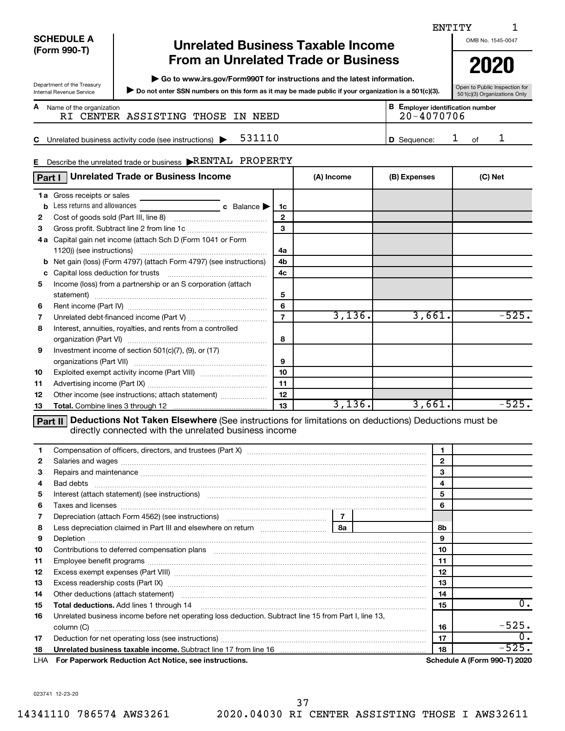ENTITY 1

**SCHEDULE A (Form 990-T)**

Department of the Treasury
Internal Revenue Service

# Unrelated Business Taxable Income From an Unrelated Trade or Business

▶ Go to www.irs.gov/Form990T for instructions and the latest information.

▶ Do not enter SSN numbers on this form as it may be made public if your organization is a 501(c)(3).

OMB No. 1545-0047

**2020**

Open to Public Inspection for 501(c)(3) Organizations Only

**A** Name of the organization: RI CENTER ASSISTING THOSE IN NEED

**B** Employer identification number: 20-4070706

**C** Unrelated business activity code (see instructions) ▶ 531110

**D** Sequence: 1 of 1

**E** Describe the unrelated trade or business ▶ RENTAL PROPERTY

## Part I Unrelated Trade or Business Income

| | | Line | (A) Income | (B) Expenses | (C) Net |
|---|---|---|---|---|---|
| 1a | Gross receipts or sales | | | | |
| b | Less returns and allowances ______ c Balance ▶ | 1c | | | |
| 2 | Cost of goods sold (Part III, line 8) | 2 | | | |
| 3 | Gross profit. Subtract line 2 from line 1c | 3 | | | |
| 4a | Capital gain net income (attach Sch D (Form 1041 or Form 1120)) (see instructions) | 4a | | | |
| b | Net gain (loss) (Form 4797) (attach Form 4797) (see instructions) | 4b | | | |
| c | Capital loss deduction for trusts | 4c | | | |
| 5 | Income (loss) from a partnership or an S corporation (attach statement) | 5 | | | |
| 6 | Rent income (Part IV) | 6 | | | |
| 7 | Unrelated debt-financed income (Part V) | 7 | 3,136. | 3,661. | -525. |
| 8 | Interest, annuities, royalties, and rents from a controlled organization (Part VI) | 8 | | | |
| 9 | Investment income of section 501(c)(7), (9), or (17) organizations (Part VII) | 9 | | | |
| 10 | Exploited exempt activity income (Part VIII) | 10 | | | |
| 11 | Advertising income (Part IX) | 11 | | | |
| 12 | Other income (see instructions; attach statement) | 12 | | | |
| 13 | **Total.** Combine lines 3 through 12 | 13 | 3,136. | 3,661. | -525. |

## Part II Deductions Not Taken Elsewhere (See instructions for limitations on deductions) Deductions must be directly connected with the unrelated business income

| | | Line | Amount |
|---|---|---|---|
| 1 | Compensation of officers, directors, and trustees (Part X) | 1 | |
| 2 | Salaries and wages | 2 | |
| 3 | Repairs and maintenance | 3 | |
| 4 | Bad debts | 4 | |
| 5 | Interest (attach statement) (see instructions) | 5 | |
| 6 | Taxes and licenses | 6 | |
| 7 | Depreciation (attach Form 4562) (see instructions) ...... 7 | | |
| 8 | Less depreciation claimed in Part III and elsewhere on return ...... 8a | 8b | |
| 9 | Depletion | 9 | |
| 10 | Contributions to deferred compensation plans | 10 | |
| 11 | Employee benefit programs | 11 | |
| 12 | Excess exempt expenses (Part VIII) | 12 | |
| 13 | Excess readership costs (Part IX) | 13 | |
| 14 | Other deductions (attach statement) | 14 | |
| 15 | **Total deductions.** Add lines 1 through 14 | 15 | 0. |
| 16 | Unrelated business income before net operating loss deduction. Subtract line 15 from Part I, line 13, column (C) | 16 | -525. |
| 17 | Deduction for net operating loss (see instructions) | 17 | 0. |
| 18 | **Unrelated business taxable income.** Subtract line 17 from line 16 | 18 | -525. |

LHA **For Paperwork Reduction Act Notice, see instructions.** **Schedule A (Form 990-T) 2020**

023741 12-23-20

14341110 786574 AWS3261 2020.04030 RI CENTER ASSISTING THOSE I AWS32611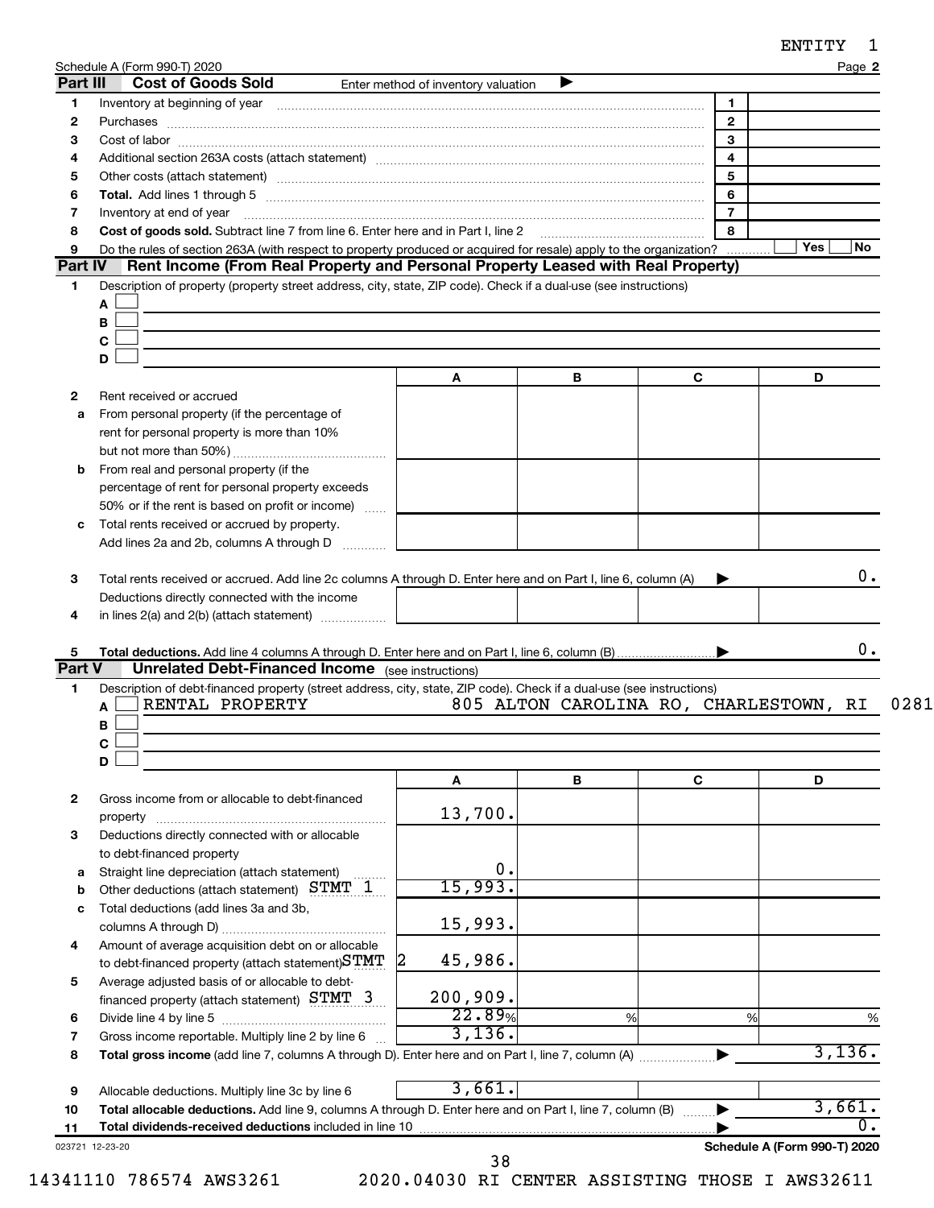Schedule A (Form 990-T) 2020 Page **2**

## Part III Cost of Goods Sold

Enter method of inventory valuation ▶

| | | | |
|---|---|---|---|
| 1 | Inventory at beginning of year | 1 | |
| 2 | Purchases | 2 | |
| 3 | Cost of labor | 3 | |
| 4 | Additional section 263A costs (attach statement) | 4 | |
| 5 | Other costs (attach statement) | 5 | |
| 6 | **Total.** Add lines 1 through 5 | 6 | |
| 7 | Inventory at end of year | 7 | |
| 8 | **Cost of goods sold.** Subtract line 7 from line 6. Enter here and in Part I, line 2 | 8 | |
| 9 | Do the rules of section 263A (with respect to property produced or acquired for resale) apply to the organization? | | Yes ☐ No ☐ |

## Part IV Rent Income (From Real Property and Personal Property Leased with Real Property)

1 Description of property (property street address, city, state, ZIP code). Check if a dual-use (see instructions)

A ☐
B ☐
C ☐
D ☐

| | | A | B | C | D |
|---|---|---|---|---|---|
| 2 | Rent received or accrued | | | | |
| a | From personal property (if the percentage of rent for personal property is more than 10% but not more than 50%) | | | | |
| b | From real and personal property (if the percentage of rent for personal property exceeds 50% or if the rent is based on profit or income) | | | | |
| c | Total rents received or accrued by property. Add lines 2a and 2b, columns A through D | | | | |
| 3 | Total rents received or accrued. Add line 2c columns A through D. Enter here and on Part I, line 6, column (A) ▶ | | | | 0. |
| 4 | Deductions directly connected with the income in lines 2(a) and 2(b) (attach statement) | | | | |
| 5 | **Total deductions.** Add line 4 columns A through D. Enter here and on Part I, line 6, column (B) ▶ | | | | 0. |

## Part V Unrelated Debt-Financed Income (see instructions)

1 Description of debt-financed property (street address, city, state, ZIP code). Check if a dual-use (see instructions)

A ☐ RENTAL PROPERTY 805 ALTON CAROLINA RO, CHARLESTOWN, RI 0281
B ☐
C ☐
D ☐

| | | A | B | C | D |
|---|---|---|---|---|---|
| 2 | Gross income from or allocable to debt-financed property | 13,700. | | | |
| 3 | Deductions directly connected with or allocable to debt-financed property | | | | |
| a | Straight line depreciation (attach statement) | 0. | | | |
| b | Other deductions (attach statement) STMT 1 | 15,993. | | | |
| c | Total deductions (add lines 3a and 3b, columns A through D) | 15,993. | | | |
| 4 | Amount of average acquisition debt on or allocable to debt-financed property (attach statement) STMT 2 | 45,986. | | | |
| 5 | Average adjusted basis of or allocable to debt-financed property (attach statement) STMT 3 | 200,909. | | | |
| 6 | Divide line 4 by line 5 | 22.89% | % | % | % |
| 7 | Gross income reportable. Multiply line 2 by line 6 | 3,136. | | | |
| 8 | **Total gross income** (add line 7, columns A through D). Enter here and on Part I, line 7, column (A) ▶ | | | | 3,136. |
| 9 | Allocable deductions. Multiply line 3c by line 6 | 3,661. | | | |
| 10 | **Total allocable deductions.** Add line 9, columns A through D. Enter here and on Part I, line 7, column (B) ▶ | | | | 3,661. |
| 11 | **Total dividends-received deductions** included in line 10 ▶ | | | | 0. |

023721 12-23-20 **Schedule A (Form 990-T) 2020**

14341110 786574 AWS3261 2020.04030 RI CENTER ASSISTING THOSE I AWS32611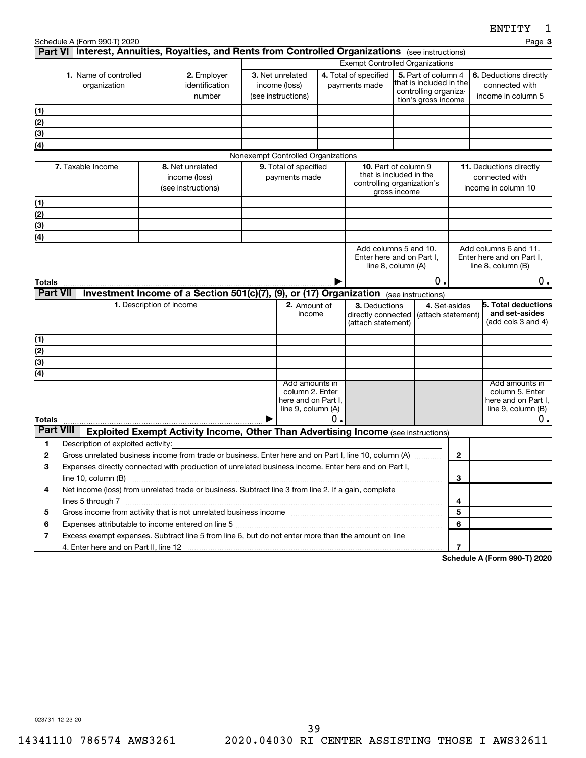Schedule A (Form 990-T) 2020

## Part VI Interest, Annuities, Royalties, and Rents from Controlled Organizations (see instructions)

| 1. Name of controlled organization | 2. Employer identification number | Exempt Controlled Organizations | | | |
|---|---|---|---|---|---|
| | | 3. Net unrelated income (loss) (see instructions) | 4. Total of specified payments made | 5. Part of column 4 that is included in the controlling organization's gross income | 6. Deductions directly connected with income in column 5 |
| (1) | | | | | |
| (2) | | | | | |
| (3) | | | | | |
| (4) | | | | | |

Nonexempt Controlled Organizations

| | 7. Taxable Income | 8. Net unrelated income (loss) (see instructions) | 9. Total of specified payments made | 10. Part of column 9 that is included in the controlling organization's gross income | 11. Deductions directly connected with income in column 10 |
|---|---|---|---|---|---|
| (1) | | | | | |
| (2) | | | | | |
| (3) | | | | | |
| (4) | | | | | |
| | | | | Add columns 5 and 10. Enter here and on Part I, line 8, column (A) | Add columns 6 and 11. Enter here and on Part I, line 8, column (B) |
| **Totals** | | | ▶ | 0. | 0. |

## Part VII Investment Income of a Section 501(c)(7), (9), or (17) Organization (see instructions)

| 1. Description of income | 2. Amount of income | 3. Deductions directly connected (attach statement) | 4. Set-asides (attach statement) | 5. Total deductions and set-asides (add cols 3 and 4) |
|---|---|---|---|---|
| (1) | | | | |
| (2) | | | | |
| (3) | | | | |
| (4) | | | | |
| | Add amounts in column 2. Enter here and on Part I, line 9, column (A) | | | Add amounts in column 5. Enter here and on Part I, line 9, column (B) |
| **Totals** ▶ | 0. | | | 0. |

## Part VIII Exploited Exempt Activity Income, Other Than Advertising Income (see instructions)

| | | | |
|---|---|---|---|
| 1 | Description of exploited activity: | | |
| 2 | Gross unrelated business income from trade or business. Enter here and on Part I, line 10, column (A) | 2 | |
| 3 | Expenses directly connected with production of unrelated business income. Enter here and on Part I, line 10, column (B) | 3 | |
| 4 | Net income (loss) from unrelated trade or business. Subtract line 3 from line 2. If a gain, complete lines 5 through 7 | 4 | |
| 5 | Gross income from activity that is not unrelated business income | 5 | |
| 6 | Expenses attributable to income entered on line 5 | 6 | |
| 7 | Excess exempt expenses. Subtract line 5 from line 6, but do not enter more than the amount on line 4. Enter here and on Part II, line 12 | 7 | |

**Schedule A (Form 990-T) 2020**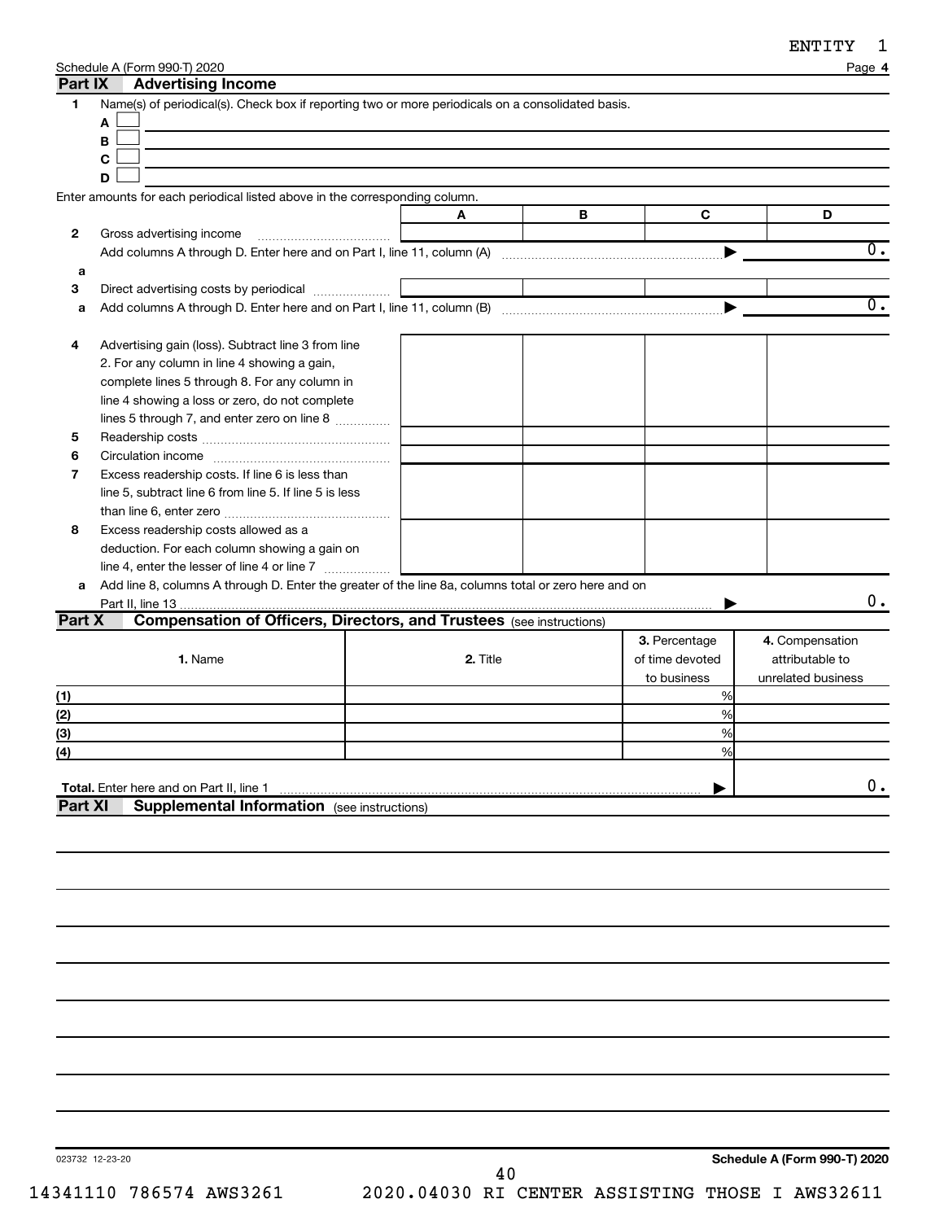Schedule A (Form 990-T) 2020 Page 4

## Part IX Advertising Income

**1** Name(s) of periodical(s). Check box if reporting two or more periodicals on a consolidated basis.

A ☐

B ☐

C ☐

D ☐

Enter amounts for each periodical listed above in the corresponding column.

| | | A | B | C | D |
|---|---|---|---|---|---|
| 2 | Gross advertising income | | | | |
| | Add columns A through D. Enter here and on Part I, line 11, column (A) | | | ▶ | 0. |
| a | | | | | |
| 3 | Direct advertising costs by periodical | | | | |
| a | Add columns A through D. Enter here and on Part I, line 11, column (B) | | | ▶ | 0. |
| 4 | Advertising gain (loss). Subtract line 3 from line 2. For any column in line 4 showing a gain, complete lines 5 through 8. For any column in line 4 showing a loss or zero, do not complete lines 5 through 7, and enter zero on line 8 | | | | |
| 5 | Readership costs | | | | |
| 6 | Circulation income | | | | |
| 7 | Excess readership costs. If line 6 is less than line 5, subtract line 6 from line 5. If line 5 is less than line 6, enter zero | | | | |
| 8 | Excess readership costs allowed as a deduction. For each column showing a gain on line 4, enter the lesser of line 4 or line 7 | | | | |
| a | Add line 8, columns A through D. Enter the greater of the line 8a, columns total or zero here and on Part II, line 13 | | | ▶ | 0. |

## Part X Compensation of Officers, Directors, and Trustees (see instructions)

| | 1. Name | 2. Title | 3. Percentage of time devoted to business | 4. Compensation attributable to unrelated business |
|---|---|---|---|---|
| (1) | | | % | |
| (2) | | | % | |
| (3) | | | % | |
| (4) | | | % | |
| **Total.** Enter here and on Part II, line 1 | | | ▶ | 0. |

## Part XI Supplemental Information (see instructions)

023732 12-23-20 **Schedule A (Form 990-T) 2020**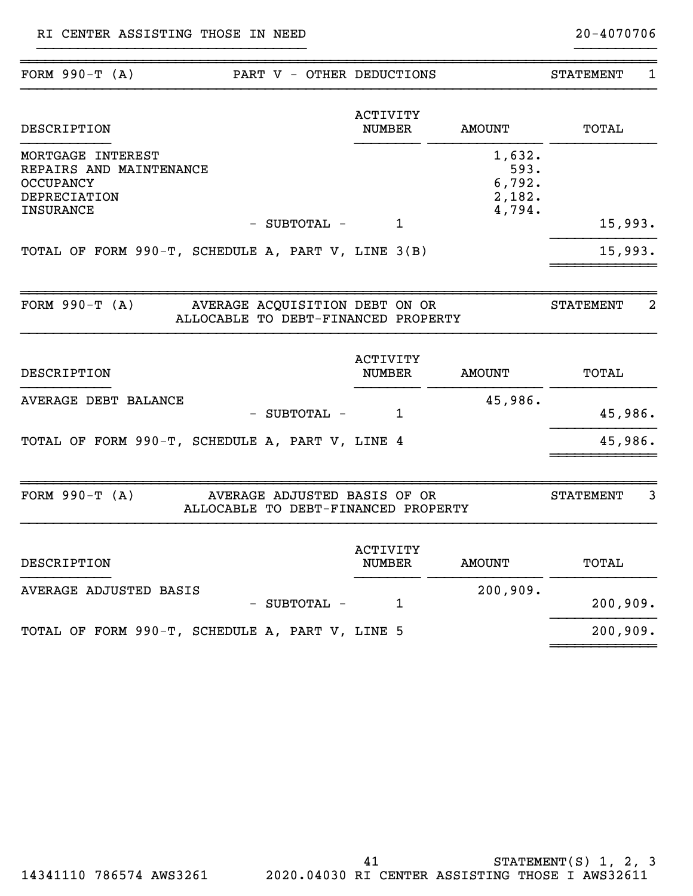RI CENTER ASSISTING THOSE IN NEED — 20-4070706

## FORM 990-T (A) — PART V - OTHER DEDUCTIONS — STATEMENT 1

| DESCRIPTION | ACTIVITY NUMBER | AMOUNT | TOTAL |
|---|---|---|---|
| MORTGAGE INTEREST | | 1,632. | |
| REPAIRS AND MAINTENANCE | | 593. | |
| OCCUPANCY | | 6,792. | |
| DEPRECIATION | | 2,182. | |
| INSURANCE | | 4,794. | |
| - SUBTOTAL - | 1 | | 15,993. |
| TOTAL OF FORM 990-T, SCHEDULE A, PART V, LINE 3(B) | | | 15,993. |

## FORM 990-T (A) — AVERAGE ACQUISITION DEBT ON OR ALLOCABLE TO DEBT-FINANCED PROPERTY — STATEMENT 2

| DESCRIPTION | ACTIVITY NUMBER | AMOUNT | TOTAL |
|---|---|---|---|
| AVERAGE DEBT BALANCE | | 45,986. | |
| - SUBTOTAL - | 1 | | 45,986. |
| TOTAL OF FORM 990-T, SCHEDULE A, PART V, LINE 4 | | | 45,986. |

## FORM 990-T (A) — AVERAGE ADJUSTED BASIS OF OR ALLOCABLE TO DEBT-FINANCED PROPERTY — STATEMENT 3

| DESCRIPTION | ACTIVITY NUMBER | AMOUNT | TOTAL |
|---|---|---|---|
| AVERAGE ADJUSTED BASIS | | 200,909. | |
| - SUBTOTAL - | 1 | | 200,909. |
| TOTAL OF FORM 990-T, SCHEDULE A, PART V, LINE 5 | | | 200,909. |

STATEMENT(S) 1, 2, 3

14341110 786574 AWS3261 2020.04030 RI CENTER ASSISTING THOSE I AWS32611